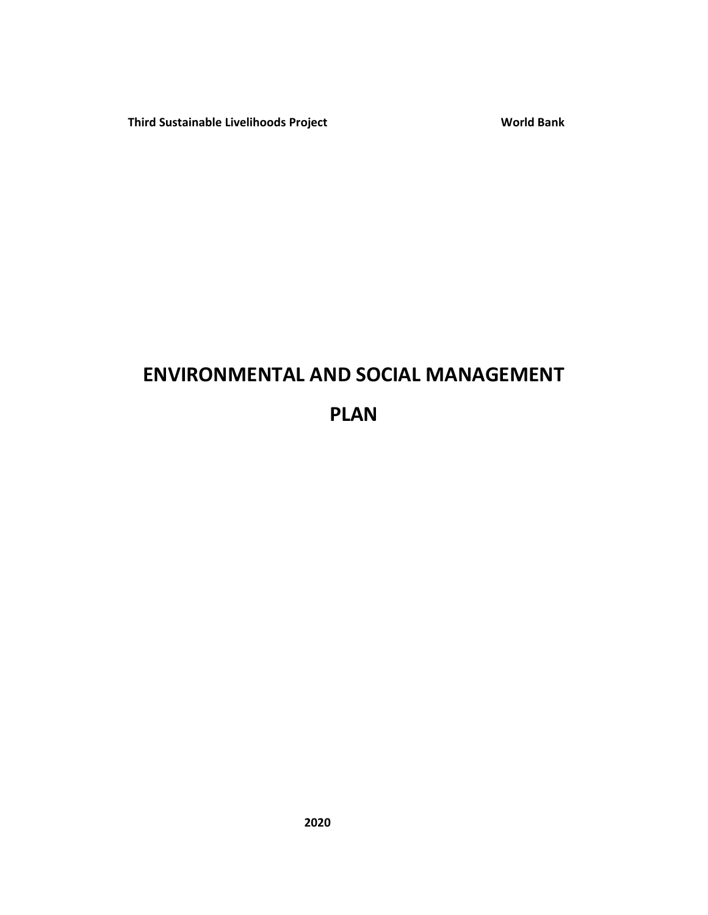**Third Sustainable Livelihoods Project** **World Bank**

# ENVIRONMENTAL AND SOCIAL MANAGEMENT PLAN

**2020**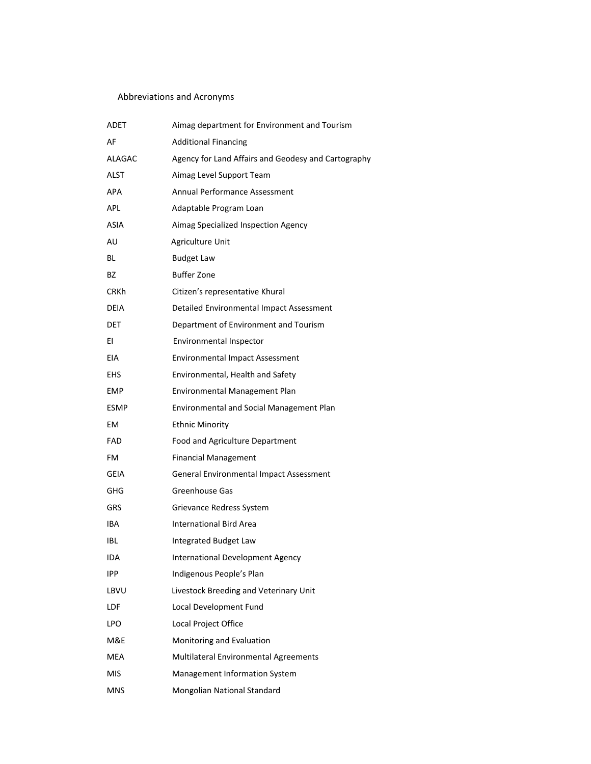## Abbreviations and Acronyms

| | |
|---|---|
| ADET | Aimag department for Environment and Tourism |
| AF | Additional Financing |
| ALAGAC | Agency for Land Affairs and Geodesy and Cartography |
| ALST | Aimag Level Support Team |
| APA | Annual Performance Assessment |
| APL | Adaptable Program Loan |
| ASIA | Aimag Specialized Inspection Agency |
| AU | Agriculture Unit |
| BL | Budget Law |
| BZ | Buffer Zone |
| CRKh | Citizen's representative Khural |
| DEIA | Detailed Environmental Impact Assessment |
| DET | Department of Environment and Tourism |
| EI | Environmental Inspector |
| EIA | Environmental Impact Assessment |
| EHS | Environmental, Health and Safety |
| EMP | Environmental Management Plan |
| ESMP | Environmental and Social Management Plan |
| EM | Ethnic Minority |
| FAD | Food and Agriculture Department |
| FM | Financial Management |
| GEIA | General Environmental Impact Assessment |
| GHG | Greenhouse Gas |
| GRS | Grievance Redress System |
| IBA | International Bird Area |
| IBL | Integrated Budget Law |
| IDA | International Development Agency |
| IPP | Indigenous People's Plan |
| LBVU | Livestock Breeding and Veterinary Unit |
| LDF | Local Development Fund |
| LPO | Local Project Office |
| M&E | Monitoring and Evaluation |
| MEA | Multilateral Environmental Agreements |
| MIS | Management Information System |
| MNS | Mongolian National Standard |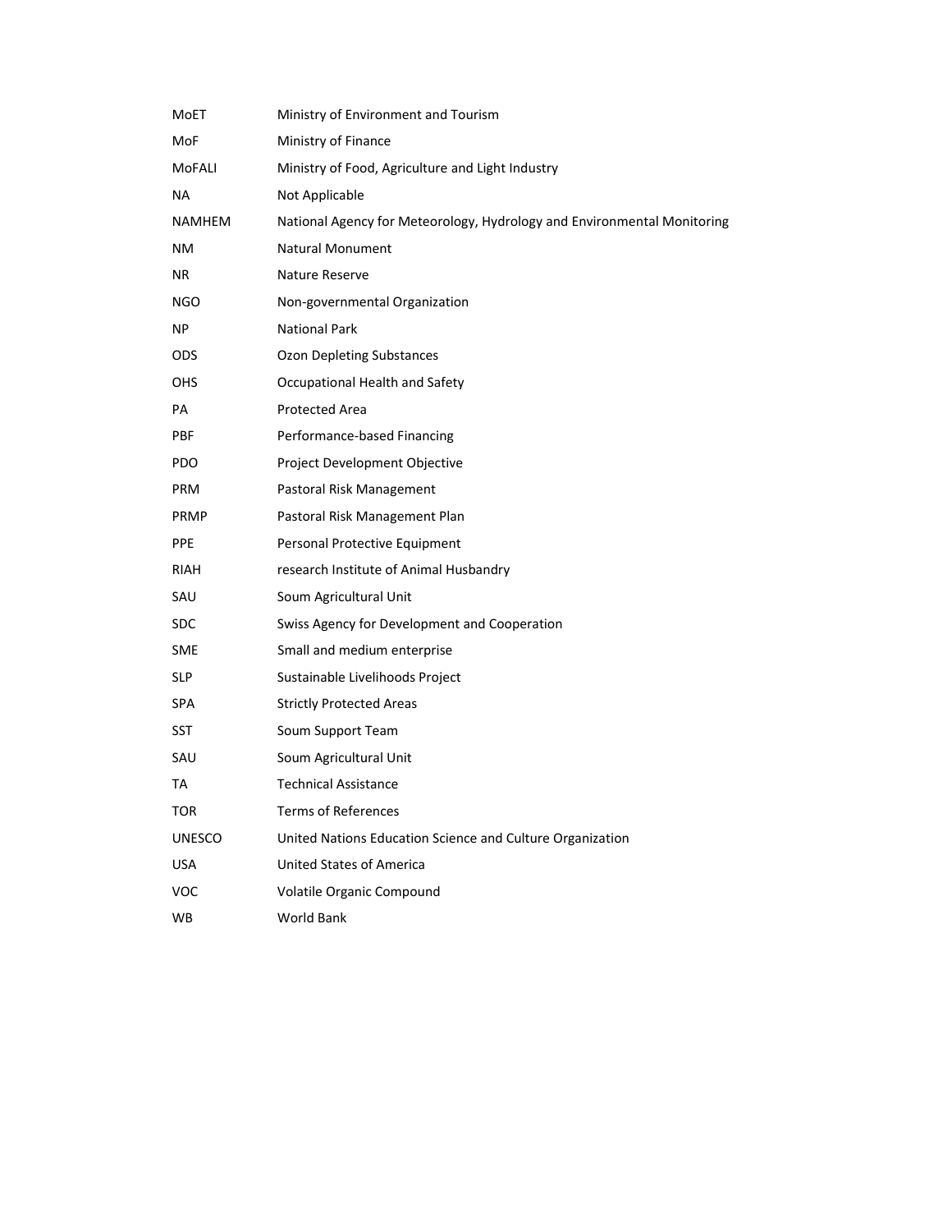| | |
|---|---|
| MoET | Ministry of Environment and Tourism |
| MoF | Ministry of Finance |
| MoFALI | Ministry of Food, Agriculture and Light Industry |
| NA | Not Applicable |
| NAMHEM | National Agency for Meteorology, Hydrology and Environmental Monitoring |
| NM | Natural Monument |
| NR | Nature Reserve |
| NGO | Non-governmental Organization |
| NP | National Park |
| ODS | Ozon Depleting Substances |
| OHS | Occupational Health and Safety |
| PA | Protected Area |
| PBF | Performance-based Financing |
| PDO | Project Development Objective |
| PRM | Pastoral Risk Management |
| PRMP | Pastoral Risk Management Plan |
| PPE | Personal Protective Equipment |
| RIAH | research Institute of Animal Husbandry |
| SAU | Soum Agricultural Unit |
| SDC | Swiss Agency for Development and Cooperation |
| SME | Small and medium enterprise |
| SLP | Sustainable Livelihoods Project |
| SPA | Strictly Protected Areas |
| SST | Soum Support Team |
| SAU | Soum Agricultural Unit |
| TA | Technical Assistance |
| TOR | Terms of References |
| UNESCO | United Nations Education Science and Culture Organization |
| USA | United States of America |
| VOC | Volatile Organic Compound |
| WB | World Bank |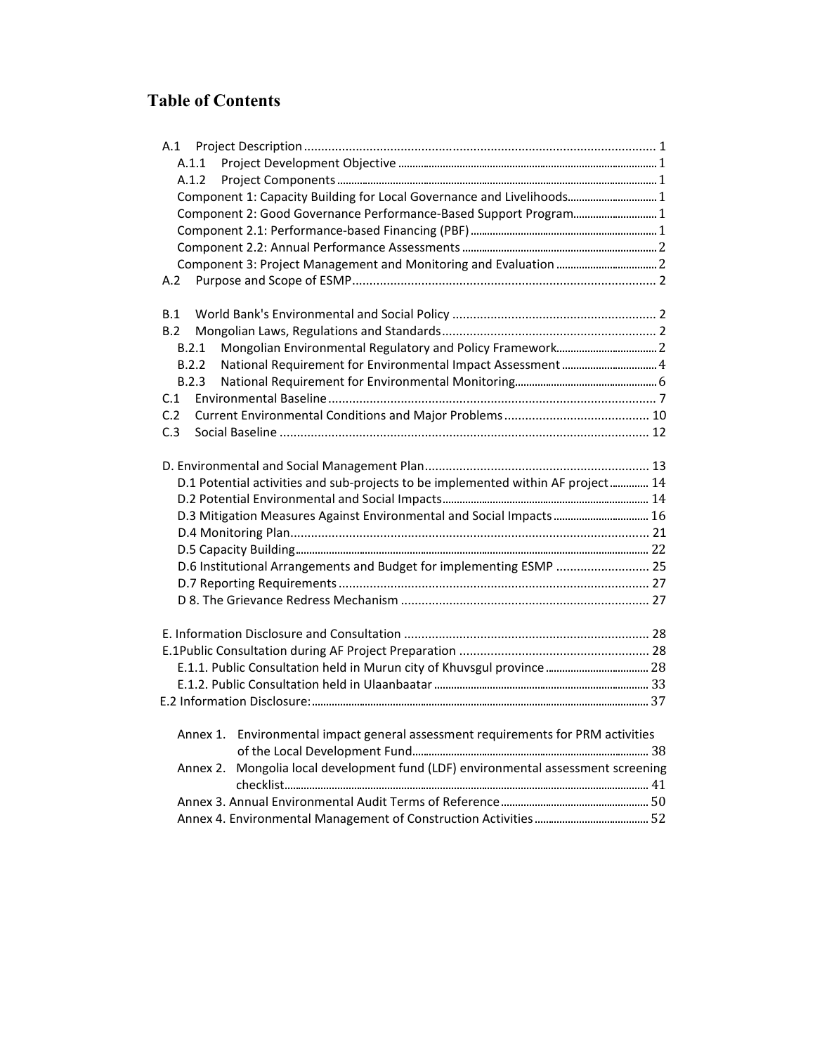# Table of Contents

A.1 Project Description ..................................................................................................... 1
- A.1.1 Project Development Objective ..................................................................................... 1
- A.1.2 Project Components ..................................................................................................... 1
- Component 1: Capacity Building for Local Governance and Livelihoods.............................. 1
- Component 2: Good Governance Performance-Based Support Program............................ 1
- Component 2.1: Performance-based Financing (PBF) ........................................................ 1
- Component 2.2: Annual Performance Assessments ........................................................... 2
- Component 3: Project Management and Monitoring and Evaluation .................................. 2

A.2 Purpose and Scope of ESMP........................................................................................ 2

B.1 World Bank's Environmental and Social Policy ........................................................... 2
B.2 Mongolian Laws, Regulations and Standards.............................................................. 2
- B.2.1 Mongolian Environmental Regulatory and Policy Framework.................................... 2
- B.2.2 National Requirement for Environmental Impact Assessment .................................. 4
- B.2.3 National Requirement for Environmental Monitoring.................................................. 6

C.1 Environmental Baseline............................................................................................... 7
C.2 Current Environmental Conditions and Major Problems.......................................... 10
C.3 Social Baseline ........................................................................................................... 12

D. Environmental and Social Management Plan................................................................. 13
- D.1 Potential activities and sub-projects to be implemented within AF project............. 14
- D.2 Potential Environmental and Social Impacts........................................................... 14
- D.3 Mitigation Measures Against Environmental and Social Impacts.............................. 16
- D.4 Monitoring Plan....................................................................................................... 21
- D.5 Capacity Building..................................................................................................... 22
- D.6 Institutional Arrangements and Budget for implementing ESMP ........................... 25
- D.7 Reporting Requirements .......................................................................................... 27
- D 8. The Grievance Redress Mechanism ....................................................................... 27

E. Information Disclosure and Consultation ....................................................................... 28
E.1Public Consultation during AF Project Preparation ....................................................... 28
- E.1.1. Public Consultation held in Murun city of Khuvsgul province .................................... 28
- E.1.2. Public Consultation held in Ulaanbaatar ................................................................... 33

E.2 Information Disclosure:.................................................................................................. 37

- Annex 1. Environmental impact general assessment requirements for PRM activities of the Local Development Fund.................................................................................... 38
- Annex 2. Mongolia local development fund (LDF) environmental assessment screening checklist.................................................................................................................. 41
- Annex 3. Annual Environmental Audit Terms of Reference .......................................... 50
- Annex 4. Environmental Management of Construction Activities .................................. 52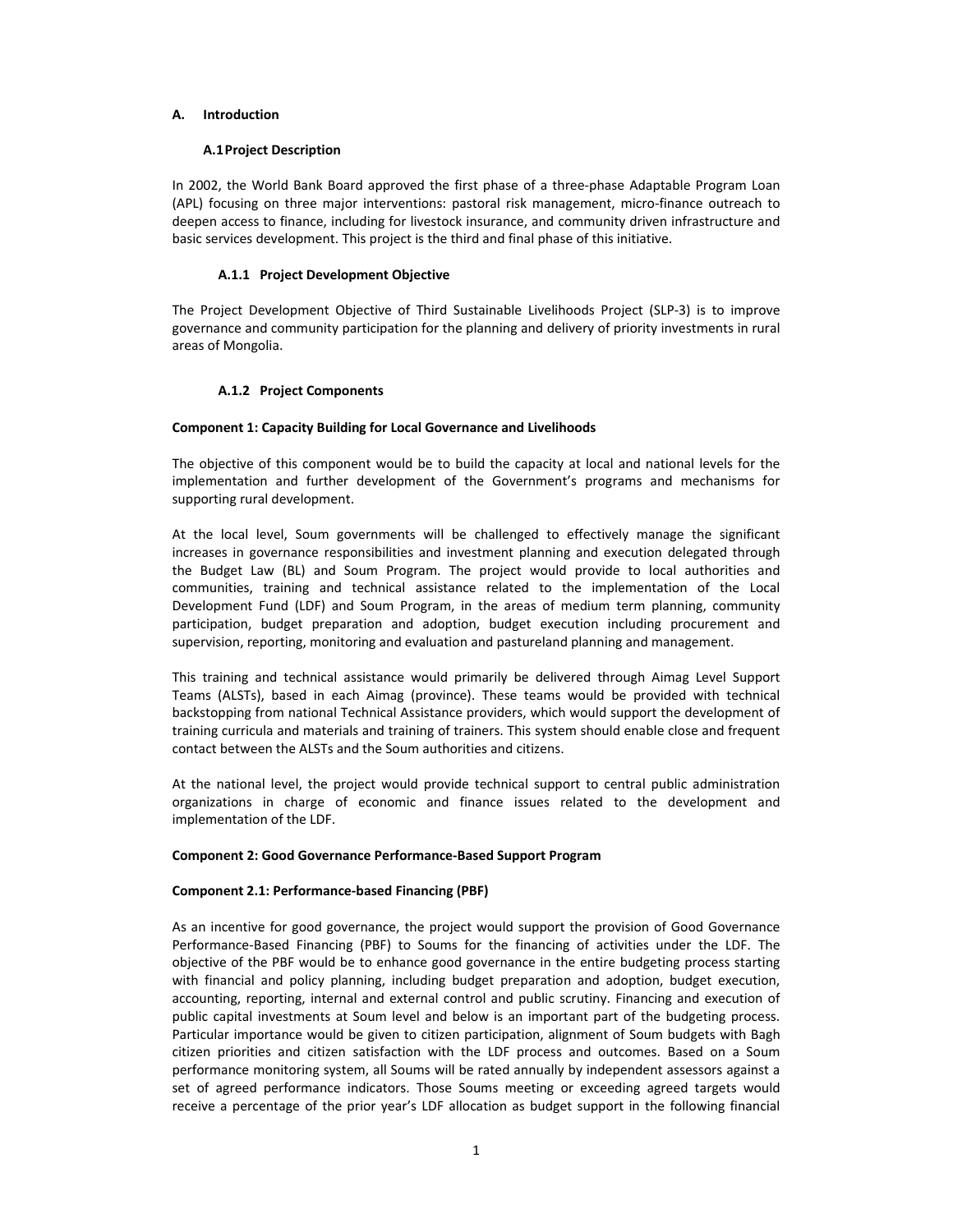## A. Introduction

### A.1 Project Description

In 2002, the World Bank Board approved the first phase of a three-phase Adaptable Program Loan (APL) focusing on three major interventions: pastoral risk management, micro-finance outreach to deepen access to finance, including for livestock insurance, and community driven infrastructure and basic services development. This project is the third and final phase of this initiative.

#### A.1.1 Project Development Objective

The Project Development Objective of Third Sustainable Livelihoods Project (SLP-3) is to improve governance and community participation for the planning and delivery of priority investments in rural areas of Mongolia.

#### A.1.2 Project Components

**Component 1: Capacity Building for Local Governance and Livelihoods**

The objective of this component would be to build the capacity at local and national levels for the implementation and further development of the Government's programs and mechanisms for supporting rural development.

At the local level, Soum governments will be challenged to effectively manage the significant increases in governance responsibilities and investment planning and execution delegated through the Budget Law (BL) and Soum Program. The project would provide to local authorities and communities, training and technical assistance related to the implementation of the Local Development Fund (LDF) and Soum Program, in the areas of medium term planning, community participation, budget preparation and adoption, budget execution including procurement and supervision, reporting, monitoring and evaluation and pastureland planning and management.

This training and technical assistance would primarily be delivered through Aimag Level Support Teams (ALSTs), based in each Aimag (province). These teams would be provided with technical backstopping from national Technical Assistance providers, which would support the development of training curricula and materials and training of trainers. This system should enable close and frequent contact between the ALSTs and the Soum authorities and citizens.

At the national level, the project would provide technical support to central public administration organizations in charge of economic and finance issues related to the development and implementation of the LDF.

**Component 2: Good Governance Performance-Based Support Program**

**Component 2.1: Performance-based Financing (PBF)**

As an incentive for good governance, the project would support the provision of Good Governance Performance-Based Financing (PBF) to Soums for the financing of activities under the LDF. The objective of the PBF would be to enhance good governance in the entire budgeting process starting with financial and policy planning, including budget preparation and adoption, budget execution, accounting, reporting, internal and external control and public scrutiny. Financing and execution of public capital investments at Soum level and below is an important part of the budgeting process. Particular importance would be given to citizen participation, alignment of Soum budgets with Bagh citizen priorities and citizen satisfaction with the LDF process and outcomes. Based on a Soum performance monitoring system, all Soums will be rated annually by independent assessors against a set of agreed performance indicators. Those Soums meeting or exceeding agreed targets would receive a percentage of the prior year's LDF allocation as budget support in the following financial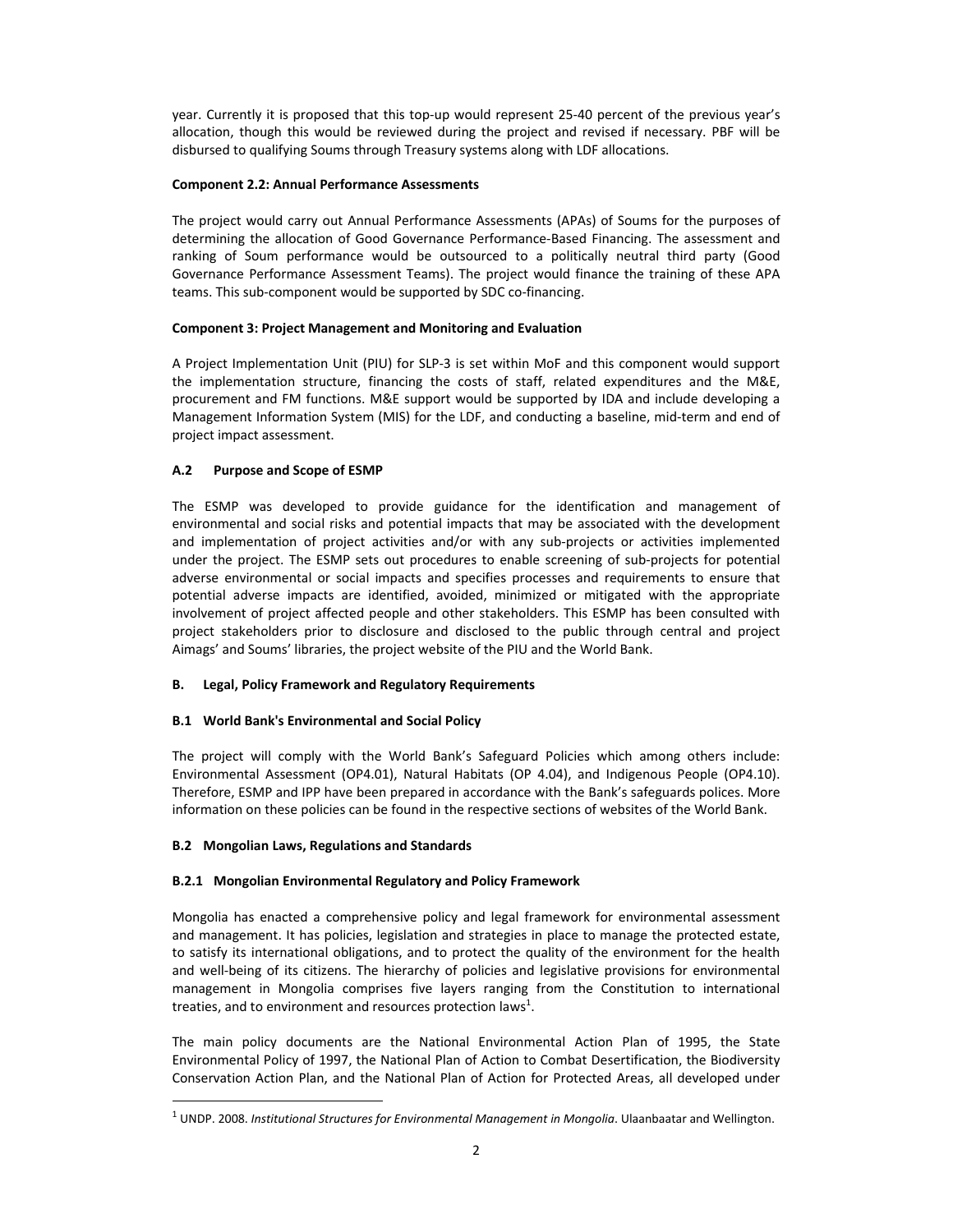year. Currently it is proposed that this top-up would represent 25-40 percent of the previous year's allocation, though this would be reviewed during the project and revised if necessary. PBF will be disbursed to qualifying Soums through Treasury systems along with LDF allocations.

**Component 2.2: Annual Performance Assessments**

The project would carry out Annual Performance Assessments (APAs) of Soums for the purposes of determining the allocation of Good Governance Performance-Based Financing. The assessment and ranking of Soum performance would be outsourced to a politically neutral third party (Good Governance Performance Assessment Teams). The project would finance the training of these APA teams. This sub-component would be supported by SDC co-financing.

**Component 3: Project Management and Monitoring and Evaluation**

A Project Implementation Unit (PIU) for SLP-3 is set within MoF and this component would support the implementation structure, financing the costs of staff, related expenditures and the M&E, procurement and FM functions. M&E support would be supported by IDA and include developing a Management Information System (MIS) for the LDF, and conducting a baseline, mid-term and end of project impact assessment.

### A.2 Purpose and Scope of ESMP

The ESMP was developed to provide guidance for the identification and management of environmental and social risks and potential impacts that may be associated with the development and implementation of project activities and/or with any sub-projects or activities implemented under the project. The ESMP sets out procedures to enable screening of sub-projects for potential adverse environmental or social impacts and specifies processes and requirements to ensure that potential adverse impacts are identified, avoided, minimized or mitigated with the appropriate involvement of project affected people and other stakeholders. This ESMP has been consulted with project stakeholders prior to disclosure and disclosed to the public through central and project Aimags' and Soums' libraries, the project website of the PIU and the World Bank.

## B. Legal, Policy Framework and Regulatory Requirements

### B.1 World Bank's Environmental and Social Policy

The project will comply with the World Bank's Safeguard Policies which among others include: Environmental Assessment (OP4.01), Natural Habitats (OP 4.04), and Indigenous People (OP4.10). Therefore, ESMP and IPP have been prepared in accordance with the Bank's safeguards polices. More information on these policies can be found in the respective sections of websites of the World Bank.

### B.2 Mongolian Laws, Regulations and Standards

#### B.2.1 Mongolian Environmental Regulatory and Policy Framework

Mongolia has enacted a comprehensive policy and legal framework for environmental assessment and management. It has policies, legislation and strategies in place to manage the protected estate, to satisfy its international obligations, and to protect the quality of the environment for the health and well-being of its citizens. The hierarchy of policies and legislative provisions for environmental management in Mongolia comprises five layers ranging from the Constitution to international treaties, and to environment and resources protection laws[1].

The main policy documents are the National Environmental Action Plan of 1995, the State Environmental Policy of 1997, the National Plan of Action to Combat Desertification, the Biodiversity Conservation Action Plan, and the National Plan of Action for Protected Areas, all developed under

[1] UNDP. 2008. *Institutional Structures for Environmental Management in Mongolia*. Ulaanbaatar and Wellington.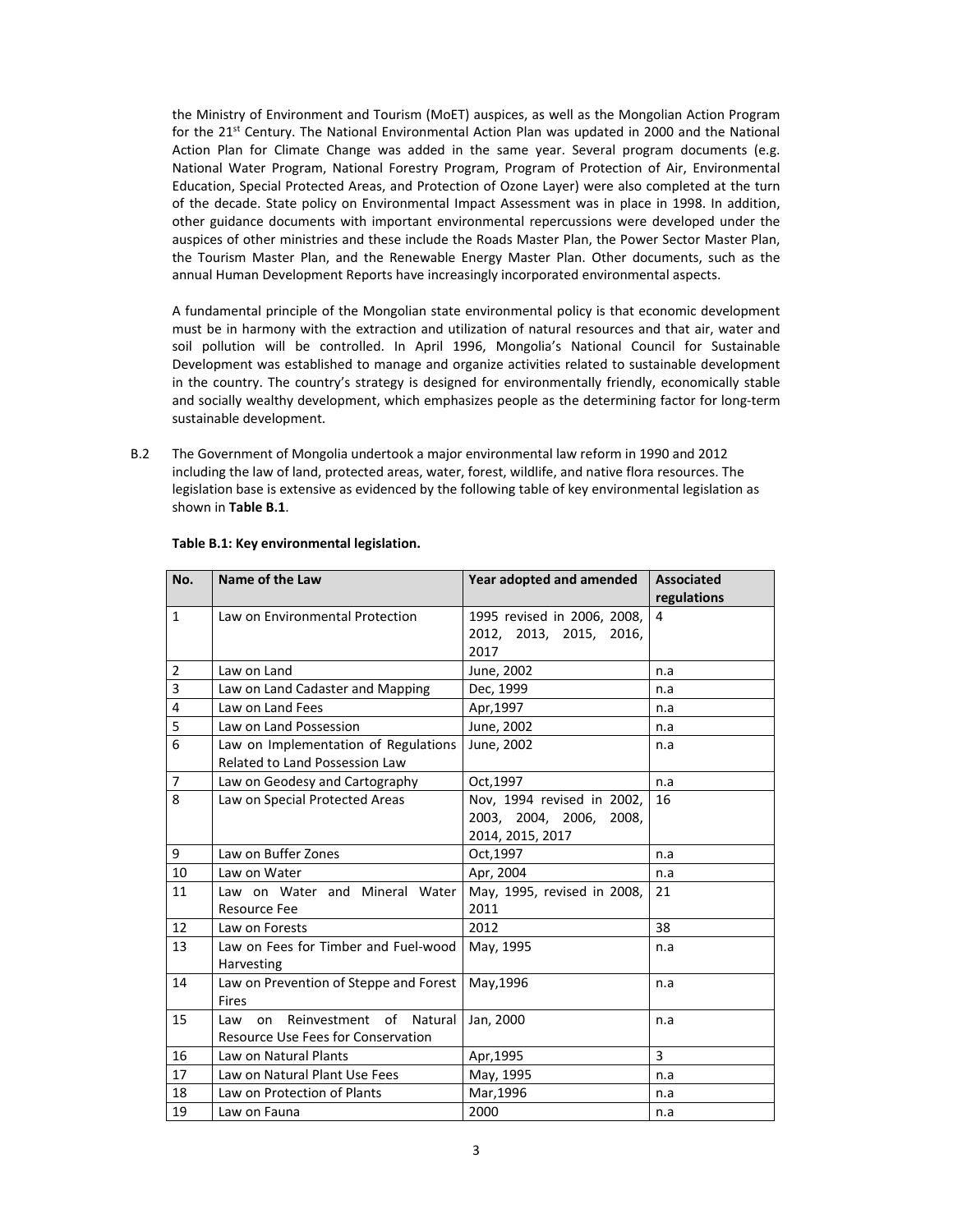the Ministry of Environment and Tourism (MoET) auspices, as well as the Mongolian Action Program for the 21st Century. The National Environmental Action Plan was updated in 2000 and the National Action Plan for Climate Change was added in the same year. Several program documents (e.g. National Water Program, National Forestry Program, Program of Protection of Air, Environmental Education, Special Protected Areas, and Protection of Ozone Layer) were also completed at the turn of the decade. State policy on Environmental Impact Assessment was in place in 1998. In addition, other guidance documents with important environmental repercussions were developed under the auspices of other ministries and these include the Roads Master Plan, the Power Sector Master Plan, the Tourism Master Plan, and the Renewable Energy Master Plan. Other documents, such as the annual Human Development Reports have increasingly incorporated environmental aspects.

A fundamental principle of the Mongolian state environmental policy is that economic development must be in harmony with the extraction and utilization of natural resources and that air, water and soil pollution will be controlled. In April 1996, Mongolia's National Council for Sustainable Development was established to manage and organize activities related to sustainable development in the country. The country's strategy is designed for environmentally friendly, economically stable and socially wealthy development, which emphasizes people as the determining factor for long-term sustainable development.

B.2 The Government of Mongolia undertook a major environmental law reform in 1990 and 2012 including the law of land, protected areas, water, forest, wildlife, and native flora resources. The legislation base is extensive as evidenced by the following table of key environmental legislation as shown in **Table B.1**.

**Table B.1: Key environmental legislation.**

| No. | Name of the Law | Year adopted and amended | Associated regulations |
|---|---|---|---|
| 1 | Law on Environmental Protection | 1995 revised in 2006, 2008, 2012, 2013, 2015, 2016, 2017 | 4 |
| 2 | Law on Land | June, 2002 | n.a |
| 3 | Law on Land Cadaster and Mapping | Dec, 1999 | n.a |
| 4 | Law on Land Fees | Apr,1997 | n.a |
| 5 | Law on Land Possession | June, 2002 | n.a |
| 6 | Law on Implementation of Regulations Related to Land Possession Law | June, 2002 | n.a |
| 7 | Law on Geodesy and Cartography | Oct,1997 | n.a |
| 8 | Law on Special Protected Areas | Nov, 1994 revised in 2002, 2003, 2004, 2006, 2008, 2014, 2015, 2017 | 16 |
| 9 | Law on Buffer Zones | Oct,1997 | n.a |
| 10 | Law on Water | Apr, 2004 | n.a |
| 11 | Law on Water and Mineral Water Resource Fee | May, 1995, revised in 2008, 2011 | 21 |
| 12 | Law on Forests | 2012 | 38 |
| 13 | Law on Fees for Timber and Fuel-wood Harvesting | May, 1995 | n.a |
| 14 | Law on Prevention of Steppe and Forest Fires | May,1996 | n.a |
| 15 | Law on Reinvestment of Natural Resource Use Fees for Conservation | Jan, 2000 | n.a |
| 16 | Law on Natural Plants | Apr,1995 | 3 |
| 17 | Law on Natural Plant Use Fees | May, 1995 | n.a |
| 18 | Law on Protection of Plants | Mar,1996 | n.a |
| 19 | Law on Fauna | 2000 | n.a |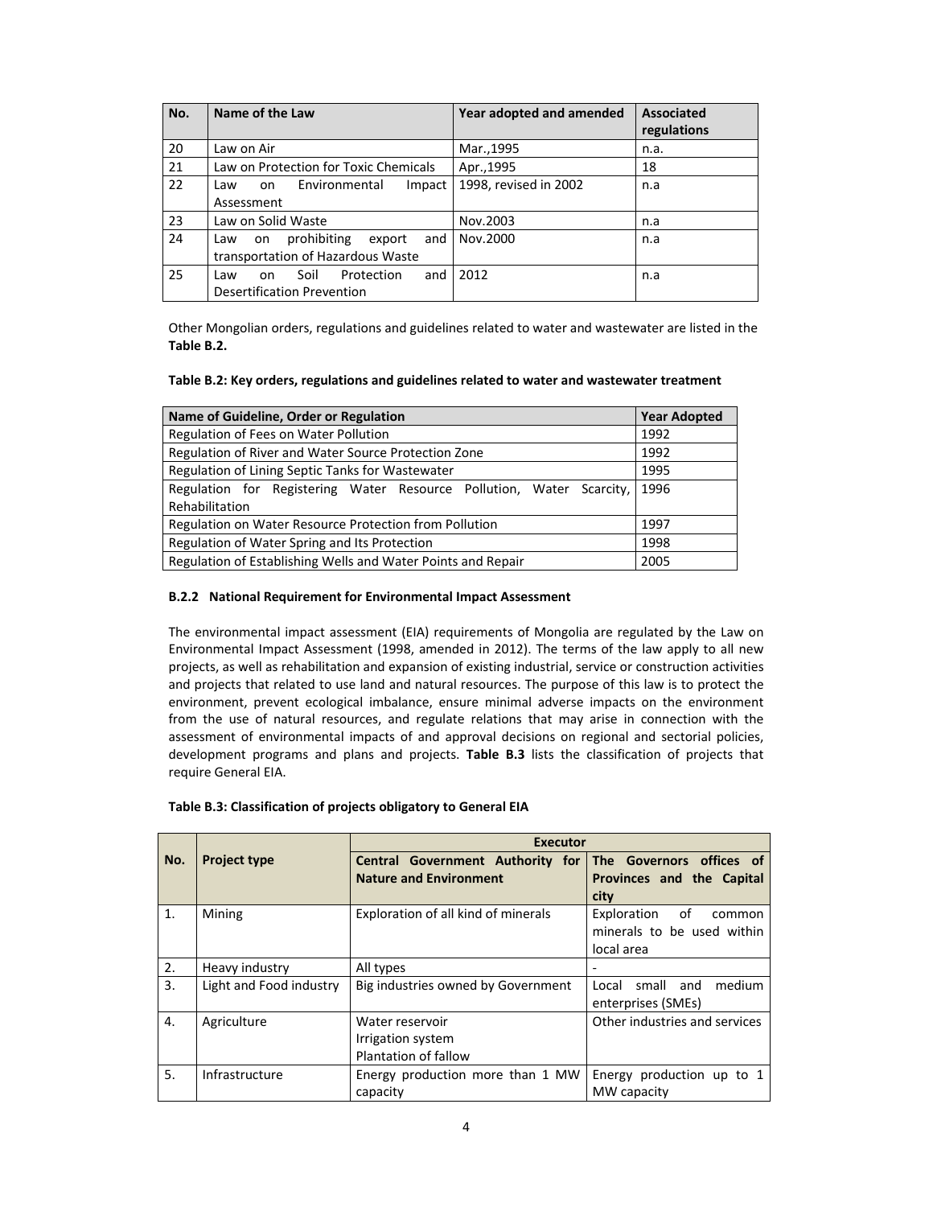| No. | Name of the Law | Year adopted and amended | Associated regulations |
|---|---|---|---|
| 20 | Law on Air | Mar.,1995 | n.a. |
| 21 | Law on Protection for Toxic Chemicals | Apr.,1995 | 18 |
| 22 | Law on Environmental Impact Assessment | 1998, revised in 2002 | n.a |
| 23 | Law on Solid Waste | Nov.2003 | n.a |
| 24 | Law on prohibiting export and transportation of Hazardous Waste | Nov.2000 | n.a |
| 25 | Law on Soil Protection and Desertification Prevention | 2012 | n.a |

Other Mongolian orders, regulations and guidelines related to water and wastewater are listed in the **Table B.2.**

**Table B.2: Key orders, regulations and guidelines related to water and wastewater treatment**

| Name of Guideline, Order or Regulation | Year Adopted |
|---|---|
| Regulation of Fees on Water Pollution | 1992 |
| Regulation of River and Water Source Protection Zone | 1992 |
| Regulation of Lining Septic Tanks for Wastewater | 1995 |
| Regulation for Registering Water Resource Pollution, Water Scarcity, Rehabilitation | 1996 |
| Regulation on Water Resource Protection from Pollution | 1997 |
| Regulation of Water Spring and Its Protection | 1998 |
| Regulation of Establishing Wells and Water Points and Repair | 2005 |

### B.2.2 National Requirement for Environmental Impact Assessment

The environmental impact assessment (EIA) requirements of Mongolia are regulated by the Law on Environmental Impact Assessment (1998, amended in 2012). The terms of the law apply to all new projects, as well as rehabilitation and expansion of existing industrial, service or construction activities and projects that related to use land and natural resources. The purpose of this law is to protect the environment, prevent ecological imbalance, ensure minimal adverse impacts on the environment from the use of natural resources, and regulate relations that may arise in connection with the assessment of environmental impacts of and approval decisions on regional and sectorial policies, development programs and plans and projects. **Table B.3** lists the classification of projects that require General EIA.

**Table B.3: Classification of projects obligatory to General EIA**

| No. | Project type | Executor | |
|---|---|---|---|
| | | Central Government Authority for Nature and Environment | The Governors offices of Provinces and the Capital city |
| 1. | Mining | Exploration of all kind of minerals | Exploration of common minerals to be used within local area |
| 2. | Heavy industry | All types | - |
| 3. | Light and Food industry | Big industries owned by Government | Local small and medium enterprises (SMEs) |
| 4. | Agriculture | Water reservoir<br>Irrigation system<br>Plantation of fallow | Other industries and services |
| 5. | Infrastructure | Energy production more than 1 MW capacity | Energy production up to 1 MW capacity |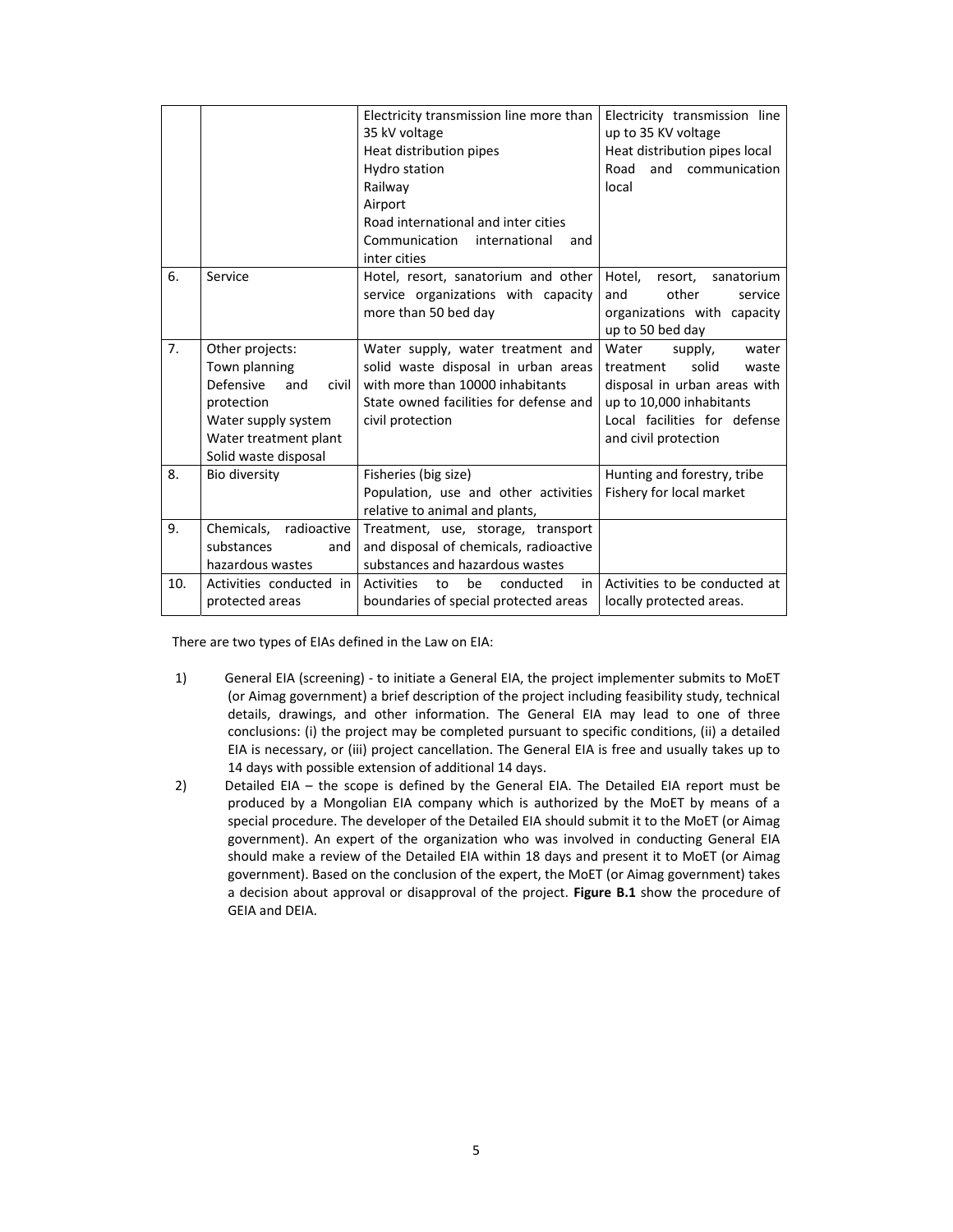| | | | |
|---|---|---|---|
| | | Electricity transmission line more than 35 kV voltage<br>Heat distribution pipes<br>Hydro station<br>Railway<br>Airport<br>Road international and inter cities<br>Communication international and inter cities | Electricity transmission line up to 35 KV voltage<br>Heat distribution pipes local<br>Road and communication local |
| 6. | Service | Hotel, resort, sanatorium and other service organizations with capacity more than 50 bed day | Hotel, resort, sanatorium and other service organizations with capacity up to 50 bed day |
| 7. | Other projects:<br>Town planning<br>Defensive and civil protection<br>Water supply system<br>Water treatment plant<br>Solid waste disposal | Water supply, water treatment and solid waste disposal in urban areas with more than 10000 inhabitants<br>State owned facilities for defense and civil protection | Water supply, water treatment solid waste disposal in urban areas with up to 10,000 inhabitants<br>Local facilities for defense and civil protection |
| 8. | Bio diversity | Fisheries (big size)<br>Population, use and other activities relative to animal and plants, | Hunting and forestry, tribe<br>Fishery for local market |
| 9. | Chemicals, radioactive substances and hazardous wastes | Treatment, use, storage, transport and disposal of chemicals, radioactive substances and hazardous wastes | |
| 10. | Activities conducted in protected areas | Activities to be conducted in boundaries of special protected areas | Activities to be conducted at locally protected areas. |

There are two types of EIAs defined in the Law on EIA:

1) General EIA (screening) - to initiate a General EIA, the project implementer submits to MoET (or Aimag government) a brief description of the project including feasibility study, technical details, drawings, and other information. The General EIA may lead to one of three conclusions: (i) the project may be completed pursuant to specific conditions, (ii) a detailed EIA is necessary, or (iii) project cancellation. The General EIA is free and usually takes up to 14 days with possible extension of additional 14 days.
2) Detailed EIA – the scope is defined by the General EIA. The Detailed EIA report must be produced by a Mongolian EIA company which is authorized by the MoET by means of a special procedure. The developer of the Detailed EIA should submit it to the MoET (or Aimag government). An expert of the organization who was involved in conducting General EIA should make a review of the Detailed EIA within 18 days and present it to MoET (or Aimag government). Based on the conclusion of the expert, the MoET (or Aimag government) takes a decision about approval or disapproval of the project. **Figure B.1** show the procedure of GEIA and DEIA.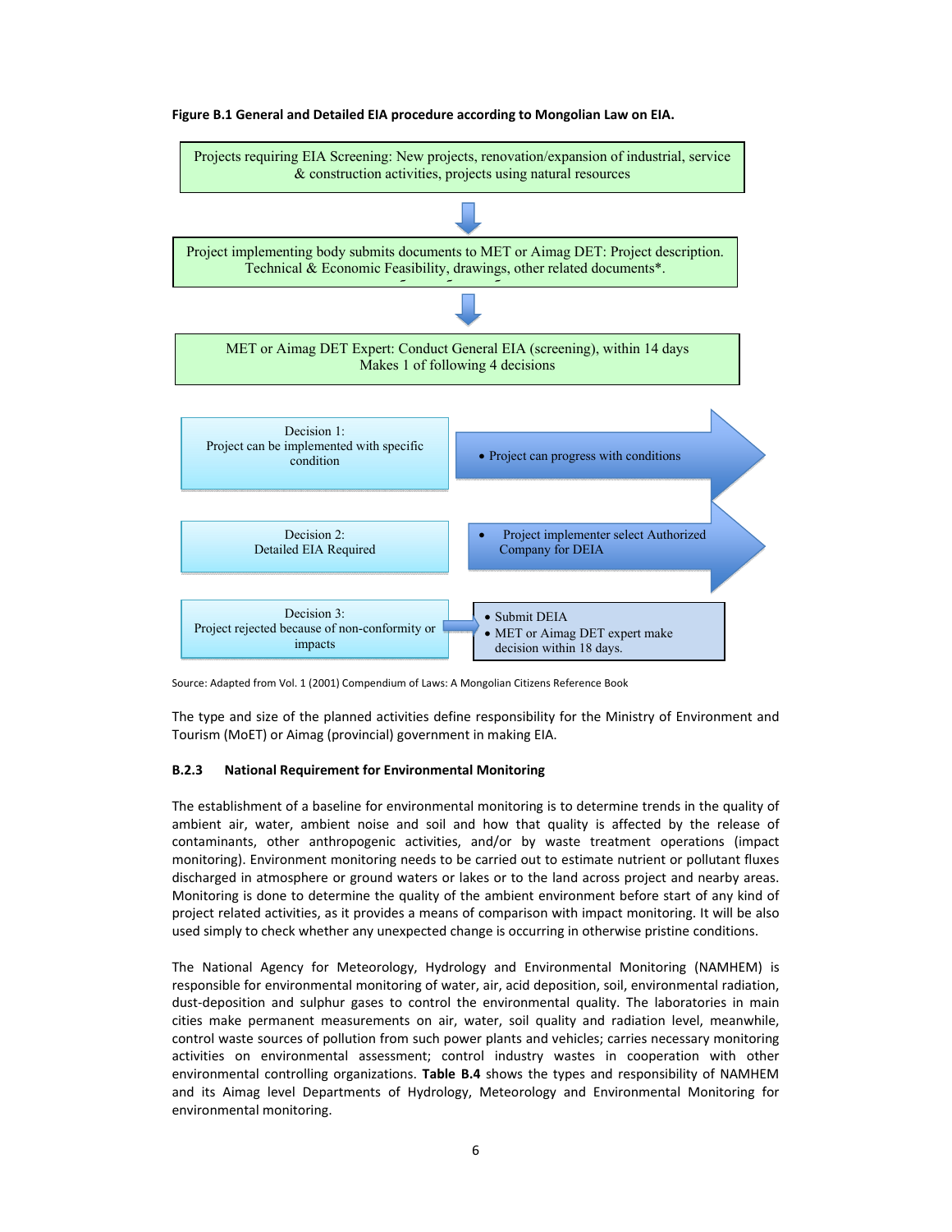**Figure B.1 General and Detailed EIA procedure according to Mongolian Law on EIA.**

Projects requiring EIA Screening: New projects, renovation/expansion of industrial, service & construction activities, projects using natural resources

↓

Project implementing body submits documents to MET or Aimag DET: Project description. Technical & Economic Feasibility, drawings, other related documents*.

↓

MET or Aimag DET Expert: Conduct General EIA (screening), within 14 days
Makes 1 of following 4 decisions

| Decision | Outcome |
| --- | --- |
| Decision 1: Project can be implemented with specific condition | • Project can progress with conditions |
| Decision 2: Detailed EIA Required | • Project implementer select Authorized Company for DEIA |
| Decision 3: Project rejected because of non-conformity or impacts | • Submit DEIA<br>• MET or Aimag DET expert make decision within 18 days. |

Source: Adapted from Vol. 1 (2001) Compendium of Laws: A Mongolian Citizens Reference Book

The type and size of the planned activities define responsibility for the Ministry of Environment and Tourism (MoET) or Aimag (provincial) government in making EIA.

### B.2.3 National Requirement for Environmental Monitoring

The establishment of a baseline for environmental monitoring is to determine trends in the quality of ambient air, water, ambient noise and soil and how that quality is affected by the release of contaminants, other anthropogenic activities, and/or by waste treatment operations (impact monitoring). Environment monitoring needs to be carried out to estimate nutrient or pollutant fluxes discharged in atmosphere or ground waters or lakes or to the land across project and nearby areas. Monitoring is done to determine the quality of the ambient environment before start of any kind of project related activities, as it provides a means of comparison with impact monitoring. It will be also used simply to check whether any unexpected change is occurring in otherwise pristine conditions.

The National Agency for Meteorology, Hydrology and Environmental Monitoring (NAMHEM) is responsible for environmental monitoring of water, air, acid deposition, soil, environmental radiation, dust-deposition and sulphur gases to control the environmental quality. The laboratories in main cities make permanent measurements on air, water, soil quality and radiation level, meanwhile, control waste sources of pollution from such power plants and vehicles; carries necessary monitoring activities on environmental assessment; control industry wastes in cooperation with other environmental controlling organizations. **Table B.4** shows the types and responsibility of NAMHEM and its Aimag level Departments of Hydrology, Meteorology and Environmental Monitoring for environmental monitoring.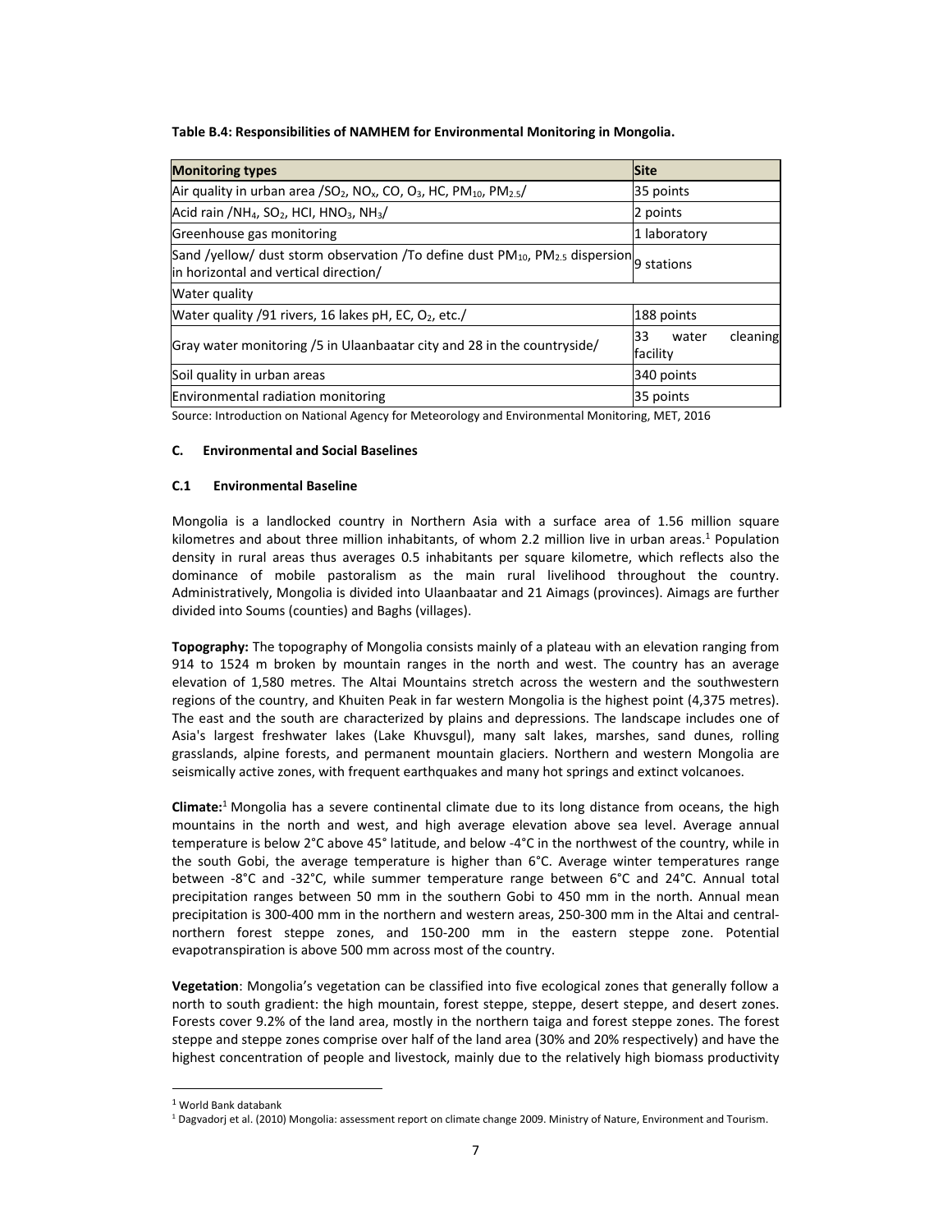**Table B.4: Responsibilities of NAMHEM for Environmental Monitoring in Mongolia.**

| Monitoring types | Site |
|---|---|
| Air quality in urban area /$SO_2$, $NO_x$, CO, $O_3$, HC, $PM_{10}$, $PM_{2.5}$/ | 35 points |
| Acid rain /$NH_4$, $SO_2$, HCl, $HNO_3$, $NH_3$/ | 2 points |
| Greenhouse gas monitoring | 1 laboratory |
| Sand /yellow/ dust storm observation /To define dust $PM_{10}$, $PM_{2.5}$ dispersion in horizontal and vertical direction/ | 9 stations |
| Water quality | |
| Water quality /91 rivers, 16 lakes pH, EC, $O_2$, etc./ | 188 points |
| Gray water monitoring /5 in Ulaanbaatar city and 28 in the countryside/ | 33 water cleaning facility |
| Soil quality in urban areas | 340 points |
| Environmental radiation monitoring | 35 points |

Source: Introduction on National Agency for Meteorology and Environmental Monitoring, MET, 2016

### C. Environmental and Social Baselines

#### C.1 Environmental Baseline

Mongolia is a landlocked country in Northern Asia with a surface area of 1.56 million square kilometres and about three million inhabitants, of whom 2.2 million live in urban areas.[1] Population density in rural areas thus averages 0.5 inhabitants per square kilometre, which reflects also the dominance of mobile pastoralism as the main rural livelihood throughout the country. Administratively, Mongolia is divided into Ulaanbaatar and 21 Aimags (provinces). Aimags are further divided into Soums (counties) and Baghs (villages).

**Topography:** The topography of Mongolia consists mainly of a plateau with an elevation ranging from 914 to 1524 m broken by mountain ranges in the north and west. The country has an average elevation of 1,580 metres. The Altai Mountains stretch across the western and the southwestern regions of the country, and Khuiten Peak in far western Mongolia is the highest point (4,375 metres). The east and the south are characterized by plains and depressions. The landscape includes one of Asia's largest freshwater lakes (Lake Khuvsgul), many salt lakes, marshes, sand dunes, rolling grasslands, alpine forests, and permanent mountain glaciers. Northern and western Mongolia are seismically active zones, with frequent earthquakes and many hot springs and extinct volcanoes.

**Climate:**[1] Mongolia has a severe continental climate due to its long distance from oceans, the high mountains in the north and west, and high average elevation above sea level. Average annual temperature is below 2°C above 45° latitude, and below -4°C in the northwest of the country, while in the south Gobi, the average temperature is higher than 6°C. Average winter temperatures range between -8°C and -32°C, while summer temperature range between 6°C and 24°C. Annual total precipitation ranges between 50 mm in the southern Gobi to 450 mm in the north. Annual mean precipitation is 300-400 mm in the northern and western areas, 250-300 mm in the Altai and central-northern forest steppe zones, and 150-200 mm in the eastern steppe zone. Potential evapotranspiration is above 500 mm across most of the country.

**Vegetation**: Mongolia's vegetation can be classified into five ecological zones that generally follow a north to south gradient: the high mountain, forest steppe, steppe, desert steppe, and desert zones. Forests cover 9.2% of the land area, mostly in the northern taiga and forest steppe zones. The forest steppe and steppe zones comprise over half of the land area (30% and 20% respectively) and have the highest concentration of people and livestock, mainly due to the relatively high biomass productivity

[1] World Bank databank

[1] Dagvadorj et al. (2010) Mongolia: assessment report on climate change 2009. Ministry of Nature, Environment and Tourism.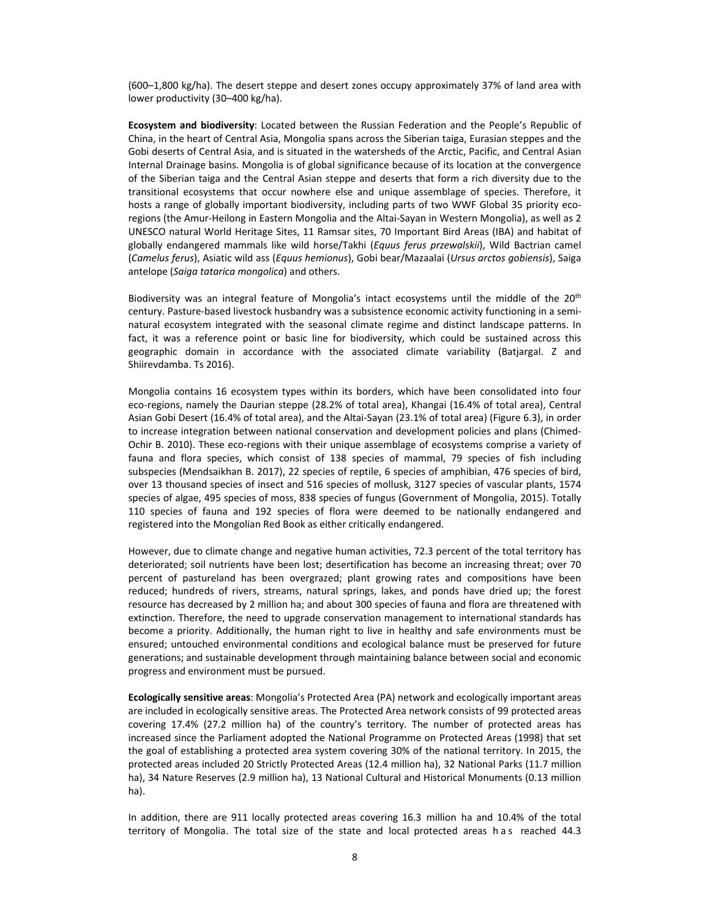(600–1,800 kg/ha). The desert steppe and desert zones occupy approximately 37% of land area with lower productivity (30–400 kg/ha).

**Ecosystem and biodiversity**: Located between the Russian Federation and the People's Republic of China, in the heart of Central Asia, Mongolia spans across the Siberian taiga, Eurasian steppes and the Gobi deserts of Central Asia, and is situated in the watersheds of the Arctic, Pacific, and Central Asian Internal Drainage basins. Mongolia is of global significance because of its location at the convergence of the Siberian taiga and the Central Asian steppe and deserts that form a rich diversity due to the transitional ecosystems that occur nowhere else and unique assemblage of species. Therefore, it hosts a range of globally important biodiversity, including parts of two WWF Global 35 priority eco-regions (the Amur-Heilong in Eastern Mongolia and the Altai-Sayan in Western Mongolia), as well as 2 UNESCO natural World Heritage Sites, 11 Ramsar sites, 70 Important Bird Areas (IBA) and habitat of globally endangered mammals like wild horse/Takhi (*Equus ferus przewalskii*), Wild Bactrian camel (*Camelus ferus*), Asiatic wild ass (*Equus hemionus*), Gobi bear/Mazaalai (*Ursus arctos gobiensis*), Saiga antelope (*Saiga tatarica mongolica*) and others.

Biodiversity was an integral feature of Mongolia's intact ecosystems until the middle of the 20th century. Pasture-based livestock husbandry was a subsistence economic activity functioning in a semi-natural ecosystem integrated with the seasonal climate regime and distinct landscape patterns. In fact, it was a reference point or basic line for biodiversity, which could be sustained across this geographic domain in accordance with the associated climate variability (Batjargal. Z and Shiirevdamba. Ts 2016).

Mongolia contains 16 ecosystem types within its borders, which have been consolidated into four eco-regions, namely the Daurian steppe (28.2% of total area), Khangai (16.4% of total area), Central Asian Gobi Desert (16.4% of total area), and the Altai-Sayan (23.1% of total area) (Figure 6.3), in order to increase integration between national conservation and development policies and plans (Chimed-Ochir B. 2010). These eco-regions with their unique assemblage of ecosystems comprise a variety of fauna and flora species, which consist of 138 species of mammal, 79 species of fish including subspecies (Mendsaikhan B. 2017), 22 species of reptile, 6 species of amphibian, 476 species of bird, over 13 thousand species of insect and 516 species of mollusk, 3127 species of vascular plants, 1574 species of algae, 495 species of moss, 838 species of fungus (Government of Mongolia, 2015). Totally 110 species of fauna and 192 species of flora were deemed to be nationally endangered and registered into the Mongolian Red Book as either critically endangered.

However, due to climate change and negative human activities, 72.3 percent of the total territory has deteriorated; soil nutrients have been lost; desertification has become an increasing threat; over 70 percent of pastureland has been overgrazed; plant growing rates and compositions have been reduced; hundreds of rivers, streams, natural springs, lakes, and ponds have dried up; the forest resource has decreased by 2 million ha; and about 300 species of fauna and flora are threatened with extinction. Therefore, the need to upgrade conservation management to international standards has become a priority. Additionally, the human right to live in healthy and safe environments must be ensured; untouched environmental conditions and ecological balance must be preserved for future generations; and sustainable development through maintaining balance between social and economic progress and environment must be pursued.

**Ecologically sensitive areas**: Mongolia's Protected Area (PA) network and ecologically important areas are included in ecologically sensitive areas. The Protected Area network consists of 99 protected areas covering 17.4% (27.2 million ha) of the country's territory. The number of protected areas has increased since the Parliament adopted the National Programme on Protected Areas (1998) that set the goal of establishing a protected area system covering 30% of the national territory. In 2015, the protected areas included 20 Strictly Protected Areas (12.4 million ha), 32 National Parks (11.7 million ha), 34 Nature Reserves (2.9 million ha), 13 National Cultural and Historical Monuments (0.13 million ha).

In addition, there are 911 locally protected areas covering 16.3 million ha and 10.4% of the total territory of Mongolia. The total size of the state and local protected areas has reached 44.3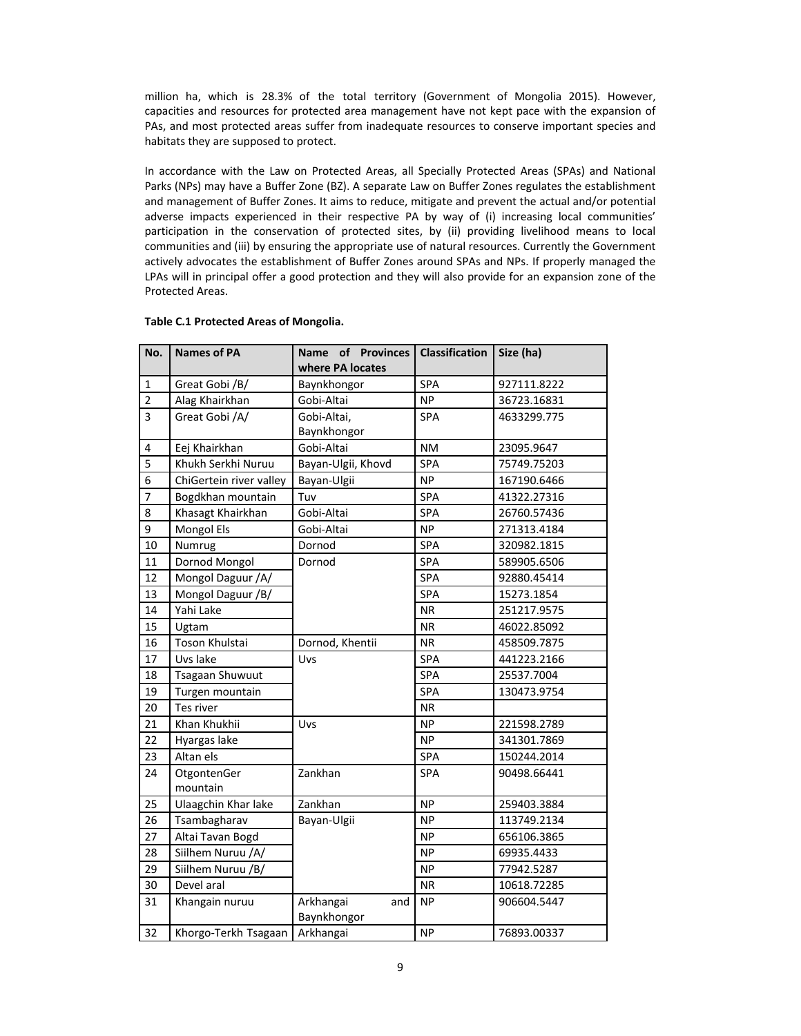million ha, which is 28.3% of the total territory (Government of Mongolia 2015). However, capacities and resources for protected area management have not kept pace with the expansion of PAs, and most protected areas suffer from inadequate resources to conserve important species and habitats they are supposed to protect.

In accordance with the Law on Protected Areas, all Specially Protected Areas (SPAs) and National Parks (NPs) may have a Buffer Zone (BZ). A separate Law on Buffer Zones regulates the establishment and management of Buffer Zones. It aims to reduce, mitigate and prevent the actual and/or potential adverse impacts experienced in their respective PA by way of (i) increasing local communities' participation in the conservation of protected sites, by (ii) providing livelihood means to local communities and (iii) by ensuring the appropriate use of natural resources. Currently the Government actively advocates the establishment of Buffer Zones around SPAs and NPs. If properly managed the LPAs will in principal offer a good protection and they will also provide for an expansion zone of the Protected Areas.

**Table C.1 Protected Areas of Mongolia.**

| No. | Names of PA | Name of Provinces where PA locates | Classification | Size (ha) |
|---|---|---|---|---|
| 1 | Great Gobi /B/ | Baynkhongor | SPA | 927111.8222 |
| 2 | Alag Khairkhan | Gobi-Altai | NP | 36723.16831 |
| 3 | Great Gobi /A/ | Gobi-Altai, Baynkhongor | SPA | 4633299.775 |
| 4 | Eej Khairkhan | Gobi-Altai | NM | 23095.9647 |
| 5 | Khukh Serkhi Nuruu | Bayan-Ulgii, Khovd | SPA | 75749.75203 |
| 6 | ChiGertein river valley | Bayan-Ulgii | NP | 167190.6466 |
| 7 | Bogdkhan mountain | Tuv | SPA | 41322.27316 |
| 8 | Khasagt Khairkhan | Gobi-Altai | SPA | 26760.57436 |
| 9 | Mongol Els | Gobi-Altai | NP | 271313.4184 |
| 10 | Numrug | Dornod | SPA | 320982.1815 |
| 11 | Dornod Mongol | Dornod | SPA | 589905.6506 |
| 12 | Mongol Daguur /A/ | | SPA | 92880.45414 |
| 13 | Mongol Daguur /B/ | | SPA | 15273.1854 |
| 14 | Yahi Lake | | NR | 251217.9575 |
| 15 | Ugtam | | NR | 46022.85092 |
| 16 | Toson Khulstai | Dornod, Khentii | NR | 458509.7875 |
| 17 | Uvs lake | Uvs | SPA | 441223.2166 |
| 18 | Tsagaan Shuwuut | | SPA | 25537.7004 |
| 19 | Turgen mountain | | SPA | 130473.9754 |
| 20 | Tes river | | NR | |
| 21 | Khan Khukhii | Uvs | NP | 221598.2789 |
| 22 | Hyargas lake | | NP | 341301.7869 |
| 23 | Altan els | | SPA | 150244.2014 |
| 24 | OtgontenGer mountain | Zankhan | SPA | 90498.66441 |
| 25 | Ulaagchin Khar lake | Zankhan | NP | 259403.3884 |
| 26 | Tsambagharav | Bayan-Ulgii | NP | 113749.2134 |
| 27 | Altai Tavan Bogd | | NP | 656106.3865 |
| 28 | Siilhem Nuruu /A/ | | NP | 69935.4433 |
| 29 | Siilhem Nuruu /B/ | | NP | 77942.5287 |
| 30 | Devel aral | | NR | 10618.72285 |
| 31 | Khangain nuruu | Arkhangai and Baynkhongor | NP | 906604.5447 |
| 32 | Khorgo-Terkh Tsagaan | Arkhangai | NP | 76893.00337 |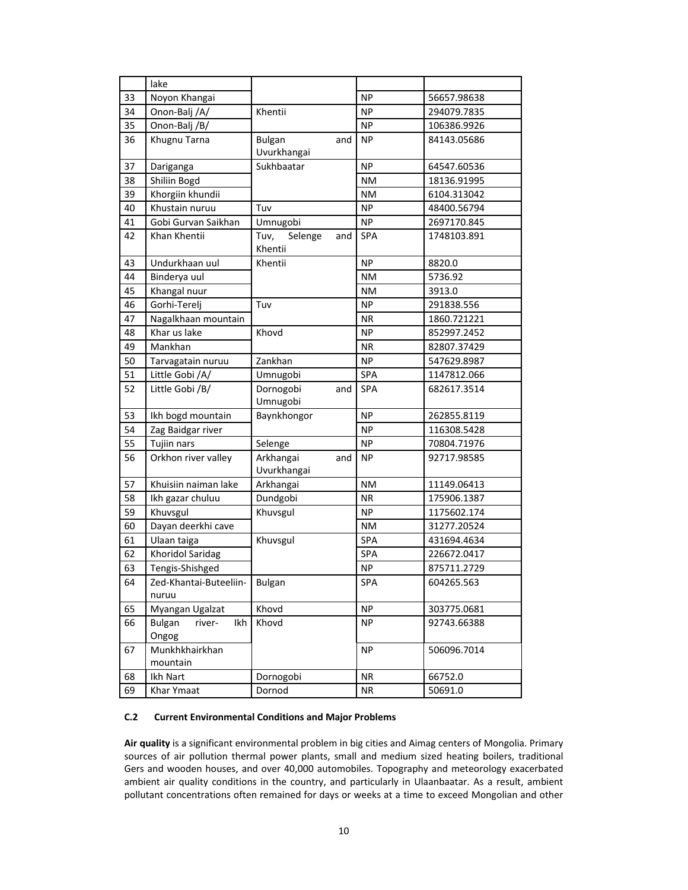| | lake | | | |
|---|---|---|---|---|
| 33 | Noyon Khangai | | NP | 56657.98638 |
| 34 | Onon-Balj /A/ | Khentii | NP | 294079.7835 |
| 35 | Onon-Balj /B/ | | NP | 106386.9926 |
| 36 | Khugnu Tarna | Bulgan and Uvurkhangai | NP | 84143.05686 |
| 37 | Dariganga | Sukhbaatar | NP | 64547.60536 |
| 38 | Shiliin Bogd | | NM | 18136.91995 |
| 39 | Khorgiin khundii | | NM | 6104.313042 |
| 40 | Khustain nuruu | Tuv | NP | 48400.56794 |
| 41 | Gobi Gurvan Saikhan | Umnugobi | NP | 2697170.845 |
| 42 | Khan Khentii | Tuv, Selenge and Khentii | SPA | 1748103.891 |
| 43 | Undurkhaan uul | Khentii | NP | 8820.0 |
| 44 | Binderya uul | | NM | 5736.92 |
| 45 | Khangal nuur | | NM | 3913.0 |
| 46 | Gorhi-Terelj | Tuv | NP | 291838.556 |
| 47 | Nagalkhaan mountain | | NR | 1860.721221 |
| 48 | Khar us lake | Khovd | NP | 852997.2452 |
| 49 | Mankhan | | NR | 82807.37429 |
| 50 | Tarvagatain nuruu | Zankhan | NP | 547629.8987 |
| 51 | Little Gobi /A/ | Umnugobi | SPA | 1147812.066 |
| 52 | Little Gobi /B/ | Dornogobi and Umnugobi | SPA | 682617.3514 |
| 53 | Ikh bogd mountain | Baynkhongor | NP | 262855.8119 |
| 54 | Zag Baidgar river | | NP | 116308.5428 |
| 55 | Tujiin nars | Selenge | NP | 70804.71976 |
| 56 | Orkhon river valley | Arkhangai and Uvurkhangai | NP | 92717.98585 |
| 57 | Khuisiin naiman lake | Arkhangai | NM | 11149.06413 |
| 58 | Ikh gazar chuluu | Dundgobi | NR | 175906.1387 |
| 59 | Khuvsgul | Khuvsgul | NP | 1175602.174 |
| 60 | Dayan deerkhi cave | | NM | 31277.20524 |
| 61 | Ulaan taiga | Khuvsgul | SPA | 431694.4634 |
| 62 | Khoridol Saridag | | SPA | 226672.0417 |
| 63 | Tengis-Shishged | | NP | 875711.2729 |
| 64 | Zed-Khantai-Buteeliin-nuruu | Bulgan | SPA | 604265.563 |
| 65 | Myangan Ugalzat | Khovd | NP | 303775.0681 |
| 66 | Bulgan river- Ikh Ongog | Khovd | NP | 92743.66388 |
| 67 | Munkhkhairkhan mountain | | NP | 506096.7014 |
| 68 | Ikh Nart | Dornogobi | NR | 66752.0 |
| 69 | Khar Ymaat | Dornod | NR | 50691.0 |

### C.2 Current Environmental Conditions and Major Problems

**Air quality** is a significant environmental problem in big cities and Aimag centers of Mongolia. Primary sources of air pollution thermal power plants, small and medium sized heating boilers, traditional Gers and wooden houses, and over 40,000 automobiles. Topography and meteorology exacerbated ambient air quality conditions in the country, and particularly in Ulaanbaatar. As a result, ambient pollutant concentrations often remained for days or weeks at a time to exceed Mongolian and other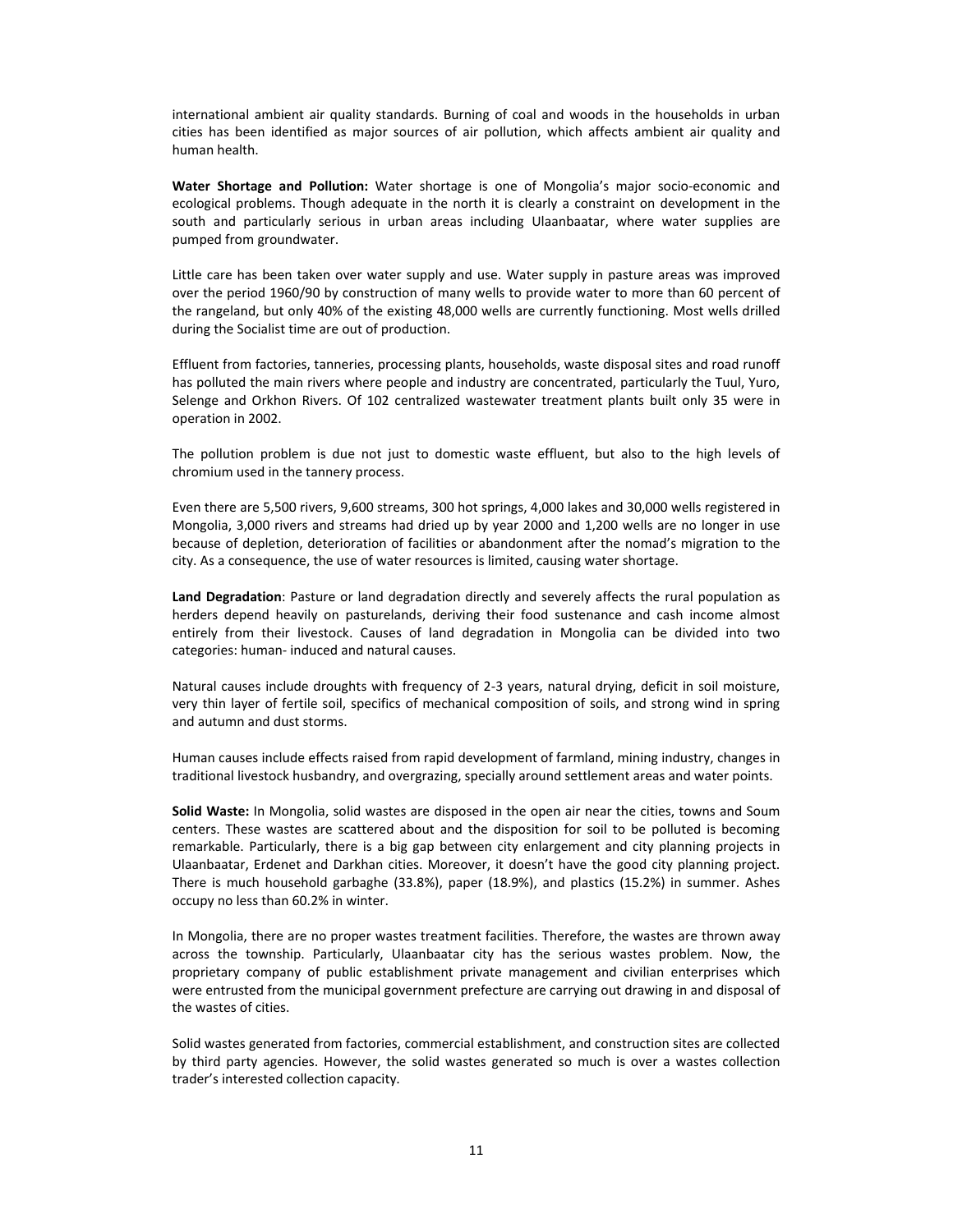international ambient air quality standards. Burning of coal and woods in the households in urban cities has been identified as major sources of air pollution, which affects ambient air quality and human health.

**Water Shortage and Pollution:** Water shortage is one of Mongolia's major socio-economic and ecological problems. Though adequate in the north it is clearly a constraint on development in the south and particularly serious in urban areas including Ulaanbaatar, where water supplies are pumped from groundwater.

Little care has been taken over water supply and use. Water supply in pasture areas was improved over the period 1960/90 by construction of many wells to provide water to more than 60 percent of the rangeland, but only 40% of the existing 48,000 wells are currently functioning. Most wells drilled during the Socialist time are out of production.

Effluent from factories, tanneries, processing plants, households, waste disposal sites and road runoff has polluted the main rivers where people and industry are concentrated, particularly the Tuul, Yuro, Selenge and Orkhon Rivers. Of 102 centralized wastewater treatment plants built only 35 were in operation in 2002.

The pollution problem is due not just to domestic waste effluent, but also to the high levels of chromium used in the tannery process.

Even there are 5,500 rivers, 9,600 streams, 300 hot springs, 4,000 lakes and 30,000 wells registered in Mongolia, 3,000 rivers and streams had dried up by year 2000 and 1,200 wells are no longer in use because of depletion, deterioration of facilities or abandonment after the nomad's migration to the city. As a consequence, the use of water resources is limited, causing water shortage.

**Land Degradation**: Pasture or land degradation directly and severely affects the rural population as herders depend heavily on pasturelands, deriving their food sustenance and cash income almost entirely from their livestock. Causes of land degradation in Mongolia can be divided into two categories: human- induced and natural causes.

Natural causes include droughts with frequency of 2-3 years, natural drying, deficit in soil moisture, very thin layer of fertile soil, specifics of mechanical composition of soils, and strong wind in spring and autumn and dust storms.

Human causes include effects raised from rapid development of farmland, mining industry, changes in traditional livestock husbandry, and overgrazing, specially around settlement areas and water points.

**Solid Waste:** In Mongolia, solid wastes are disposed in the open air near the cities, towns and Soum centers. These wastes are scattered about and the disposition for soil to be polluted is becoming remarkable. Particularly, there is a big gap between city enlargement and city planning projects in Ulaanbaatar, Erdenet and Darkhan cities. Moreover, it doesn't have the good city planning project. There is much household garbaghe (33.8%), paper (18.9%), and plastics (15.2%) in summer. Ashes occupy no less than 60.2% in winter.

In Mongolia, there are no proper wastes treatment facilities. Therefore, the wastes are thrown away across the township. Particularly, Ulaanbaatar city has the serious wastes problem. Now, the proprietary company of public establishment private management and civilian enterprises which were entrusted from the municipal government prefecture are carrying out drawing in and disposal of the wastes of cities.

Solid wastes generated from factories, commercial establishment, and construction sites are collected by third party agencies. However, the solid wastes generated so much is over a wastes collection trader's interested collection capacity.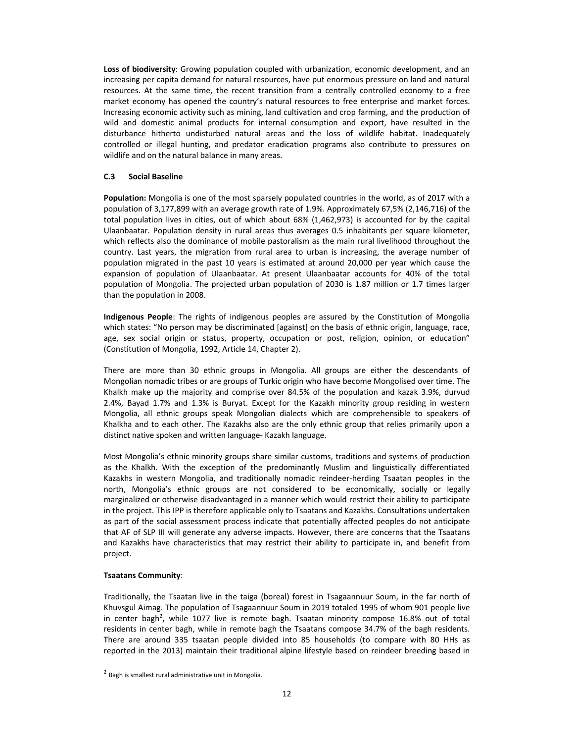**Loss of biodiversity**: Growing population coupled with urbanization, economic development, and an increasing per capita demand for natural resources, have put enormous pressure on land and natural resources. At the same time, the recent transition from a centrally controlled economy to a free market economy has opened the country's natural resources to free enterprise and market forces. Increasing economic activity such as mining, land cultivation and crop farming, and the production of wild and domestic animal products for internal consumption and export, have resulted in the disturbance hitherto undisturbed natural areas and the loss of wildlife habitat. Inadequately controlled or illegal hunting, and predator eradication programs also contribute to pressures on wildlife and on the natural balance in many areas.

### C.3 Social Baseline

**Population:** Mongolia is one of the most sparsely populated countries in the world, as of 2017 with a population of 3,177,899 with an average growth rate of 1.9%. Approximately 67,5% (2,146,716) of the total population lives in cities, out of which about 68% (1,462,973) is accounted for by the capital Ulaanbaatar. Population density in rural areas thus averages 0.5 inhabitants per square kilometer, which reflects also the dominance of mobile pastoralism as the main rural livelihood throughout the country. Last years, the migration from rural area to urban is increasing, the average number of population migrated in the past 10 years is estimated at around 20,000 per year which cause the expansion of population of Ulaanbaatar. At present Ulaanbaatar accounts for 40% of the total population of Mongolia. The projected urban population of 2030 is 1.87 million or 1.7 times larger than the population in 2008.

**Indigenous People**: The rights of indigenous peoples are assured by the Constitution of Mongolia which states: "No person may be discriminated [against] on the basis of ethnic origin, language, race, age, sex social origin or status, property, occupation or post, religion, opinion, or education" (Constitution of Mongolia, 1992, Article 14, Chapter 2).

There are more than 30 ethnic groups in Mongolia. All groups are either the descendants of Mongolian nomadic tribes or are groups of Turkic origin who have become Mongolised over time. The Khalkh make up the majority and comprise over 84.5% of the population and kazak 3.9%, durvud 2.4%, Bayad 1.7% and 1.3% is Buryat. Except for the Kazakh minority group residing in western Mongolia, all ethnic groups speak Mongolian dialects which are comprehensible to speakers of Khalkha and to each other. The Kazakhs also are the only ethnic group that relies primarily upon a distinct native spoken and written language- Kazakh language.

Most Mongolia's ethnic minority groups share similar customs, traditions and systems of production as the Khalkh. With the exception of the predominantly Muslim and linguistically differentiated Kazakhs in western Mongolia, and traditionally nomadic reindeer-herding Tsaatan peoples in the north, Mongolia's ethnic groups are not considered to be economically, socially or legally marginalized or otherwise disadvantaged in a manner which would restrict their ability to participate in the project. This IPP is therefore applicable only to Tsaatans and Kazakhs. Consultations undertaken as part of the social assessment process indicate that potentially affected peoples do not anticipate that AF of SLP III will generate any adverse impacts. However, there are concerns that the Tsaatans and Kazakhs have characteristics that may restrict their ability to participate in, and benefit from project.

**Tsaatans Community**:

Traditionally, the Tsaatan live in the taiga (boreal) forest in Tsagaannuur Soum, in the far north of Khuvsgul Aimag. The population of Tsagaannuur Soum in 2019 totaled 1995 of whom 901 people live in center bagh[2], while 1077 live is remote bagh. Tsaatan minority compose 16.8% out of total residents in center bagh, while in remote bagh the Tsaatans compose 34.7% of the bagh residents. There are around 335 tsaatan people divided into 85 households (to compare with 80 HHs as reported in the 2013) maintain their traditional alpine lifestyle based on reindeer breeding based in

[2] Bagh is smallest rural administrative unit in Mongolia.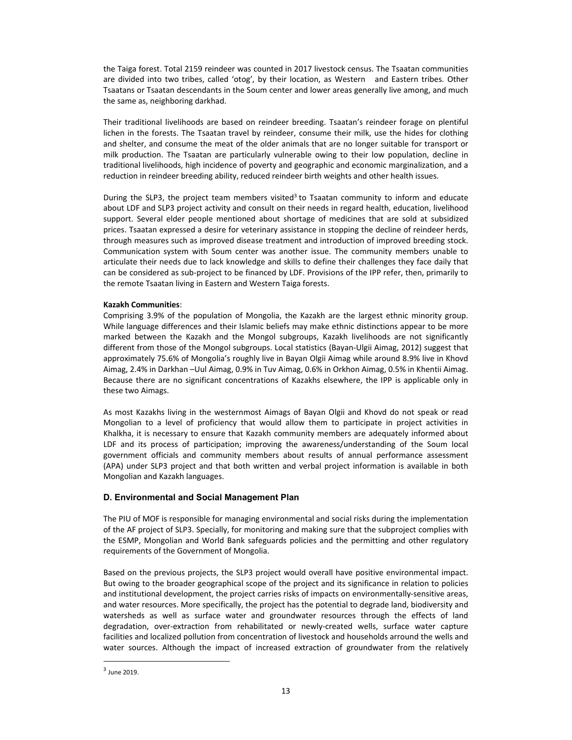the Taiga forest. Total 2159 reindeer was counted in 2017 livestock census. The Tsaatan communities are divided into two tribes, called 'otog', by their location, as Western and Eastern tribes. Other Tsaatans or Tsaatan descendants in the Soum center and lower areas generally live among, and much the same as, neighboring darkhad.

Their traditional livelihoods are based on reindeer breeding. Tsaatan's reindeer forage on plentiful lichen in the forests. The Tsaatan travel by reindeer, consume their milk, use the hides for clothing and shelter, and consume the meat of the older animals that are no longer suitable for transport or milk production. The Tsaatan are particularly vulnerable owing to their low population, decline in traditional livelihoods, high incidence of poverty and geographic and economic marginalization, and a reduction in reindeer breeding ability, reduced reindeer birth weights and other health issues.

During the SLP3, the project team members visited[3] to Tsaatan community to inform and educate about LDF and SLP3 project activity and consult on their needs in regard health, education, livelihood support. Several elder people mentioned about shortage of medicines that are sold at subsidized prices. Tsaatan expressed a desire for veterinary assistance in stopping the decline of reindeer herds, through measures such as improved disease treatment and introduction of improved breeding stock. Communication system with Soum center was another issue. The community members unable to articulate their needs due to lack knowledge and skills to define their challenges they face daily that can be considered as sub-project to be financed by LDF. Provisions of the IPP refer, then, primarily to the remote Tsaatan living in Eastern and Western Taiga forests.

**Kazakh Communities**:
Comprising 3.9% of the population of Mongolia, the Kazakh are the largest ethnic minority group. While language differences and their Islamic beliefs may make ethnic distinctions appear to be more marked between the Kazakh and the Mongol subgroups, Kazakh livelihoods are not significantly different from those of the Mongol subgroups. Local statistics (Bayan-Ulgii Aimag, 2012) suggest that approximately 75.6% of Mongolia's roughly live in Bayan Olgii Aimag while around 8.9% live in Khovd Aimag, 2.4% in Darkhan –Uul Aimag, 0.9% in Tuv Aimag, 0.6% in Orkhon Aimag, 0.5% in Khentii Aimag. Because there are no significant concentrations of Kazakhs elsewhere, the IPP is applicable only in these two Aimags.

As most Kazakhs living in the westernmost Aimags of Bayan Olgii and Khovd do not speak or read Mongolian to a level of proficiency that would allow them to participate in project activities in Khalkha, it is necessary to ensure that Kazakh community members are adequately informed about LDF and its process of participation; improving the awareness/understanding of the Soum local government officials and community members about results of annual performance assessment (APA) under SLP3 project and that both written and verbal project information is available in both Mongolian and Kazakh languages.

### D. Environmental and Social Management Plan

The PIU of MOF is responsible for managing environmental and social risks during the implementation of the AF project of SLP3. Specially, for monitoring and making sure that the subproject complies with the ESMP, Mongolian and World Bank safeguards policies and the permitting and other regulatory requirements of the Government of Mongolia.

Based on the previous projects, the SLP3 project would overall have positive environmental impact. But owing to the broader geographical scope of the project and its significance in relation to policies and institutional development, the project carries risks of impacts on environmentally-sensitive areas, and water resources. More specifically, the project has the potential to degrade land, biodiversity and watersheds as well as surface water and groundwater resources through the effects of land degradation, over-extraction from rehabilitated or newly-created wells, surface water capture facilities and localized pollution from concentration of livestock and households arround the wells and water sources. Although the impact of increased extraction of groundwater from the relatively

[3] June 2019.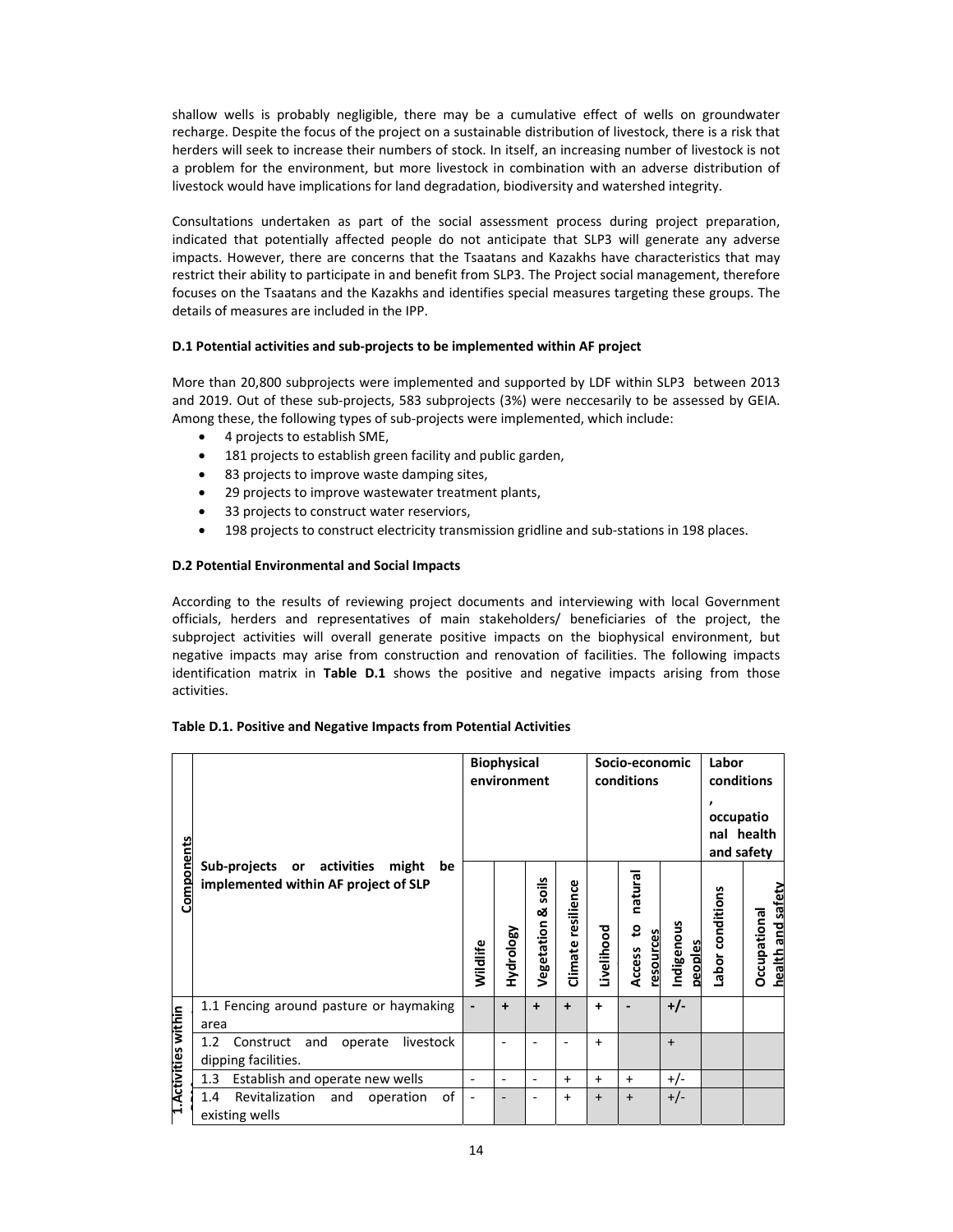shallow wells is probably negligible, there may be a cumulative effect of wells on groundwater recharge. Despite the focus of the project on a sustainable distribution of livestock, there is a risk that herders will seek to increase their numbers of stock. In itself, an increasing number of livestock is not a problem for the environment, but more livestock in combination with an adverse distribution of livestock would have implications for land degradation, biodiversity and watershed integrity.

Consultations undertaken as part of the social assessment process during project preparation, indicated that potentially affected people do not anticipate that SLP3 will generate any adverse impacts. However, there are concerns that the Tsaatans and Kazakhs have characteristics that may restrict their ability to participate in and benefit from SLP3. The Project social management, therefore focuses on the Tsaatans and the Kazakhs and identifies special measures targeting these groups. The details of measures are included in the IPP.

**D.1 Potential activities and sub-projects to be implemented within AF project**

More than 20,800 subprojects were implemented and supported by LDF within SLP3 between 2013 and 2019. Out of these sub-projects, 583 subprojects (3%) were neccesarily to be assessed by GEIA. Among these, the following types of sub-projects were implemented, which include:

- 4 projects to establish SME,
- 181 projects to establish green facility and public garden,
- 83 projects to improve waste damping sites,
- 29 projects to improve wastewater treatment plants,
- 33 projects to construct water reserviors,
- 198 projects to construct electricity transmission gridline and sub-stations in 198 places.

**D.2 Potential Environmental and Social Impacts**

According to the results of reviewing project documents and interviewing with local Government officials, herders and representatives of main stakeholders/ beneficiaries of the project, the subproject activities will overall generate positive impacts on the biophysical environment, but negative impacts may arise from construction and renovation of facilities. The following impacts identification matrix in **Table D.1** shows the positive and negative impacts arising from those activities.

**Table D.1. Positive and Negative Impacts from Potential Activities**

| Components | Sub-projects or activities might be implemented within AF project of SLP | Biophysical environment | | | | Socio-economic conditions | | | Labor conditions, occupational health and safety | |
|---|---|---|---|---|---|---|---|---|---|---|
| | | Wildlife | Hydrology | Vegetation & soils | Climate resilience | Livelihood | Access to natural resources | Indigenous peoples | Labor conditions | Occupational health and safety |
| 1.Activities within | 1.1 Fencing around pasture or haymaking area | - | + | + | + | + | - | +/- | | |
| | 1.2 Construct and operate livestock dipping facilities. | | - | - | - | + | | + | | |
| | 1.3 Establish and operate new wells | - | - | - | + | + | + | +/- | | |
| | 1.4 Revitalization and operation of existing wells | - | - | - | + | + | + | +/- | | |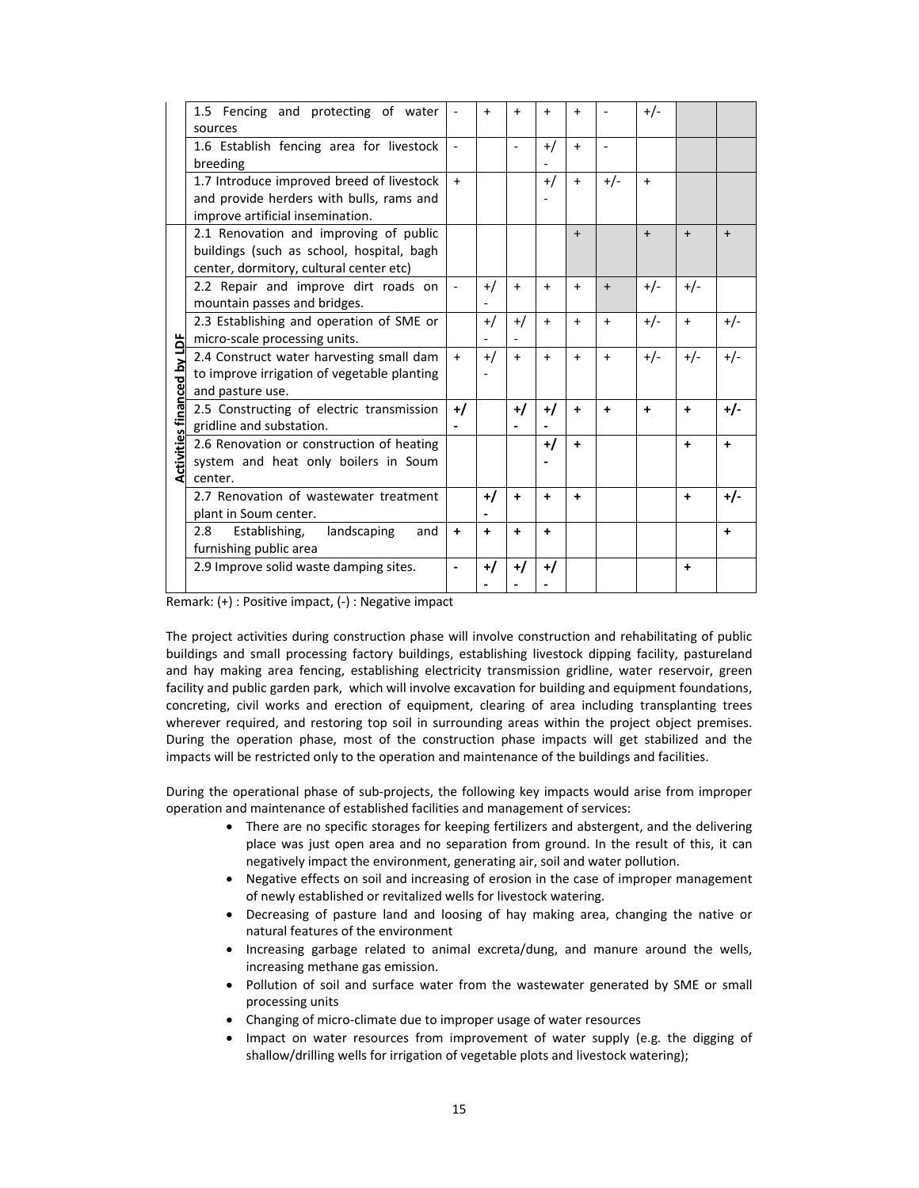| | | | | | | | | | | |
|---|---|---|---|---|---|---|---|---|---|---|
| | 1.5 Fencing and protecting of water sources | - | + | + | + | + | - | +/- | | |
| | 1.6 Establish fencing area for livestock breeding | - | | - | +/- | + | - | | | |
| | 1.7 Introduce improved breed of livestock and provide herders with bulls, rams and improve artificial insemination. | + | | | +/- | + | +/- | + | | |
| **Activities financed by LDF** | 2.1 Renovation and improving of public buildings (such as school, hospital, bagh center, dormitory, cultural center etc) | | | | | + | | + | + | + |
| | 2.2 Repair and improve dirt roads on mountain passes and bridges. | - | +/- | + | + | + | + | +/- | +/- | |
| | 2.3 Establishing and operation of SME or micro-scale processing units. | | +/- | +/- | + | + | + | +/- | + | +/- |
| | 2.4 Construct water harvesting small dam to improve irrigation of vegetable planting and pasture use. | + | +/- | + | + | + | + | +/- | +/- | +/- |
| | 2.5 Constructing of electric transmission gridline and substation. | **+/-** | | **+/-** | **+/-** | **+** | **+** | **+** | **+** | **+/-** |
| | 2.6 Renovation or construction of heating system and heat only boilers in Soum center. | | | | **+/-** | **+** | | | **+** | **+** |
| | 2.7 Renovation of wastewater treatment plant in Soum center. | | **+/-** | **+** | **+** | **+** | | | **+** | **+/-** |
| | 2.8 Establishing, landscaping and furnishing public area | **+** | **+** | **+** | **+** | | | | | **+** |
| | 2.9 Improve solid waste damping sites. | **-** | **+/-** | **+/-** | **+/-** | | | | **+** | |

Remark: (+) : Positive impact, (-) : Negative impact

The project activities during construction phase will involve construction and rehabilitating of public buildings and small processing factory buildings, establishing livestock dipping facility, pastureland and hay making area fencing, establishing electricity transmission gridline, water reservoir, green facility and public garden park, which will involve excavation for building and equipment foundations, concreting, civil works and erection of equipment, clearing of area including transplanting trees wherever required, and restoring top soil in surrounding areas within the project object premises. During the operation phase, most of the construction phase impacts will get stabilized and the impacts will be restricted only to the operation and maintenance of the buildings and facilities.

During the operational phase of sub-projects, the following key impacts would arise from improper operation and maintenance of established facilities and management of services:

- There are no specific storages for keeping fertilizers and abstergent, and the delivering place was just open area and no separation from ground. In the result of this, it can negatively impact the environment, generating air, soil and water pollution.
- Negative effects on soil and increasing of erosion in the case of improper management of newly established or revitalized wells for livestock watering.
- Decreasing of pasture land and loosing of hay making area, changing the native or natural features of the environment
- Increasing garbage related to animal excreta/dung, and manure around the wells, increasing methane gas emission.
- Pollution of soil and surface water from the wastewater generated by SME or small processing units
- Changing of micro-climate due to improper usage of water resources
- Impact on water resources from improvement of water supply (e.g. the digging of shallow/drilling wells for irrigation of vegetable plots and livestock watering);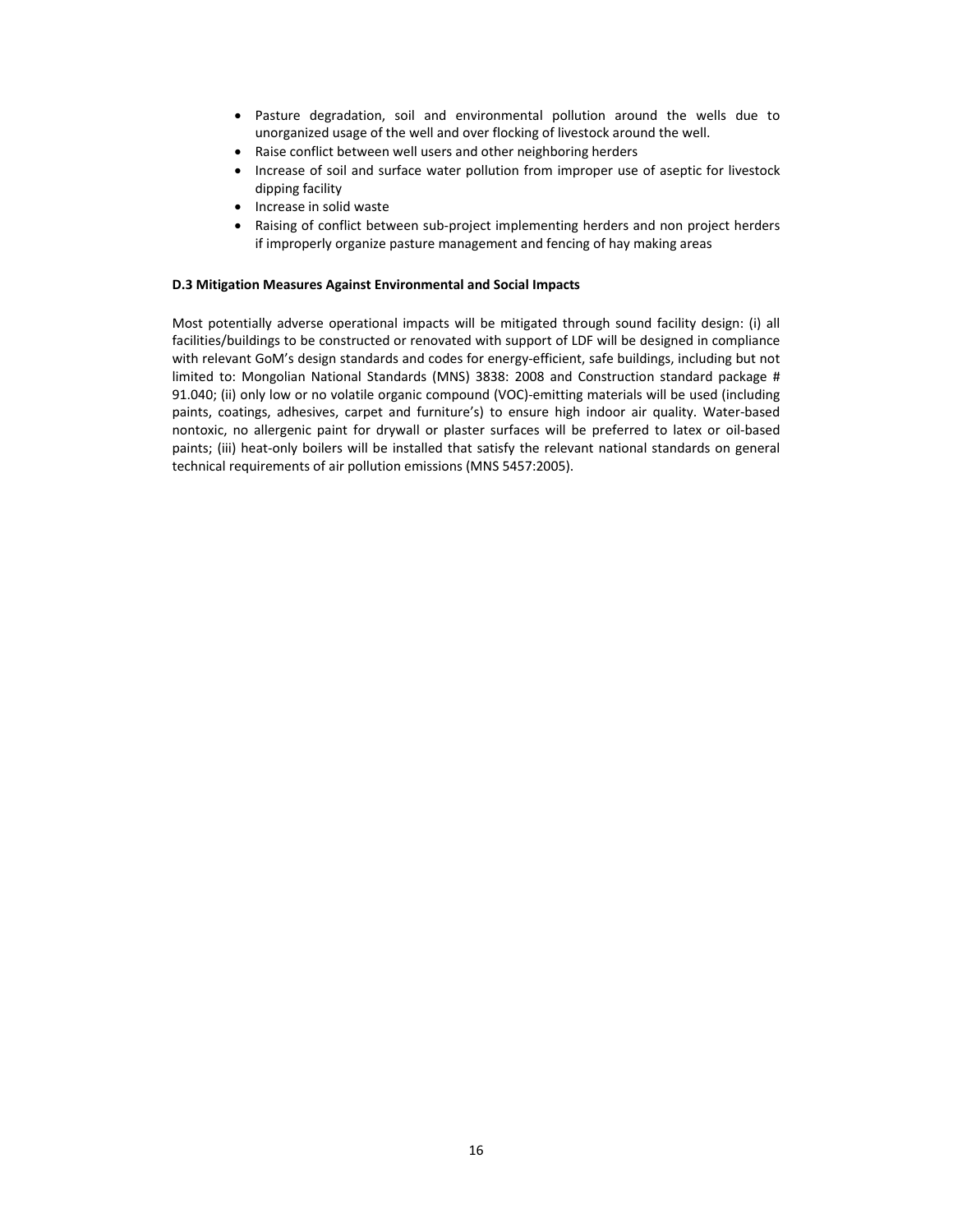- Pasture degradation, soil and environmental pollution around the wells due to unorganized usage of the well and over flocking of livestock around the well.
- Raise conflict between well users and other neighboring herders
- Increase of soil and surface water pollution from improper use of aseptic for livestock dipping facility
- Increase in solid waste
- Raising of conflict between sub-project implementing herders and non project herders if improperly organize pasture management and fencing of hay making areas

**D.3 Mitigation Measures Against Environmental and Social Impacts**

Most potentially adverse operational impacts will be mitigated through sound facility design: (i) all facilities/buildings to be constructed or renovated with support of LDF will be designed in compliance with relevant GoM's design standards and codes for energy-efficient, safe buildings, including but not limited to: Mongolian National Standards (MNS) 3838: 2008 and Construction standard package # 91.040; (ii) only low or no volatile organic compound (VOC)-emitting materials will be used (including paints, coatings, adhesives, carpet and furniture's) to ensure high indoor air quality. Water-based nontoxic, no allergenic paint for drywall or plaster surfaces will be preferred to latex or oil-based paints; (iii) heat-only boilers will be installed that satisfy the relevant national standards on general technical requirements of air pollution emissions (MNS 5457:2005).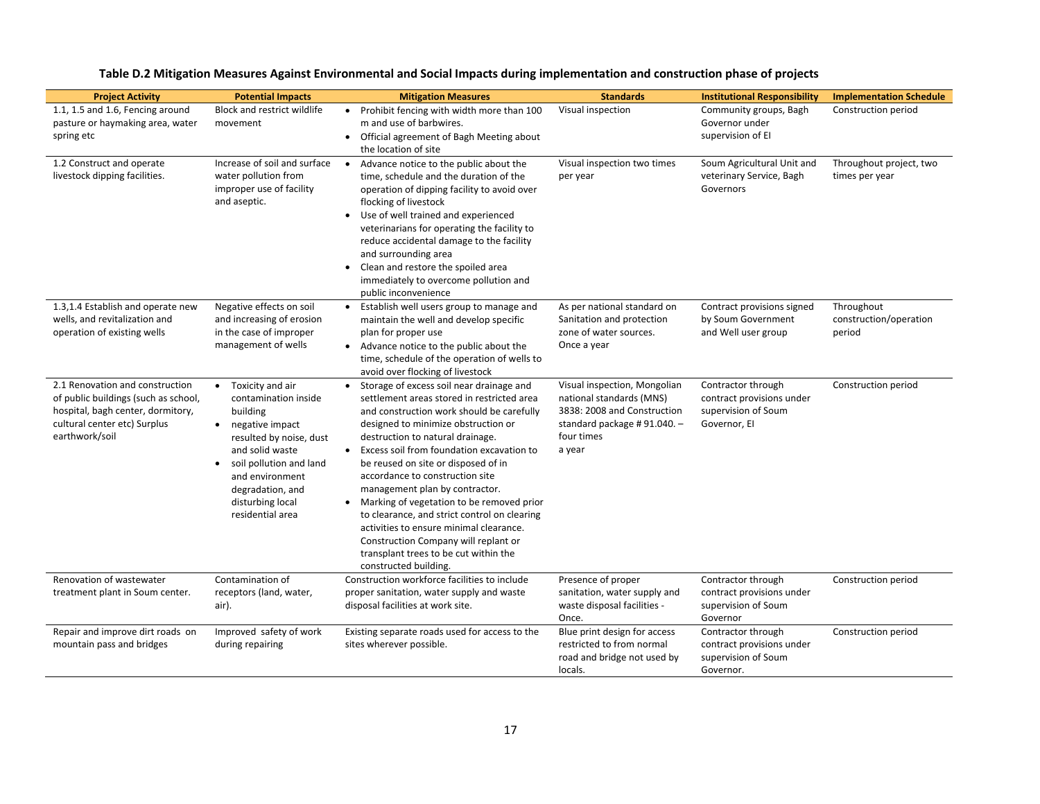**Table D.2 Mitigation Measures Against Environmental and Social Impacts during implementation and construction phase of projects**

| Project Activity | Potential Impacts | Mitigation Measures | Standards | Institutional Responsibility | Implementation Schedule |
|---|---|---|---|---|---|
| 1.1, 1.5 and 1.6, Fencing around pasture or haymaking area, water spring etc | Block and restrict wildlife movement | • Prohibit fencing with width more than 100 m and use of barbwires.<br>• Official agreement of Bagh Meeting about the location of site | Visual inspection | Community groups, Bagh Governor under supervision of EI | Construction period |
| 1.2 Construct and operate livestock dipping facilities. | Increase of soil and surface water pollution from improper use of facility and aseptic. | • Advance notice to the public about the time, schedule and the duration of the operation of dipping facility to avoid over flocking of livestock<br>• Use of well trained and experienced veterinarians for operating the facility to reduce accidental damage to the facility and surrounding area<br>• Clean and restore the spoiled area immediately to overcome pollution and public inconvenience | Visual inspection two times per year | Soum Agricultural Unit and veterinary Service, Bagh Governors | Throughout project, two times per year |
| 1.3,1.4 Establish and operate new wells, and revitalization and operation of existing wells | Negative effects on soil and increasing of erosion in the case of improper management of wells | • Establish well users group to manage and maintain the well and develop specific plan for proper use<br>• Advance notice to the public about the time, schedule of the operation of wells to avoid over flocking of livestock | As per national standard on Sanitation and protection zone of water sources. Once a year | Contract provisions signed by Soum Government and Well user group | Throughout construction/operation period |
| 2.1 Renovation and construction of public buildings (such as school, hospital, bagh center, dormitory, cultural center etc) Surplus earthwork/soil | • Toxicity and air contamination inside building<br>• negative impact resulted by noise, dust and solid waste<br>• soil pollution and land and environment degradation, and disturbing local residential area | • Storage of excess soil near drainage and settlement areas stored in restricted area and construction work should be carefully designed to minimize obstruction or destruction to natural drainage.<br>• Excess soil from foundation excavation to be reused on site or disposed of in accordance to construction site management plan by contractor.<br>• Marking of vegetation to be removed prior to clearance, and strict control on clearing activities to ensure minimal clearance. Construction Company will replant or transplant trees to be cut within the constructed building. | Visual inspection, Mongolian national standards (MNS) 3838: 2008 and Construction standard package # 91.040. – four times a year | Contractor through contract provisions under supervision of Soum Governor, EI | Construction period |
| Renovation of wastewater treatment plant in Soum center. | Contamination of receptors (land, water, air). | Construction workforce facilities to include proper sanitation, water supply and waste disposal facilities at work site. | Presence of proper sanitation, water supply and waste disposal facilities - Once. | Contractor through contract provisions under supervision of Soum Governor | Construction period |
| Repair and improve dirt roads on mountain pass and bridges | Improved safety of work during repairing | Existing separate roads used for access to the sites wherever possible. | Blue print design for access restricted to from normal road and bridge not used by locals. | Contractor through contract provisions under supervision of Soum Governor. | Construction period |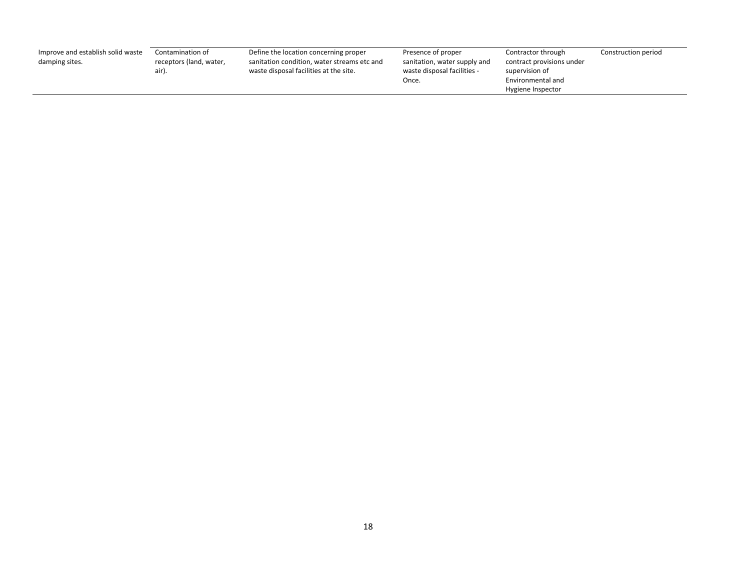| | | | | | |
|---|---|---|---|---|---|
| Improve and establish solid waste damping sites. | Contamination of receptors (land, water, air). | Define the location concerning proper sanitation condition, water streams etc and waste disposal facilities at the site. | Presence of proper sanitation, water supply and waste disposal facilities - Once. | Contractor through contract provisions under supervision of Environmental and Hygiene Inspector | Construction period |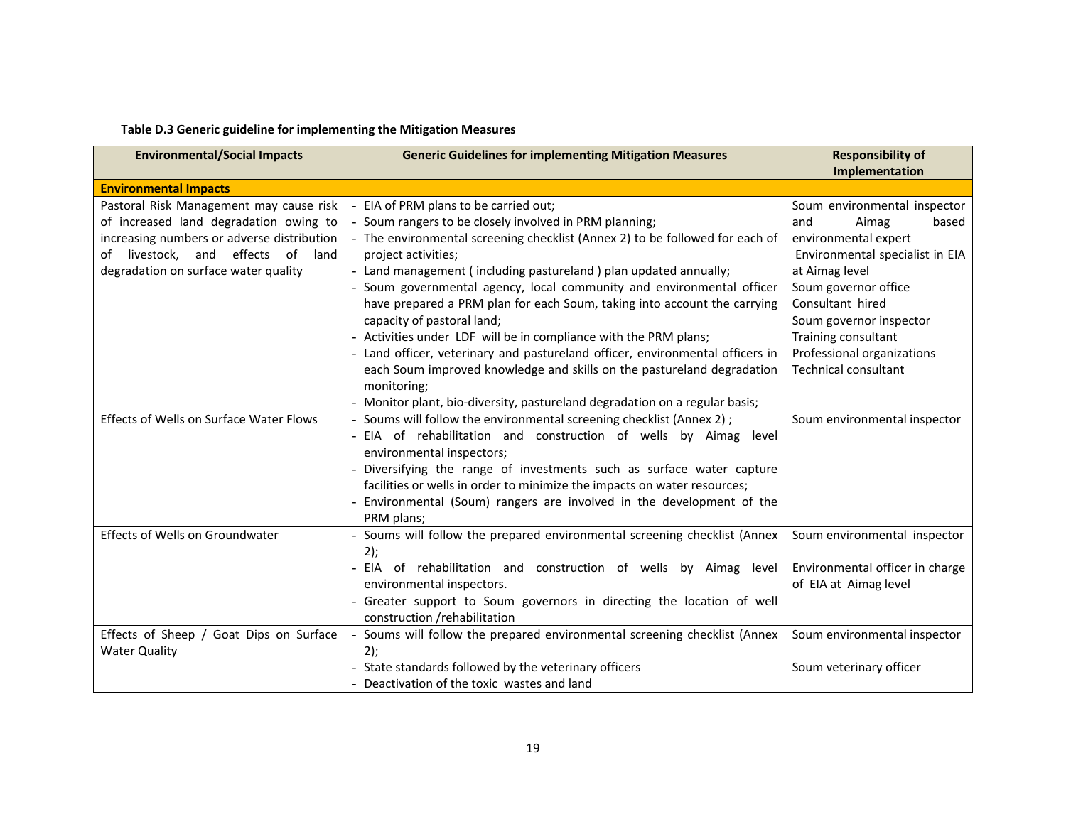**Table D.3 Generic guideline for implementing the Mitigation Measures**

| Environmental/Social Impacts | Generic Guidelines for implementing Mitigation Measures | Responsibility of Implementation |
|---|---|---|
| **Environmental Impacts** | | |
| Pastoral Risk Management may cause risk of increased land degradation owing to increasing numbers or adverse distribution of livestock, and effects of land degradation on surface water quality | - EIA of PRM plans to be carried out;<br>- Soum rangers to be closely involved in PRM planning;<br>- The environmental screening checklist (Annex 2) to be followed for each of project activities;<br>- Land management ( including pastureland ) plan updated annually;<br>- Soum governmental agency, local community and environmental officer have prepared a PRM plan for each Soum, taking into account the carrying capacity of pastoral land;<br>- Activities under LDF will be in compliance with the PRM plans;<br>- Land officer, veterinary and pastureland officer, environmental officers in each Soum improved knowledge and skills on the pastureland degradation monitoring;<br>- Monitor plant, bio-diversity, pastureland degradation on a regular basis; | Soum environmental inspector and Aimag based environmental expert<br>Environmental specialist in EIA at Aimag level<br>Soum governor office<br>Consultant hired<br>Soum governor inspector<br>Training consultant<br>Professional organizations<br>Technical consultant |
| Effects of Wells on Surface Water Flows | - Soums will follow the environmental screening checklist (Annex 2) ;<br>- EIA of rehabilitation and construction of wells by Aimag level environmental inspectors;<br>- Diversifying the range of investments such as surface water capture facilities or wells in order to minimize the impacts on water resources;<br>- Environmental (Soum) rangers are involved in the development of the PRM plans; | Soum environmental inspector |
| Effects of Wells on Groundwater | - Soums will follow the prepared environmental screening checklist (Annex 2);<br>- EIA of rehabilitation and construction of wells by Aimag level environmental inspectors.<br>- Greater support to Soum governors in directing the location of well construction /rehabilitation | Soum environmental inspector<br><br>Environmental officer in charge of EIA at Aimag level |
| Effects of Sheep / Goat Dips on Surface Water Quality | - Soums will follow the prepared environmental screening checklist (Annex 2);<br>- State standards followed by the veterinary officers<br>- Deactivation of the toxic wastes and land | Soum environmental inspector<br><br>Soum veterinary officer |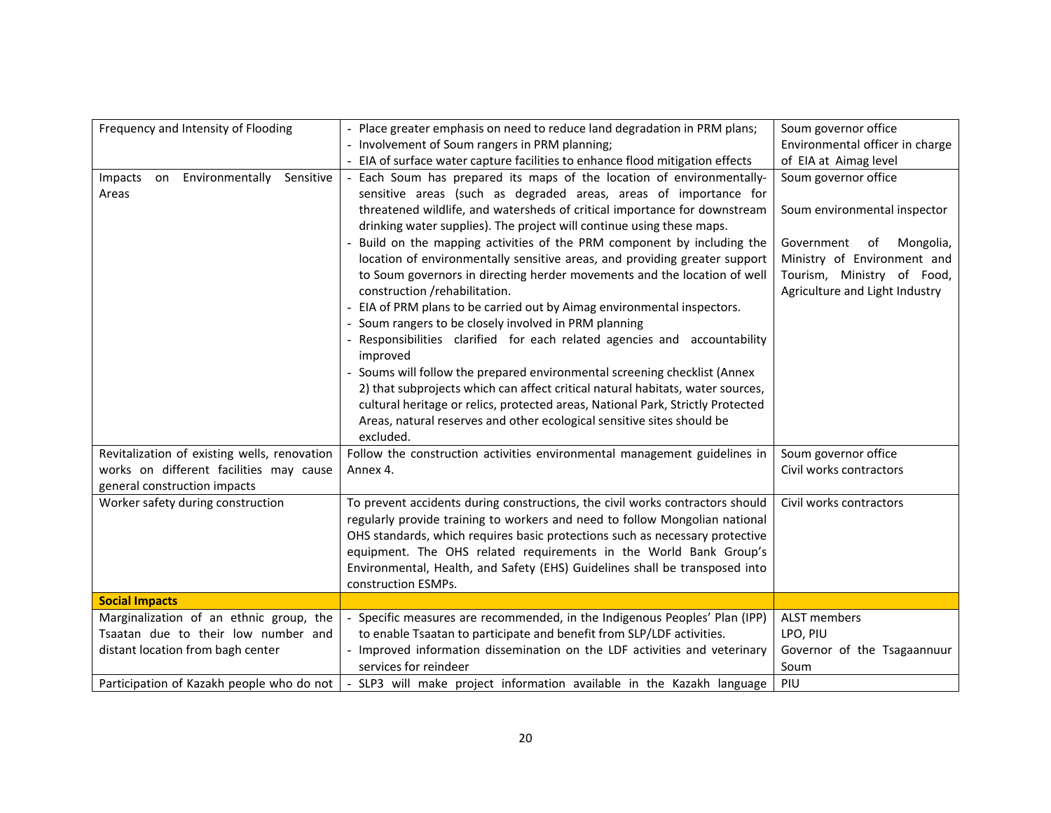| | | |
|---|---|---|
| Frequency and Intensity of Flooding | - Place greater emphasis on need to reduce land degradation in PRM plans;<br>- Involvement of Soum rangers in PRM planning;<br>- EIA of surface water capture facilities to enhance flood mitigation effects | Soum governor office<br>Environmental officer in charge of EIA at Aimag level |
| Impacts on Environmentally Sensitive Areas | - Each Soum has prepared its maps of the location of environmentally-sensitive areas (such as degraded areas, areas of importance for threatened wildlife, and watersheds of critical importance for downstream drinking water supplies). The project will continue using these maps.<br>- Build on the mapping activities of the PRM component by including the location of environmentally sensitive areas, and providing greater support to Soum governors in directing herder movements and the location of well construction /rehabilitation.<br>- EIA of PRM plans to be carried out by Aimag environmental inspectors.<br>- Soum rangers to be closely involved in PRM planning<br>- Responsibilities clarified for each related agencies and accountability improved<br>- Soums will follow the prepared environmental screening checklist (Annex 2) that subprojects which can affect critical natural habitats, water sources, cultural heritage or relics, protected areas, National Park, Strictly Protected Areas, natural reserves and other ecological sensitive sites should be excluded. | Soum governor office<br><br>Soum environmental inspector<br><br>Government of Mongolia, Ministry of Environment and Tourism, Ministry of Food, Agriculture and Light Industry |
| Revitalization of existing wells, renovation works on different facilities may cause general construction impacts | Follow the construction activities environmental management guidelines in Annex 4. | Soum governor office<br>Civil works contractors |
| Worker safety during construction | To prevent accidents during constructions, the civil works contractors should regularly provide training to workers and need to follow Mongolian national OHS standards, which requires basic protections such as necessary protective equipment. The OHS related requirements in the World Bank Group's Environmental, Health, and Safety (EHS) Guidelines shall be transposed into construction ESMPs. | Civil works contractors |
| **Social Impacts** | | |
| Marginalization of an ethnic group, the Tsaatan due to their low number and distant location from bagh center | - Specific measures are recommended, in the Indigenous Peoples' Plan (IPP) to enable Tsaatan to participate and benefit from SLP/LDF activities.<br>- Improved information dissemination on the LDF activities and veterinary services for reindeer | ALST members<br>LPO, PIU<br>Governor of the Tsagaannuur Soum |
| Participation of Kazakh people who do not | - SLP3 will make project information available in the Kazakh language | PIU |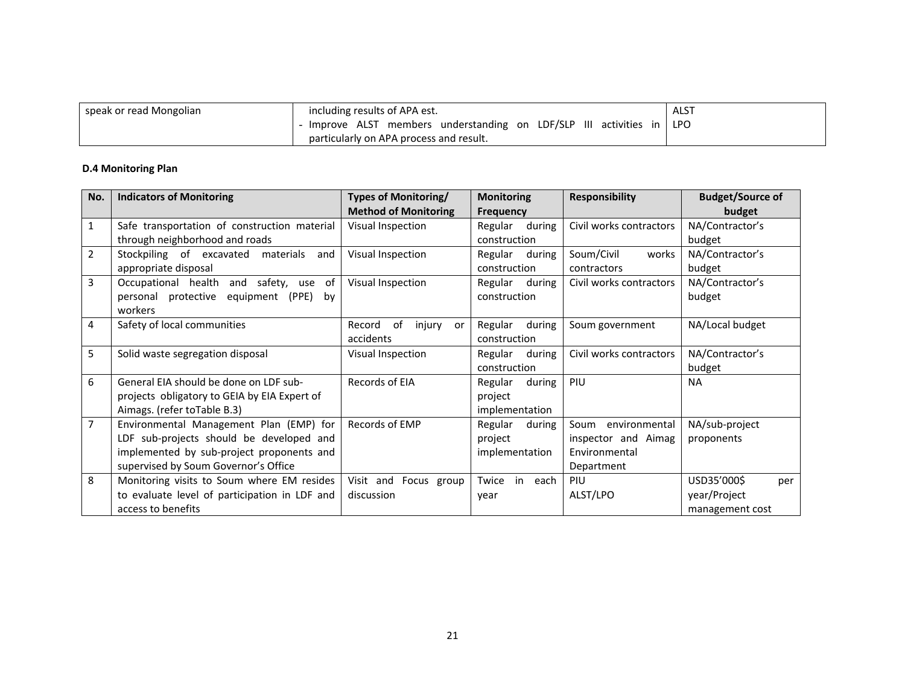| | | |
|---|---|---|
| speak or read Mongolian | including results of APA est.<br>- Improve ALST members understanding on LDF/SLP III activities in particularly on APA process and result. | ALST<br>LPO |

**D.4 Monitoring Plan**

| No. | Indicators of Monitoring | Types of Monitoring/ Method of Monitoring | Monitoring Frequency | Responsibility | Budget/Source of budget |
|---|---|---|---|---|---|
| 1 | Safe transportation of construction material through neighborhood and roads | Visual Inspection | Regular during construction | Civil works contractors | NA/Contractor's budget |
| 2 | Stockpiling of excavated materials and appropriate disposal | Visual Inspection | Regular during construction | Soum/Civil works contractors | NA/Contractor's budget |
| 3 | Occupational health and safety, use of personal protective equipment (PPE) by workers | Visual Inspection | Regular during construction | Civil works contractors | NA/Contractor's budget |
| 4 | Safety of local communities | Record of injury or accidents | Regular during construction | Soum government | NA/Local budget |
| 5 | Solid waste segregation disposal | Visual Inspection | Regular during construction | Civil works contractors | NA/Contractor's budget |
| 6 | General EIA should be done on LDF sub-projects obligatory to GEIA by EIA Expert of Aimags. (refer toTable B.3) | Records of EIA | Regular during project implementation | PIU | NA |
| 7 | Environmental Management Plan (EMP) for LDF sub-projects should be developed and implemented by sub-project proponents and supervised by Soum Governor's Office | Records of EMP | Regular during project implementation | Soum environmental inspector and Aimag Environmental Department | NA/sub-project proponents |
| 8 | Monitoring visits to Soum where EM resides to evaluate level of participation in LDF and access to benefits | Visit and Focus group discussion | Twice in each year | PIU<br>ALST/LPO | USD35'000$ per year/Project management cost |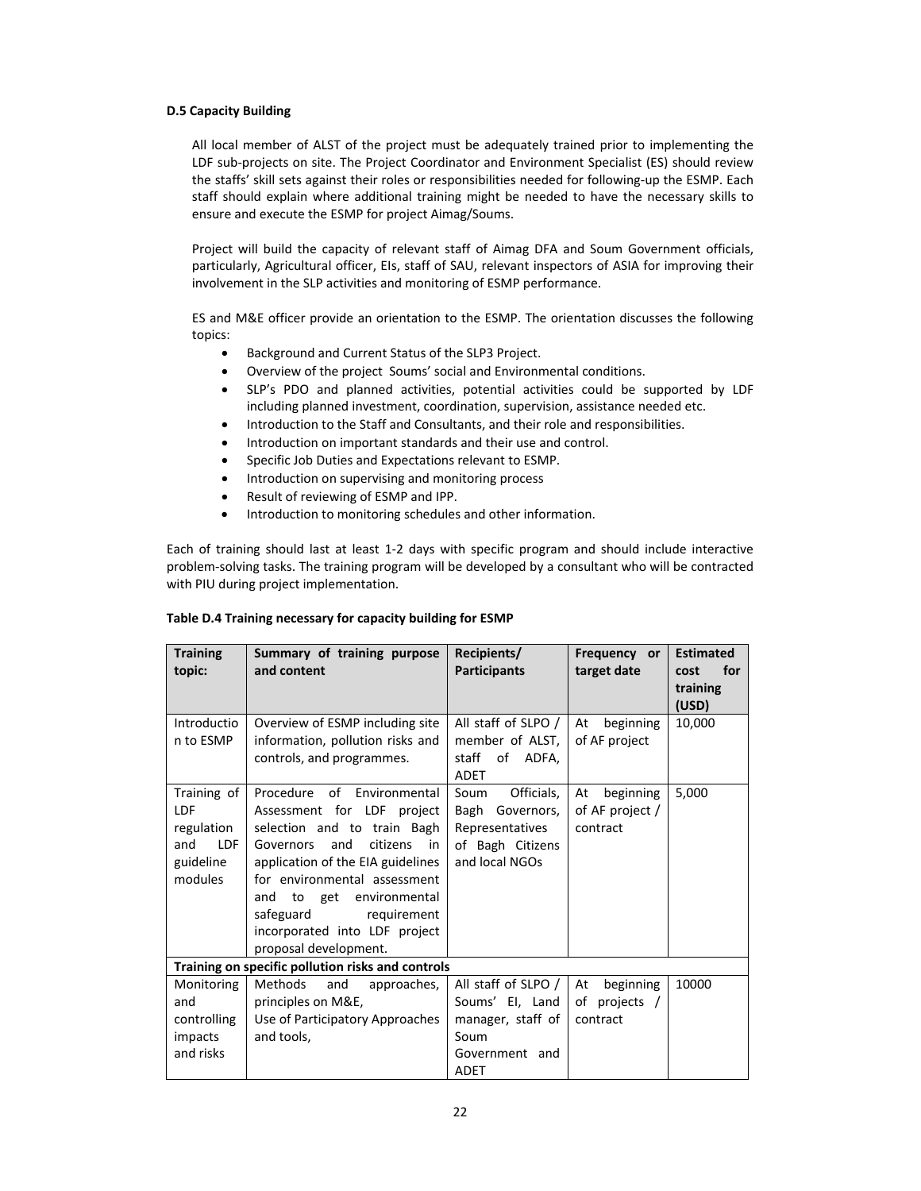**D.5 Capacity Building**

All local member of ALST of the project must be adequately trained prior to implementing the LDF sub-projects on site. The Project Coordinator and Environment Specialist (ES) should review the staffs' skill sets against their roles or responsibilities needed for following-up the ESMP. Each staff should explain where additional training might be needed to have the necessary skills to ensure and execute the ESMP for project Aimag/Soums.

Project will build the capacity of relevant staff of Aimag DFA and Soum Government officials, particularly, Agricultural officer, EIs, staff of SAU, relevant inspectors of ASIA for improving their involvement in the SLP activities and monitoring of ESMP performance.

ES and M&E officer provide an orientation to the ESMP. The orientation discusses the following topics:

- Background and Current Status of the SLP3 Project.
- Overview of the project Soums' social and Environmental conditions.
- SLP's PDO and planned activities, potential activities could be supported by LDF including planned investment, coordination, supervision, assistance needed etc.
- Introduction to the Staff and Consultants, and their role and responsibilities.
- Introduction on important standards and their use and control.
- Specific Job Duties and Expectations relevant to ESMP.
- Introduction on supervising and monitoring process
- Result of reviewing of ESMP and IPP.
- Introduction to monitoring schedules and other information.

Each of training should last at least 1-2 days with specific program and should include interactive problem-solving tasks. The training program will be developed by a consultant who will be contracted with PIU during project implementation.

**Table D.4 Training necessary for capacity building for ESMP**

| Training topic: | Summary of training purpose and content | Recipients/ Participants | Frequency or target date | Estimated cost for training (USD) |
|---|---|---|---|---|
| Introduction to ESMP | Overview of ESMP including site information, pollution risks and controls, and programmes. | All staff of SLPO / member of ALST, staff of ADFA, ADET | At beginning of AF project | 10,000 |
| Training of LDF regulation and LDF guideline modules | Procedure of Environmental Assessment for LDF project selection and to train Bagh Governors and citizens in application of the EIA guidelines for environmental assessment and to get environmental safeguard requirement incorporated into LDF project proposal development. | Soum Officials, Bagh Governors, Representatives of Bagh Citizens and local NGOs | At beginning of AF project / contract | 5,000 |
| **Training on specific pollution risks and controls** | | | | |
| Monitoring and controlling impacts and risks | Methods and approaches, principles on M&E, Use of Participatory Approaches and tools, | All staff of SLPO / Soums' EI, Land manager, staff of Soum Government and ADET | At beginning of projects / contract | 10000 |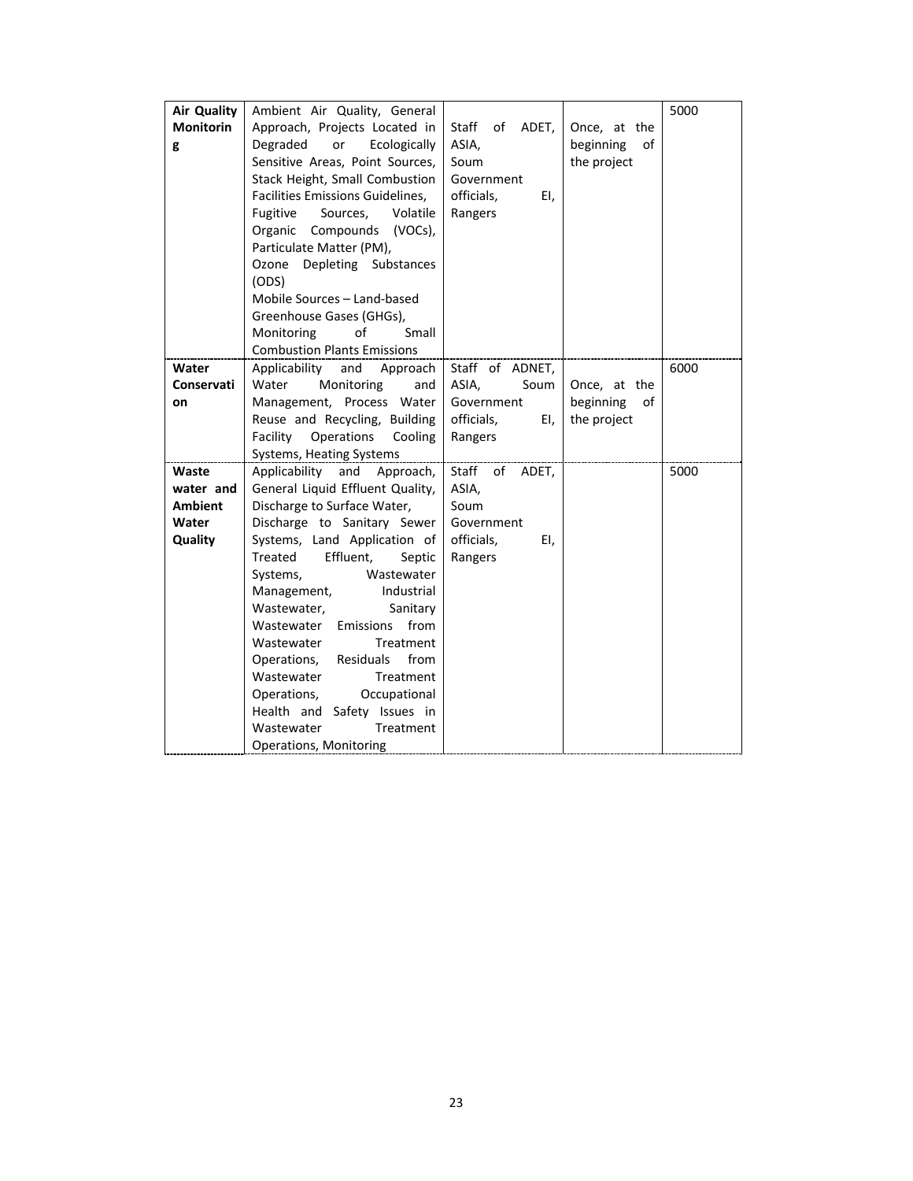| Air Quality Monitoring | Ambient Air Quality, General Approach, Projects Located in Degraded or Ecologically Sensitive Areas, Point Sources, Stack Height, Small Combustion Facilities Emissions Guidelines, Fugitive Sources, Volatile Organic Compounds (VOCs), Particulate Matter (PM), Ozone Depleting Substances (ODS) Mobile Sources – Land-based Greenhouse Gases (GHGs), Monitoring of Small Combustion Plants Emissions | Staff of ADET, ASIA, Soum Government officials, EI, Rangers | Once, at the beginning of the project | 5000 |
|---|---|---|---|---|
| **Water Conservation** | Applicability and Approach Water Monitoring and Management, Process Water Reuse and Recycling, Building Facility Operations Cooling Systems, Heating Systems | Staff of ADNET, ASIA, Soum Government officials, EI, Rangers | Once, at the beginning of the project | 6000 |
| **Waste water and Ambient Water Quality** | Applicability and Approach, General Liquid Effluent Quality, Discharge to Surface Water, Discharge to Sanitary Sewer Systems, Land Application of Treated Effluent, Septic Systems, Wastewater Management, Industrial Wastewater, Sanitary Wastewater Emissions from Wastewater Treatment Operations, Residuals from Wastewater Treatment Operations, Occupational Health and Safety Issues in Wastewater Treatment Operations, Monitoring | Staff of ADET, ASIA, Soum Government officials, EI, Rangers | | 5000 |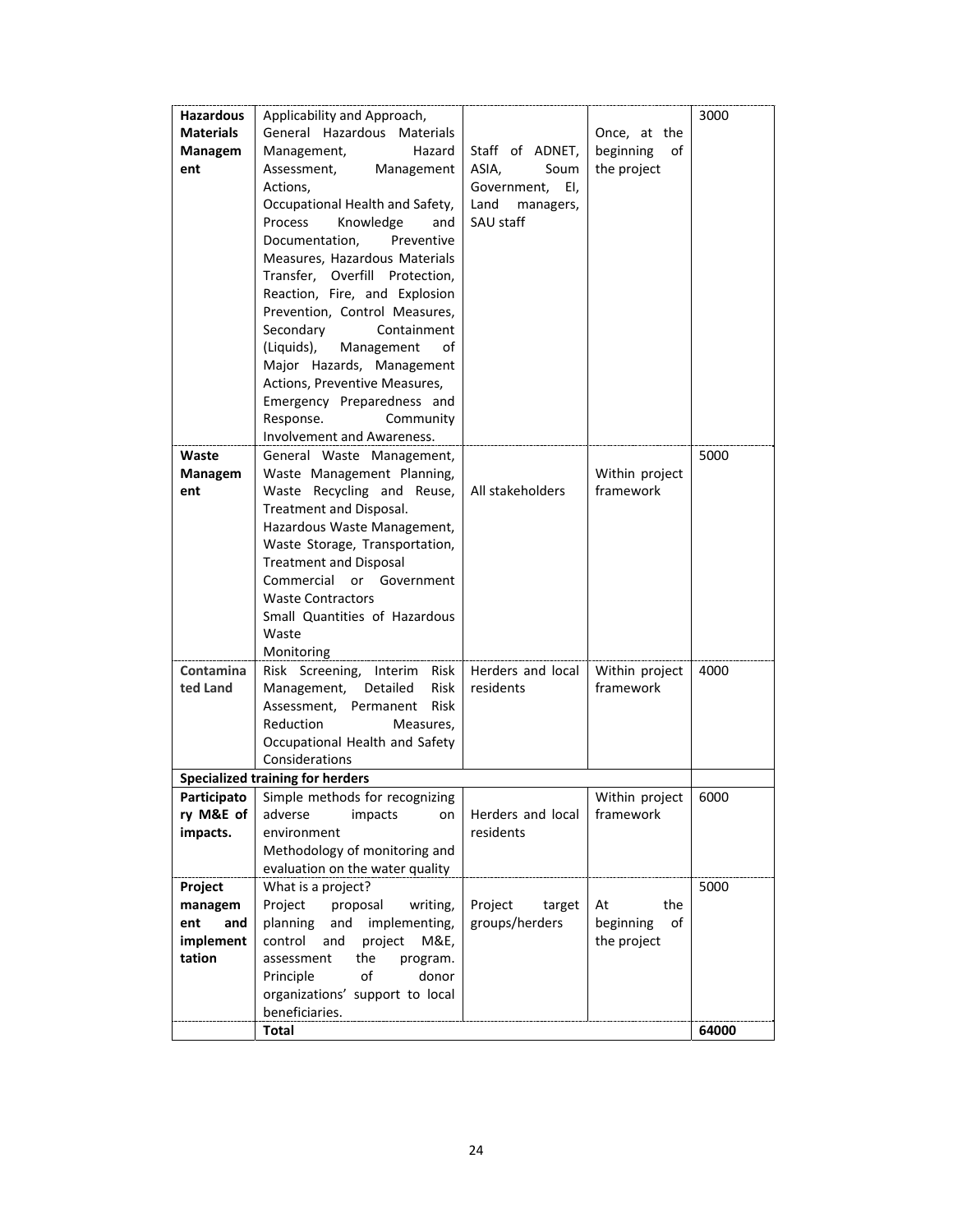| | | | | |
|---|---|---|---|---|
| **Hazardous Materials Management** | Applicability and Approach, General Hazardous Materials Management, Hazard Assessment, Management Actions, Occupational Health and Safety, Process Knowledge and Documentation, Preventive Measures, Hazardous Materials Transfer, Overfill Protection, Reaction, Fire, and Explosion Prevention, Control Measures, Secondary Containment (Liquids), Management of Major Hazards, Management Actions, Preventive Measures, Emergency Preparedness and Response. Community Involvement and Awareness. | Staff of ADNET, ASIA, Soum Government, EI, Land managers, SAU staff | Once, at the beginning of the project | 3000 |
| **Waste Management** | General Waste Management, Waste Management Planning, Waste Recycling and Reuse, Treatment and Disposal. Hazardous Waste Management, Waste Storage, Transportation, Treatment and Disposal Commercial or Government Waste Contractors Small Quantities of Hazardous Waste Monitoring | All stakeholders | Within project framework | 5000 |
| **Contaminated Land** | Risk Screening, Interim Risk Management, Detailed Risk Assessment, Permanent Risk Reduction Measures, Occupational Health and Safety Considerations | Herders and local residents | Within project framework | 4000 |
| **Specialized training for herders** | | | | |
| **Participatory M&E of impacts.** | Simple methods for recognizing adverse impacts on environment Methodology of monitoring and evaluation on the water quality | Herders and local residents | Within project framework | 6000 |
| **Project management and implementation** | What is a project? Project proposal writing, planning and implementing, control and project M&E, assessment the program. Principle of donor organizations' support to local beneficiaries. | Project target groups/herders | At the beginning of the project | 5000 |
| | **Total** | | | **64000** |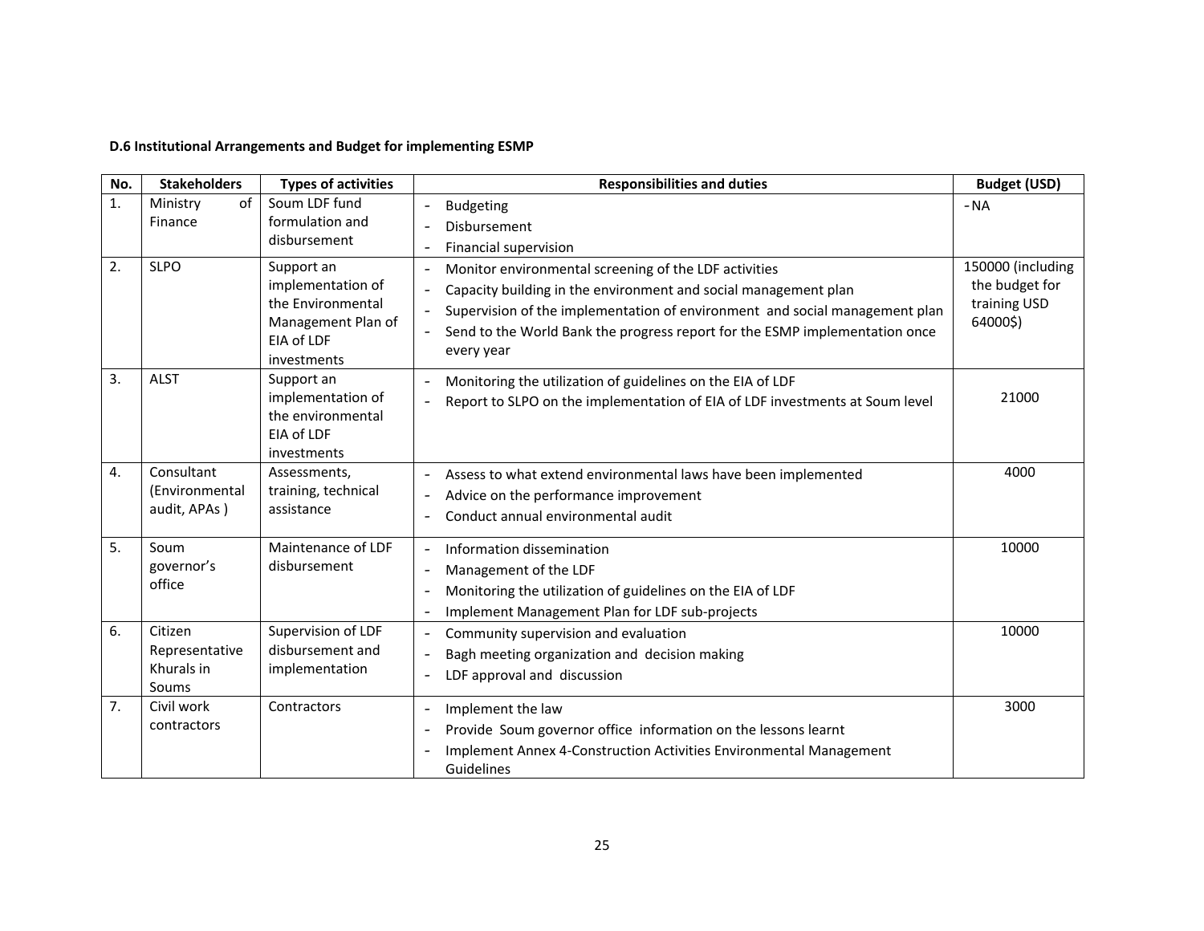**D.6 Institutional Arrangements and Budget for implementing ESMP**

| No. | Stakeholders | Types of activities | Responsibilities and duties | Budget (USD) |
|---|---|---|---|---|
| 1. | Ministry of Finance | Soum LDF fund formulation and disbursement | - Budgeting<br>- Disbursement<br>- Financial supervision | -NA |
| 2. | SLPO | Support an implementation of the Environmental Management Plan of EIA of LDF investments | - Monitor environmental screening of the LDF activities<br>- Capacity building in the environment and social management plan<br>- Supervision of the implementation of environment and social management plan<br>- Send to the World Bank the progress report for the ESMP implementation once every year | 150000 (including the budget for training USD 64000$) |
| 3. | ALST | Support an implementation of the environmental EIA of LDF investments | - Monitoring the utilization of guidelines on the EIA of LDF<br>- Report to SLPO on the implementation of EIA of LDF investments at Soum level | 21000 |
| 4. | Consultant (Environmental audit, APAs ) | Assessments, training, technical assistance | - Assess to what extend environmental laws have been implemented<br>- Advice on the performance improvement<br>- Conduct annual environmental audit | 4000 |
| 5. | Soum governor's office | Maintenance of LDF disbursement | - Information dissemination<br>- Management of the LDF<br>- Monitoring the utilization of guidelines on the EIA of LDF<br>- Implement Management Plan for LDF sub-projects | 10000 |
| 6. | Citizen Representative Khurals in Soums | Supervision of LDF disbursement and implementation | - Community supervision and evaluation<br>- Bagh meeting organization and decision making<br>- LDF approval and discussion | 10000 |
| 7. | Civil work contractors | Contractors | - Implement the law<br>- Provide Soum governor office information on the lessons learnt<br>- Implement Annex 4-Construction Activities Environmental Management Guidelines | 3000 |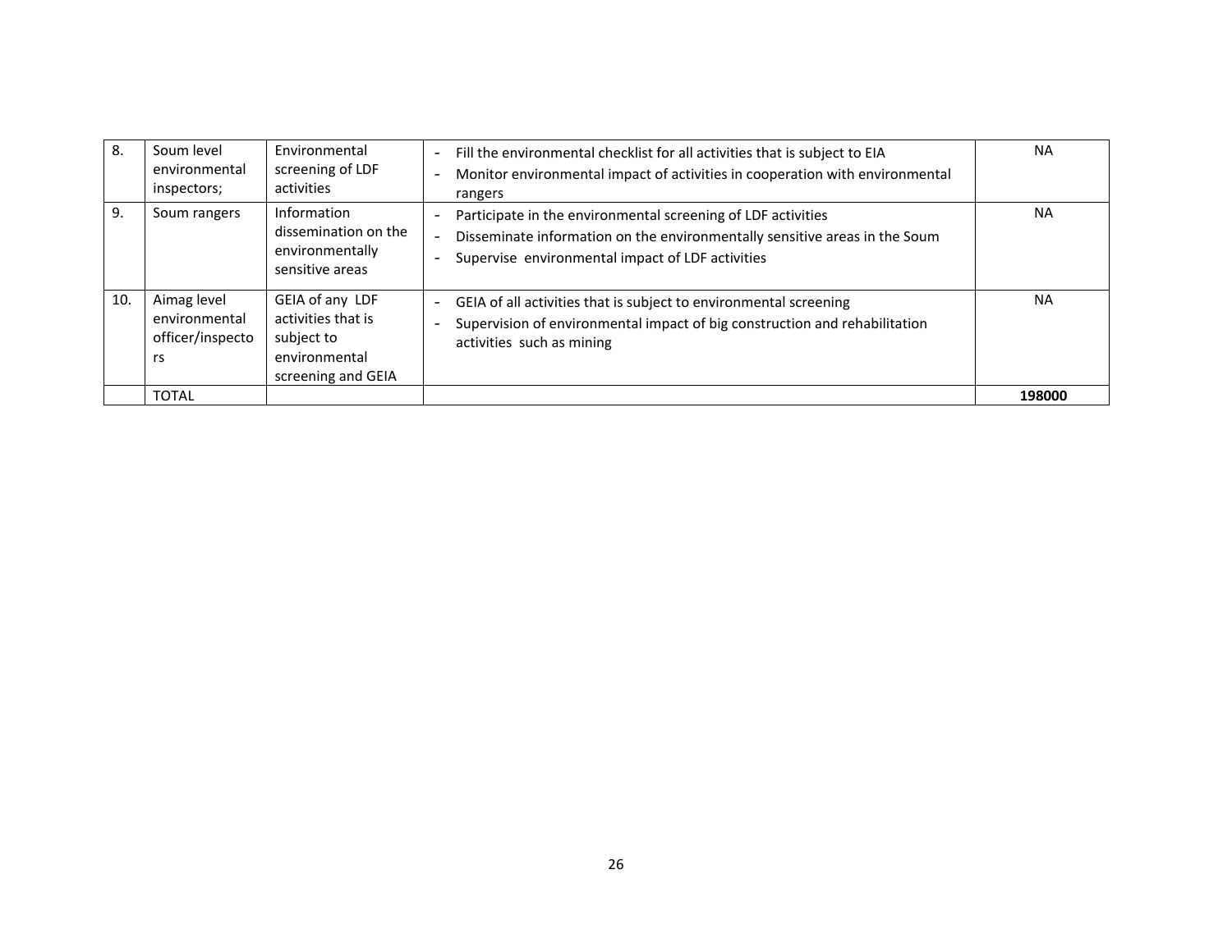| | | | | |
|---|---|---|---|---|
| 8. | Soum level environmental inspectors; | Environmental screening of LDF activities | - Fill the environmental checklist for all activities that is subject to EIA<br>- Monitor environmental impact of activities in cooperation with environmental rangers | NA |
| 9. | Soum rangers | Information dissemination on the environmentally sensitive areas | - Participate in the environmental screening of LDF activities<br>- Disseminate information on the environmentally sensitive areas in the Soum<br>- Supervise environmental impact of LDF activities | NA |
| 10. | Aimag level environmental officer/inspectors | GEIA of any LDF activities that is subject to environmental screening and GEIA | - GEIA of all activities that is subject to environmental screening<br>- Supervision of environmental impact of big construction and rehabilitation activities such as mining | NA |
| | TOTAL | | | **198000** |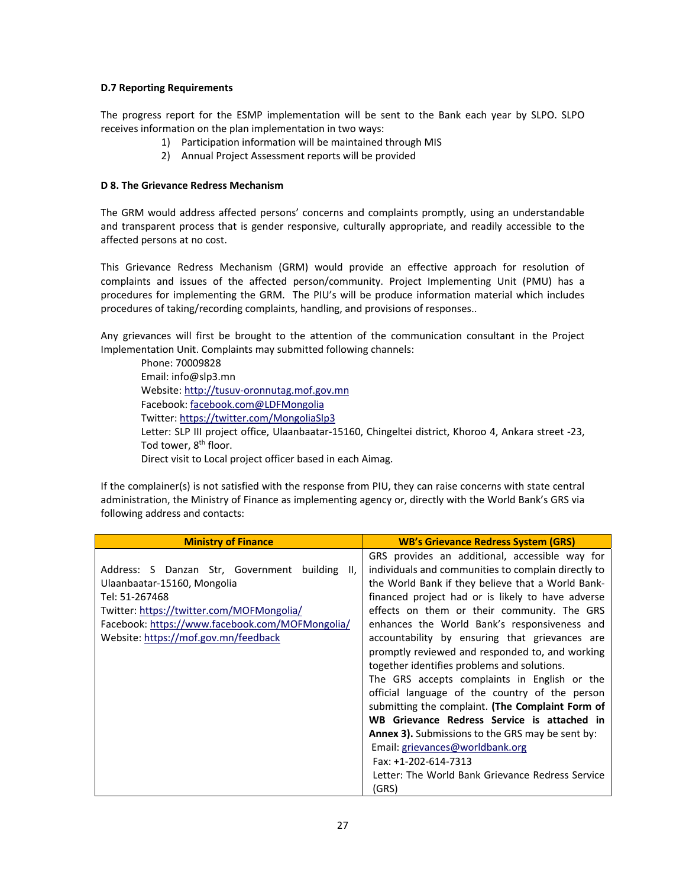**D.7 Reporting Requirements**

The progress report for the ESMP implementation will be sent to the Bank each year by SLPO. SLPO receives information on the plan implementation in two ways:

1) Participation information will be maintained through MIS
2) Annual Project Assessment reports will be provided

**D 8. The Grievance Redress Mechanism**

The GRM would address affected persons' concerns and complaints promptly, using an understandable and transparent process that is gender responsive, culturally appropriate, and readily accessible to the affected persons at no cost.

This Grievance Redress Mechanism (GRM) would provide an effective approach for resolution of complaints and issues of the affected person/community. Project Implementing Unit (PMU) has a procedures for implementing the GRM. The PIU's will be produce information material which includes procedures of taking/recording complaints, handling, and provisions of responses..

Any grievances will first be brought to the attention of the communication consultant in the Project Implementation Unit. Complaints may submitted following channels:

Phone: 70009828
Email: info@slp3.mn
Website: http://tusuv-oronnutag.mof.gov.mn
Facebook: facebook.com@LDFMongolia
Twitter: https://twitter.com/MongoliaSlp3
Letter: SLP III project office, Ulaanbaatar-15160, Chingeltei district, Khoroo 4, Ankara street -23, Tod tower, 8th floor.
Direct visit to Local project officer based in each Aimag.

If the complainer(s) is not satisfied with the response from PIU, they can raise concerns with state central administration, the Ministry of Finance as implementing agency or, directly with the World Bank's GRS via following address and contacts:

| Ministry of Finance | WB's Grievance Redress System (GRS) |
|---|---|
| Address: S Danzan Str, Government building II, Ulaanbaatar-15160, Mongolia<br>Tel: 51-267468<br>Twitter: https://twitter.com/MOFMongolia/<br>Facebook: https://www.facebook.com/MOFMongolia/<br>Website: https://mof.gov.mn/feedback | GRS provides an additional, accessible way for individuals and communities to complain directly to the World Bank if they believe that a World Bank-financed project had or is likely to have adverse effects on them or their community. The GRS enhances the World Bank's responsiveness and accountability by ensuring that grievances are promptly reviewed and responded to, and working together identifies problems and solutions.<br>The GRS accepts complaints in English or the official language of the country of the person submitting the complaint. **(The Complaint Form of WB Grievance Redress Service is attached in Annex 3).** Submissions to the GRS may be sent by:<br>Email: grievances@worldbank.org<br>Fax: +1-202-614-7313<br>Letter: The World Bank Grievance Redress Service (GRS) |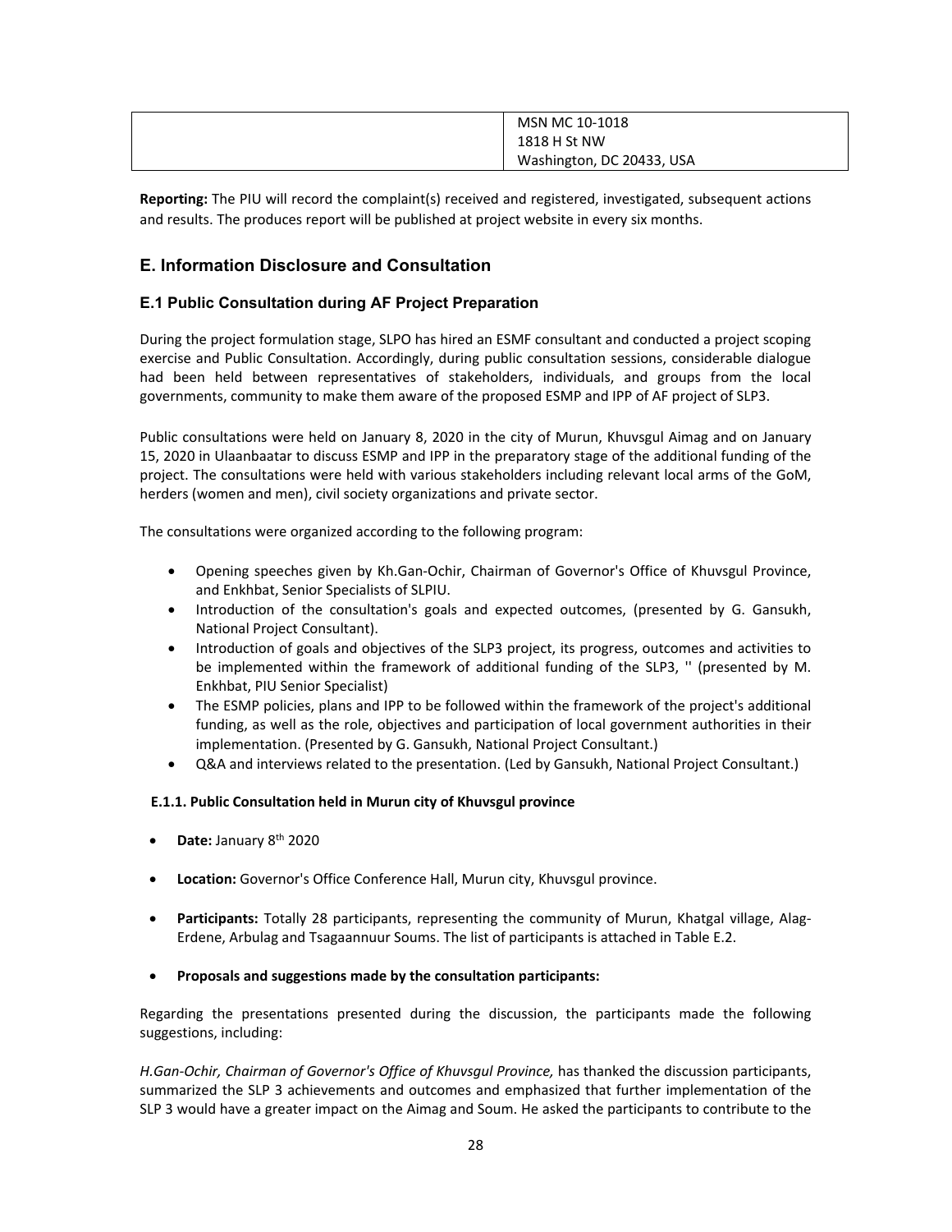| | MSN MC 10-1018<br>1818 H St NW<br>Washington, DC 20433, USA |
|---|---|

**Reporting:** The PIU will record the complaint(s) received and registered, investigated, subsequent actions and results. The produces report will be published at project website in every six months.

## E. Information Disclosure and Consultation

### E.1 Public Consultation during AF Project Preparation

During the project formulation stage, SLPO has hired an ESMF consultant and conducted a project scoping exercise and Public Consultation. Accordingly, during public consultation sessions, considerable dialogue had been held between representatives of stakeholders, individuals, and groups from the local governments, community to make them aware of the proposed ESMP and IPP of AF project of SLP3.

Public consultations were held on January 8, 2020 in the city of Murun, Khuvsgul Aimag and on January 15, 2020 in Ulaanbaatar to discuss ESMP and IPP in the preparatory stage of the additional funding of the project. The consultations were held with various stakeholders including relevant local arms of the GoM, herders (women and men), civil society organizations and private sector.

The consultations were organized according to the following program:

- Opening speeches given by Kh.Gan-Ochir, Chairman of Governor's Office of Khuvsgul Province, and Enkhbat, Senior Specialists of SLPIU.
- Introduction of the consultation's goals and expected outcomes, (presented by G. Gansukh, National Project Consultant).
- Introduction of goals and objectives of the SLP3 project, its progress, outcomes and activities to be implemented within the framework of additional funding of the SLP3, '' (presented by M. Enkhbat, PIU Senior Specialist)
- The ESMP policies, plans and IPP to be followed within the framework of the project's additional funding, as well as the role, objectives and participation of local government authorities in their implementation. (Presented by G. Gansukh, National Project Consultant.)
- Q&A and interviews related to the presentation. (Led by Gansukh, National Project Consultant.)

#### E.1.1. Public Consultation held in Murun city of Khuvsgul province

- **Date:** January 8th 2020
- **Location:** Governor's Office Conference Hall, Murun city, Khuvsgul province.
- **Participants:** Totally 28 participants, representing the community of Murun, Khatgal village, Alag-Erdene, Arbulag and Tsagaannuur Soums. The list of participants is attached in Table E.2.
- **Proposals and suggestions made by the consultation participants:**

Regarding the presentations presented during the discussion, the participants made the following suggestions, including:

*H.Gan-Ochir, Chairman of Governor's Office of Khuvsgul Province,* has thanked the discussion participants, summarized the SLP 3 achievements and outcomes and emphasized that further implementation of the SLP 3 would have a greater impact on the Aimag and Soum. He asked the participants to contribute to the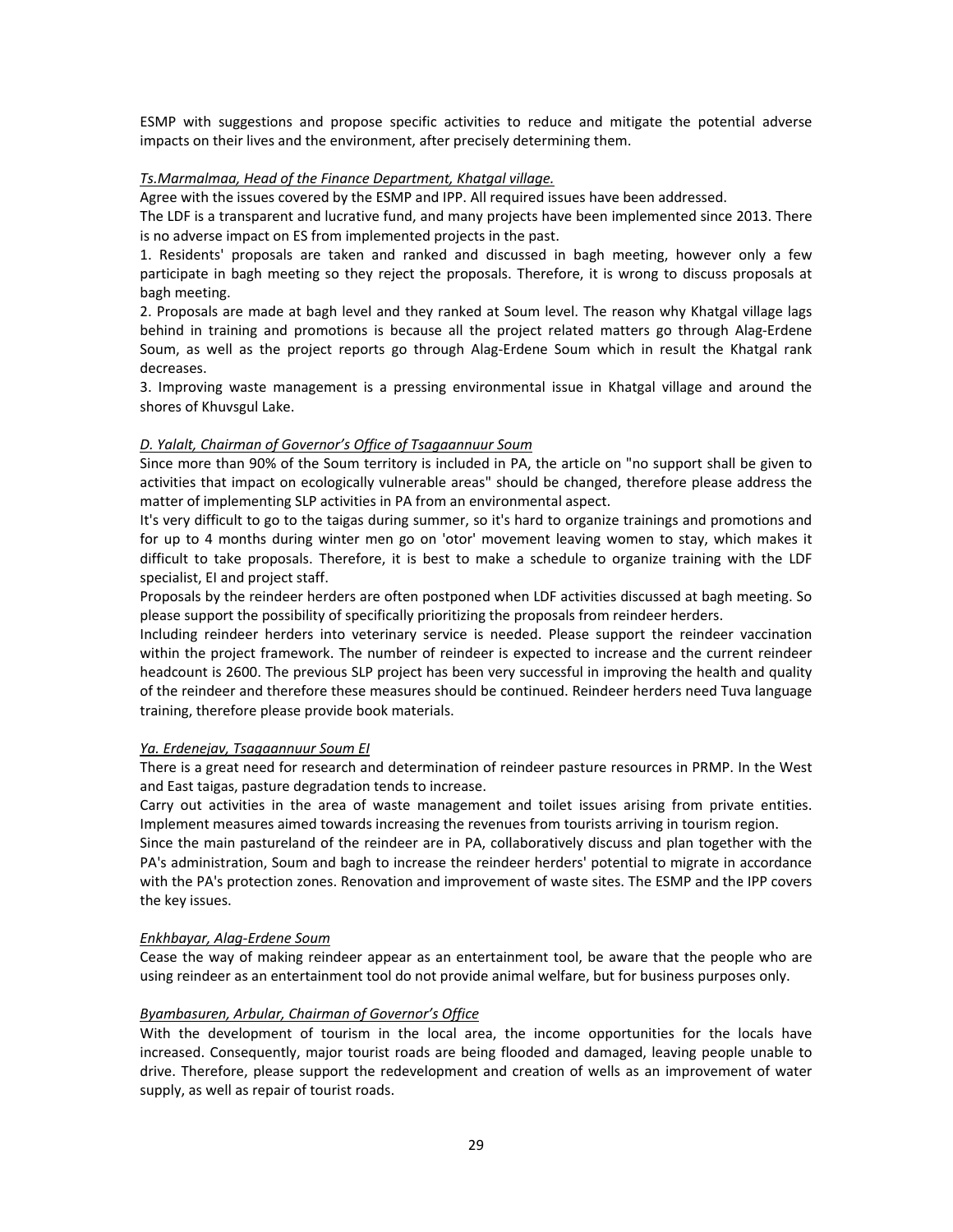ESMP with suggestions and propose specific activities to reduce and mitigate the potential adverse impacts on their lives and the environment, after precisely determining them.

*Ts.Marmalmaa, Head of the Finance Department, Khatgal village.*

Agree with the issues covered by the ESMP and IPP. All required issues have been addressed.

The LDF is a transparent and lucrative fund, and many projects have been implemented since 2013. There is no adverse impact on ES from implemented projects in the past.

1. Residents' proposals are taken and ranked and discussed in bagh meeting, however only a few participate in bagh meeting so they reject the proposals. Therefore, it is wrong to discuss proposals at bagh meeting.
2. Proposals are made at bagh level and they ranked at Soum level. The reason why Khatgal village lags behind in training and promotions is because all the project related matters go through Alag-Erdene Soum, as well as the project reports go through Alag-Erdene Soum which in result the Khatgal rank decreases.
3. Improving waste management is a pressing environmental issue in Khatgal village and around the shores of Khuvsgul Lake.

*D. Yalalt, Chairman of Governor's Office of Tsagaannuur Soum*

Since more than 90% of the Soum territory is included in PA, the article on "no support shall be given to activities that impact on ecologically vulnerable areas" should be changed, therefore please address the matter of implementing SLP activities in PA from an environmental aspect.

It's very difficult to go to the taigas during summer, so it's hard to organize trainings and promotions and for up to 4 months during winter men go on 'otor' movement leaving women to stay, which makes it difficult to take proposals. Therefore, it is best to make a schedule to organize training with the LDF specialist, EI and project staff.

Proposals by the reindeer herders are often postponed when LDF activities discussed at bagh meeting. So please support the possibility of specifically prioritizing the proposals from reindeer herders.

Including reindeer herders into veterinary service is needed. Please support the reindeer vaccination within the project framework. The number of reindeer is expected to increase and the current reindeer headcount is 2600. The previous SLP project has been very successful in improving the health and quality of the reindeer and therefore these measures should be continued. Reindeer herders need Tuva language training, therefore please provide book materials.

*Ya. Erdenejav, Tsagaannuur Soum EI*

There is a great need for research and determination of reindeer pasture resources in PRMP. In the West and East taigas, pasture degradation tends to increase.

Carry out activities in the area of waste management and toilet issues arising from private entities. Implement measures aimed towards increasing the revenues from tourists arriving in tourism region.

Since the main pastureland of the reindeer are in PA, collaboratively discuss and plan together with the PA's administration, Soum and bagh to increase the reindeer herders' potential to migrate in accordance with the PA's protection zones. Renovation and improvement of waste sites. The ESMP and the IPP covers the key issues.

*Enkhbayar, Alag-Erdene Soum*

Cease the way of making reindeer appear as an entertainment tool, be aware that the people who are using reindeer as an entertainment tool do not provide animal welfare, but for business purposes only.

*Byambasuren, Arbular, Chairman of Governor's Office*

With the development of tourism in the local area, the income opportunities for the locals have increased. Consequently, major tourist roads are being flooded and damaged, leaving people unable to drive. Therefore, please support the redevelopment and creation of wells as an improvement of water supply, as well as repair of tourist roads.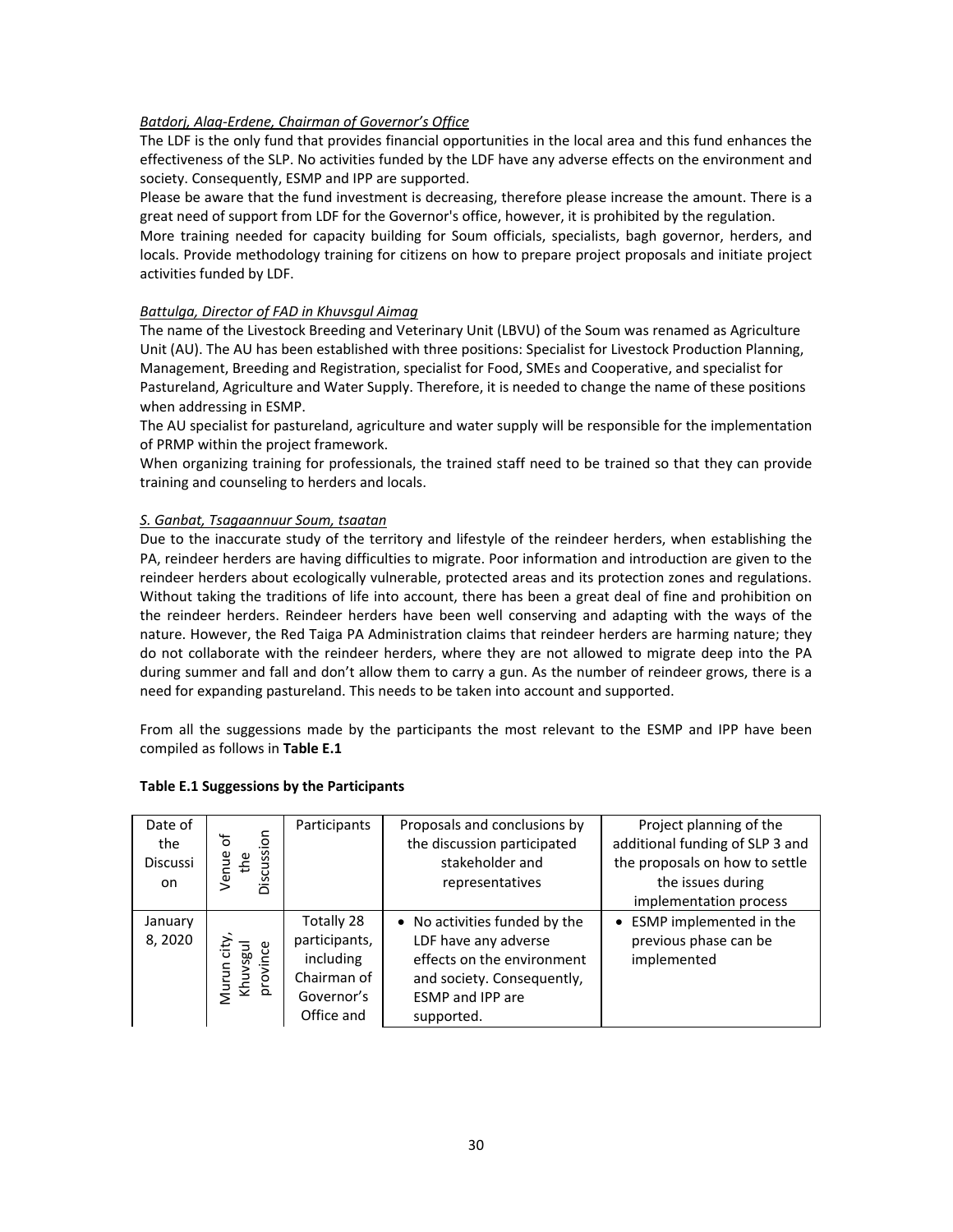*Batdorj, Alag-Erdene, Chairman of Governor's Office*

The LDF is the only fund that provides financial opportunities in the local area and this fund enhances the effectiveness of the SLP. No activities funded by the LDF have any adverse effects on the environment and society. Consequently, ESMP and IPP are supported.

Please be aware that the fund investment is decreasing, therefore please increase the amount. There is a great need of support from LDF for the Governor's office, however, it is prohibited by the regulation.

More training needed for capacity building for Soum officials, specialists, bagh governor, herders, and locals. Provide methodology training for citizens on how to prepare project proposals and initiate project activities funded by LDF.

*Battulga, Director of FAD in Khuvsgul Aimag*

The name of the Livestock Breeding and Veterinary Unit (LBVU) of the Soum was renamed as Agriculture Unit (AU). The AU has been established with three positions: Specialist for Livestock Production Planning, Management, Breeding and Registration, specialist for Food, SMEs and Cooperative, and specialist for Pastureland, Agriculture and Water Supply. Therefore, it is needed to change the name of these positions when addressing in ESMP.

The AU specialist for pastureland, agriculture and water supply will be responsible for the implementation of PRMP within the project framework.

When organizing training for professionals, the trained staff need to be trained so that they can provide training and counseling to herders and locals.

*S. Ganbat, Tsagaannuur Soum, tsaatan*

Due to the inaccurate study of the territory and lifestyle of the reindeer herders, when establishing the PA, reindeer herders are having difficulties to migrate. Poor information and introduction are given to the reindeer herders about ecologically vulnerable, protected areas and its protection zones and regulations. Without taking the traditions of life into account, there has been a great deal of fine and prohibition on the reindeer herders. Reindeer herders have been well conserving and adapting with the ways of the nature. However, the Red Taiga PA Administration claims that reindeer herders are harming nature; they do not collaborate with the reindeer herders, where they are not allowed to migrate deep into the PA during summer and fall and don't allow them to carry a gun. As the number of reindeer grows, there is a need for expanding pastureland. This needs to be taken into account and supported.

From all the suggestions made by the participants the most relevant to the ESMP and IPP have been compiled as follows in **Table E.1**

**Table E.1 Suggessions by the Participants**

| Date of the Discussion | Venue of the Discussion | Participants | Proposals and conclusions by the discussion participated stakeholder and representatives | Project planning of the additional funding of SLP 3 and the proposals on how to settle the issues during implementation process |
|---|---|---|---|---|
| January 8, 2020 | Murun city, Khuvsgul province | Totally 28 participants, including Chairman of Governor's Office and | • No activities funded by the LDF have any adverse effects on the environment and society. Consequently, ESMP and IPP are supported. | • ESMP implemented in the previous phase can be implemented |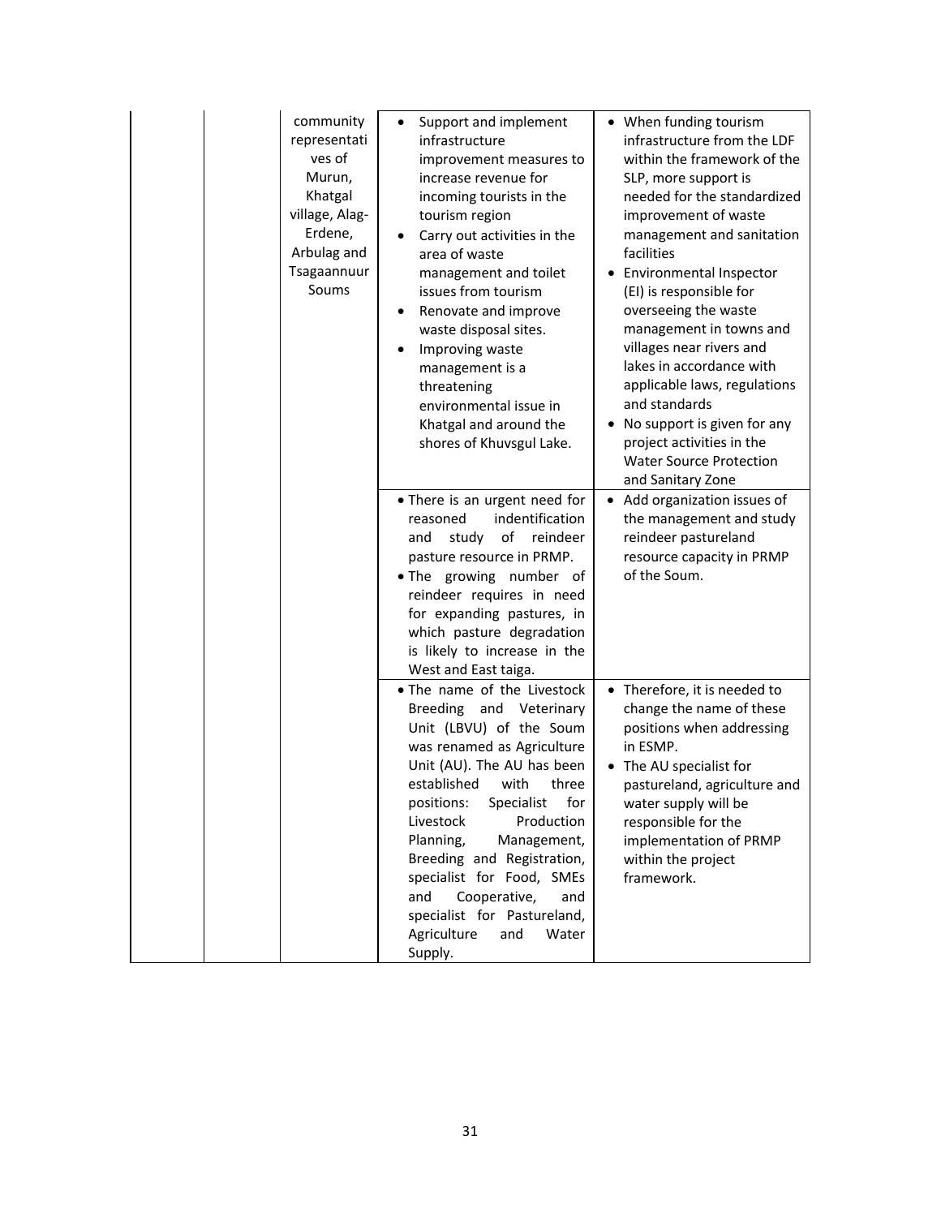| | | | | |
|---|---|---|---|---|
| | | community representatives of Murun, Khatgal village, Alag-Erdene, Arbulag and Tsagaannuur Soums | • Support and implement infrastructure improvement measures to increase revenue for incoming tourists in the tourism region<br>• Carry out activities in the area of waste management and toilet issues from tourism<br>• Renovate and improve waste disposal sites.<br>• Improving waste management is a threatening environmental issue in Khatgal and around the shores of Khuvsgul Lake. | • When funding tourism infrastructure from the LDF within the framework of the SLP, more support is needed for the standardized improvement of waste management and sanitation facilities<br>• Environmental Inspector (EI) is responsible for overseeing the waste management in towns and villages near rivers and lakes in accordance with applicable laws, regulations and standards<br>• No support is given for any project activities in the Water Source Protection and Sanitary Zone |
| | | | • There is an urgent need for reasoned indentification and study of reindeer pasture resource in PRMP.<br>• The growing number of reindeer requires in need for expanding pastures, in which pasture degradation is likely to increase in the West and East taiga. | • Add organization issues of the management and study reindeer pastureland resource capacity in PRMP of the Soum. |
| | | | • The name of the Livestock Breeding and Veterinary Unit (LBVU) of the Soum was renamed as Agriculture Unit (AU). The AU has been established with three positions: Specialist for Livestock Production Planning, Management, Breeding and Registration, specialist for Food, SMEs and Cooperative, and specialist for Pastureland, Agriculture and Water Supply. | • Therefore, it is needed to change the name of these positions when addressing in ESMP.<br>• The AU specialist for pastureland, agriculture and water supply will be responsible for the implementation of PRMP within the project framework. |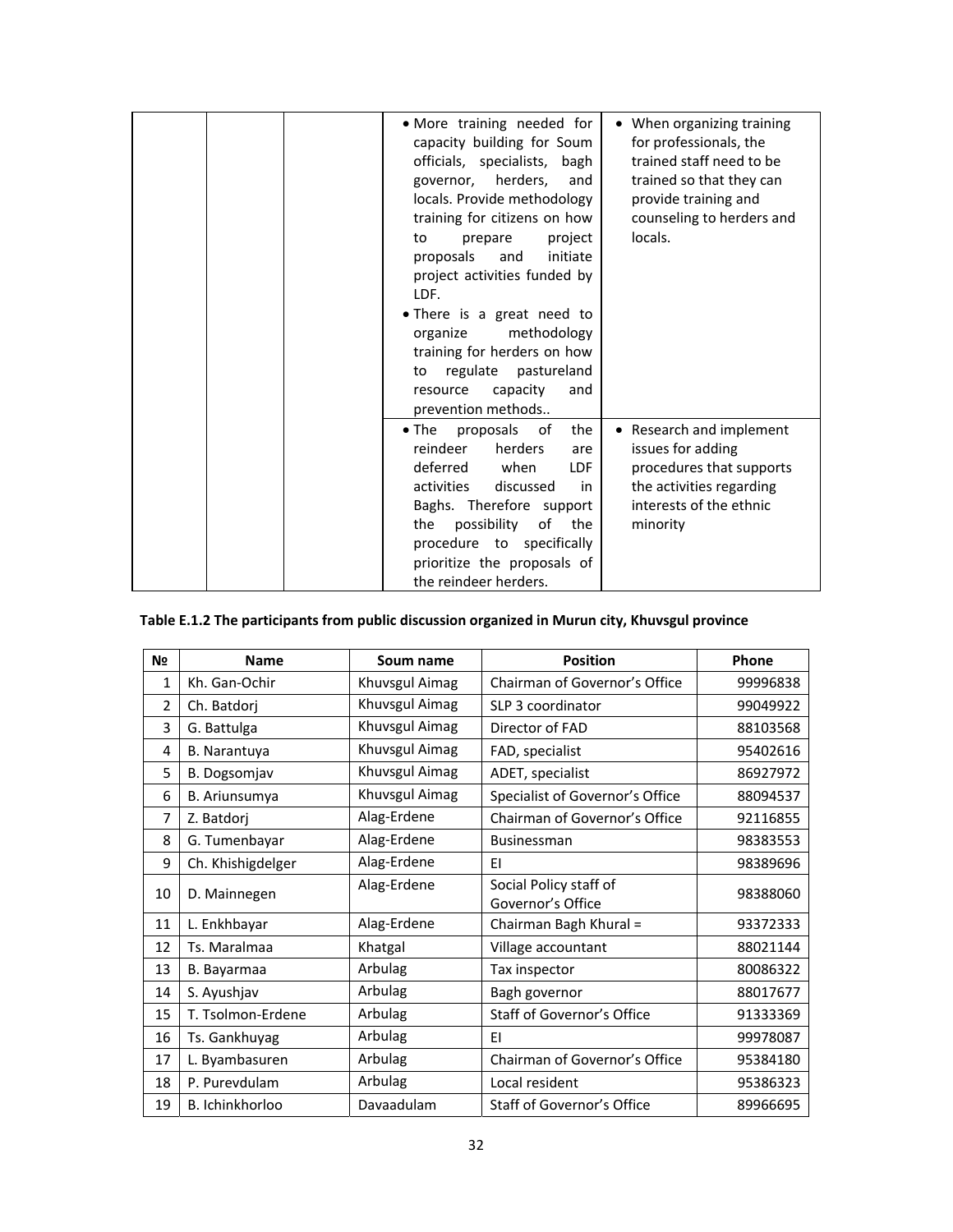|  |  |  | • More training needed for capacity building for Soum officials, specialists, bagh governor, herders, and locals. Provide methodology training for citizens on how to prepare project proposals and initiate project activities funded by LDF.<br>• There is a great need to organize methodology training for herders on how to regulate pastureland resource capacity and prevention methods.. | • When organizing training for professionals, the trained staff need to be trained so that they can provide training and counseling to herders and locals. |
|---|---|---|---|---|
|  |  |  | • The proposals of the reindeer herders are deferred when LDF activities discussed in Baghs. Therefore support the possibility of the procedure to specifically prioritize the proposals of the reindeer herders. | • Research and implement issues for adding procedures that supports the activities regarding interests of the ethnic minority |

**Table E.1.2 The participants from public discussion organized in Murun city, Khuvsgul province**

| № | Name | Soum name | Position | Phone |
|---|---|---|---|---|
| 1 | Kh. Gan-Ochir | Khuvsgul Aimag | Chairman of Governor's Office | 99996838 |
| 2 | Ch. Batdorj | Khuvsgul Aimag | SLP 3 coordinator | 99049922 |
| 3 | G. Battulga | Khuvsgul Aimag | Director of FAD | 88103568 |
| 4 | B. Narantuya | Khuvsgul Aimag | FAD, specialist | 95402616 |
| 5 | B. Dogsomjav | Khuvsgul Aimag | ADET, specialist | 86927972 |
| 6 | B. Ariunsumya | Khuvsgul Aimag | Specialist of Governor's Office | 88094537 |
| 7 | Z. Batdorj | Alag-Erdene | Chairman of Governor's Office | 92116855 |
| 8 | G. Tumenbayar | Alag-Erdene | Businessman | 98383553 |
| 9 | Ch. Khishigdelger | Alag-Erdene | EI | 98389696 |
| 10 | D. Mainnegen | Alag-Erdene | Social Policy staff of Governor's Office | 98388060 |
| 11 | L. Enkhbayar | Alag-Erdene | Chairman Bagh Khural = | 93372333 |
| 12 | Ts. Maralmaa | Khatgal | Village accountant | 88021144 |
| 13 | B. Bayarmaa | Arbulag | Tax inspector | 80086322 |
| 14 | S. Ayushjav | Arbulag | Bagh governor | 88017677 |
| 15 | T. Tsolmon-Erdene | Arbulag | Staff of Governor's Office | 91333369 |
| 16 | Ts. Gankhuyag | Arbulag | EI | 99978087 |
| 17 | L. Byambasuren | Arbulag | Chairman of Governor's Office | 95384180 |
| 18 | P. Purevdulam | Arbulag | Local resident | 95386323 |
| 19 | B. Ichinkhorloo | Davaadulam | Staff of Governor's Office | 89966695 |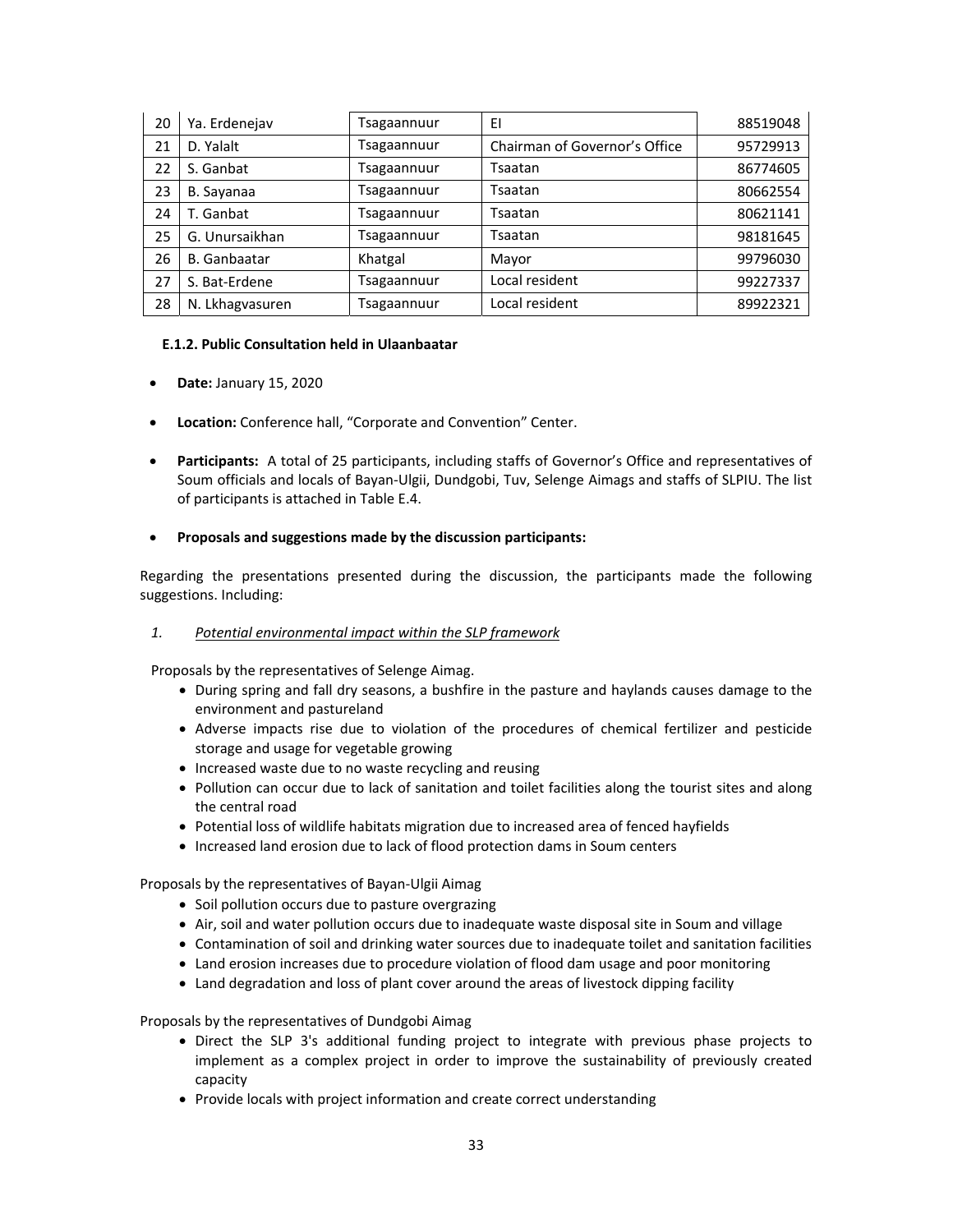| 20 | Ya. Erdenejav | Tsagaannuur | EI | 88519048 |
|---|---|---|---|---|
| 21 | D. Yalalt | Tsagaannuur | Chairman of Governor's Office | 95729913 |
| 22 | S. Ganbat | Tsagaannuur | Tsaatan | 86774605 |
| 23 | B. Sayanaa | Tsagaannuur | Tsaatan | 80662554 |
| 24 | T. Ganbat | Tsagaannuur | Tsaatan | 80621141 |
| 25 | G. Unursaikhan | Tsagaannuur | Tsaatan | 98181645 |
| 26 | B. Ganbaatar | Khatgal | Mayor | 99796030 |
| 27 | S. Bat-Erdene | Tsagaannuur | Local resident | 99227337 |
| 28 | N. Lkhagvasuren | Tsagaannuur | Local resident | 89922321 |

#### E.1.2. Public Consultation held in Ulaanbaatar

- **Date:** January 15, 2020
- **Location:** Conference hall, "Corporate and Convention" Center.
- **Participants:** A total of 25 participants, including staffs of Governor's Office and representatives of Soum officials and locals of Bayan-Ulgii, Dundgobi, Tuv, Selenge Aimags and staffs of SLPIU. The list of participants is attached in Table E.4.
- **Proposals and suggestions made by the discussion participants:**

Regarding the presentations presented during the discussion, the participants made the following suggestions. Including:

*1. <u>Potential environmental impact within the SLP framework</u>*

Proposals by the representatives of Selenge Aimag.

- During spring and fall dry seasons, a bushfire in the pasture and haylands causes damage to the environment and pastureland
- Adverse impacts rise due to violation of the procedures of chemical fertilizer and pesticide storage and usage for vegetable growing
- Increased waste due to no waste recycling and reusing
- Pollution can occur due to lack of sanitation and toilet facilities along the tourist sites and along the central road
- Potential loss of wildlife habitats migration due to increased area of fenced hayfields
- Increased land erosion due to lack of flood protection dams in Soum centers

Proposals by the representatives of Bayan-Ulgii Aimag

- Soil pollution occurs due to pasture overgrazing
- Air, soil and water pollution occurs due to inadequate waste disposal site in Soum and village
- Contamination of soil and drinking water sources due to inadequate toilet and sanitation facilities
- Land erosion increases due to procedure violation of flood dam usage and poor monitoring
- Land degradation and loss of plant cover around the areas of livestock dipping facility

Proposals by the representatives of Dundgobi Aimag

- Direct the SLP 3's additional funding project to integrate with previous phase projects to implement as a complex project in order to improve the sustainability of previously created capacity
- Provide locals with project information and create correct understanding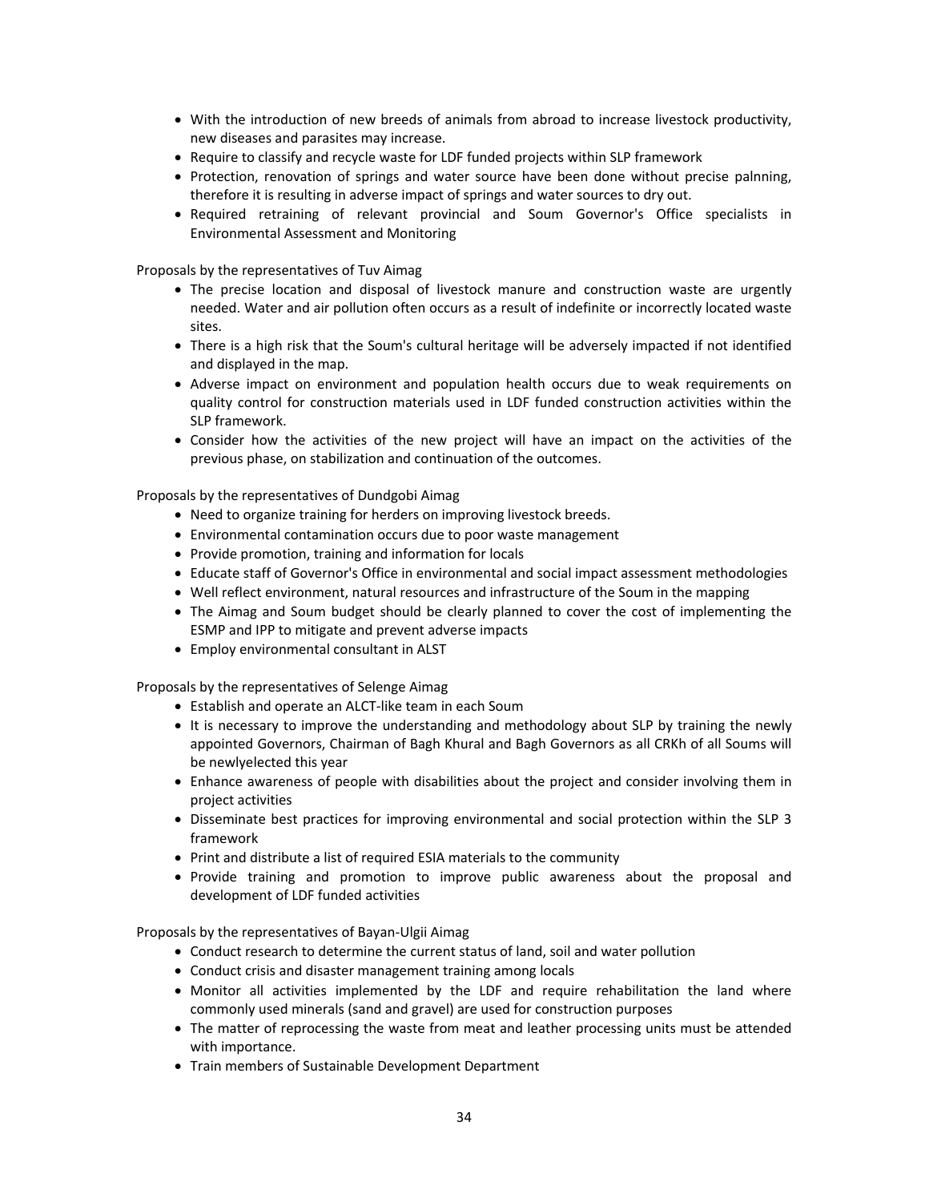- With the introduction of new breeds of animals from abroad to increase livestock productivity, new diseases and parasites may increase.
- Require to classify and recycle waste for LDF funded projects within SLP framework
- Protection, renovation of springs and water source have been done without precise palnning, therefore it is resulting in adverse impact of springs and water sources to dry out.
- Required retraining of relevant provincial and Soum Governor's Office specialists in Environmental Assessment and Monitoring

Proposals by the representatives of Tuv Aimag

- The precise location and disposal of livestock manure and construction waste are urgently needed. Water and air pollution often occurs as a result of indefinite or incorrectly located waste sites.
- There is a high risk that the Soum's cultural heritage will be adversely impacted if not identified and displayed in the map.
- Adverse impact on environment and population health occurs due to weak requirements on quality control for construction materials used in LDF funded construction activities within the SLP framework.
- Consider how the activities of the new project will have an impact on the activities of the previous phase, on stabilization and continuation of the outcomes.

Proposals by the representatives of Dundgobi Aimag

- Need to organize training for herders on improving livestock breeds.
- Environmental contamination occurs due to poor waste management
- Provide promotion, training and information for locals
- Educate staff of Governor's Office in environmental and social impact assessment methodologies
- Well reflect environment, natural resources and infrastructure of the Soum in the mapping
- The Aimag and Soum budget should be clearly planned to cover the cost of implementing the ESMP and IPP to mitigate and prevent adverse impacts
- Employ environmental consultant in ALST

Proposals by the representatives of Selenge Aimag

- Establish and operate an ALCT-like team in each Soum
- It is necessary to improve the understanding and methodology about SLP by training the newly appointed Governors, Chairman of Bagh Khural and Bagh Governors as all CRKh of all Soums will be newlyelected this year
- Enhance awareness of people with disabilities about the project and consider involving them in project activities
- Disseminate best practices for improving environmental and social protection within the SLP 3 framework
- Print and distribute a list of required ESIA materials to the community
- Provide training and promotion to improve public awareness about the proposal and development of LDF funded activities

Proposals by the representatives of Bayan-Ulgii Aimag

- Conduct research to determine the current status of land, soil and water pollution
- Conduct crisis and disaster management training among locals
- Monitor all activities implemented by the LDF and require rehabilitation the land where commonly used minerals (sand and gravel) are used for construction purposes
- The matter of reprocessing the waste from meat and leather processing units must be attended with importance.
- Train members of Sustainable Development Department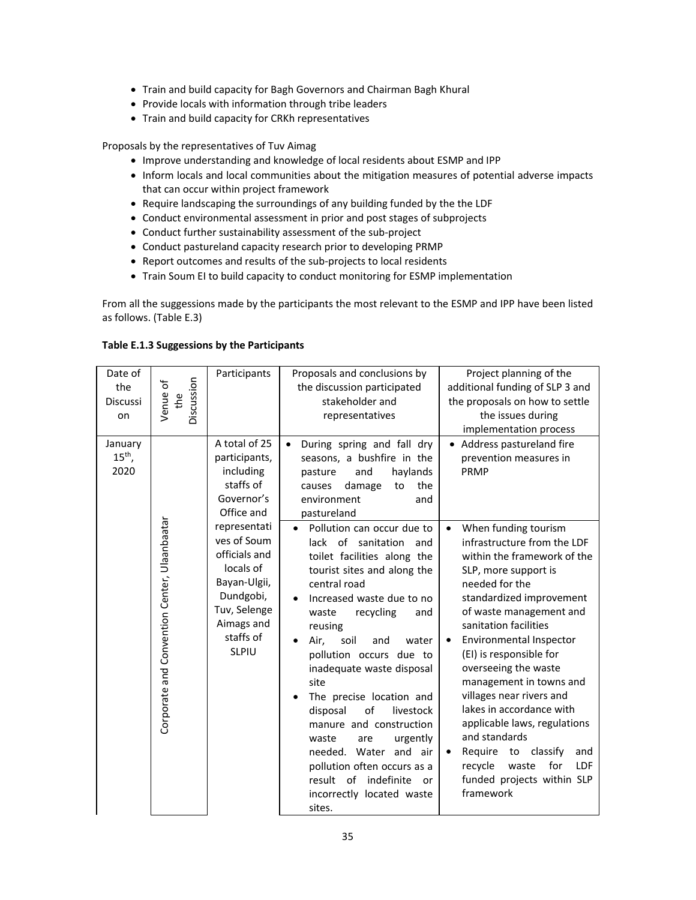- Train and build capacity for Bagh Governors and Chairman Bagh Khural
- Provide locals with information through tribe leaders
- Train and build capacity for CRKh representatives

Proposals by the representatives of Tuv Aimag

- Improve understanding and knowledge of local residents about ESMP and IPP
- Inform locals and local communities about the mitigation measures of potential adverse impacts that can occur within project framework
- Require landscaping the surroundings of any building funded by the the LDF
- Conduct environmental assessment in prior and post stages of subprojects
- Conduct further sustainability assessment of the sub-project
- Conduct pastureland capacity research prior to developing PRMP
- Report outcomes and results of the sub-projects to local residents
- Train Soum EI to build capacity to conduct monitoring for ESMP implementation

From all the suggestions made by the participants the most relevant to the ESMP and IPP have been listed as follows. (Table E.3)

**Table E.1.3 Suggessions by the Participants**

| Date of the Discussion | Venue of the Discussion | Participants | Proposals and conclusions by the discussion participated stakeholder and representatives | Project planning of the additional funding of SLP 3 and the proposals on how to settle the issues during implementation process |
|---|---|---|---|---|
| January 15th, 2020 | Corporate and Convention Center, Ulaanbaatar | A total of 25 participants, including staffs of Governor's Office and representatives of Soum officials and locals of Bayan-Ulgii, Dundgobi, Tuv, Selenge Aimags and staffs of SLPIU | • During spring and fall dry seasons, a bushfire in the pasture and haylands causes damage to the environment and pastureland | • Address pastureland fire prevention measures in PRMP |
| | | | • Pollution can occur due to lack of sanitation and toilet facilities along the tourist sites and along the central road<br>• Increased waste due to no waste recycling and reusing<br>• Air, soil and water pollution occurs due to inadequate waste disposal site<br>• The precise location and disposal of livestock manure and construction waste are urgently needed. Water and air pollution often occurs as a result of indefinite or incorrectly located waste sites. | • When funding tourism infrastructure from the LDF within the framework of the SLP, more support is needed for the standardized improvement of waste management and sanitation facilities<br>• Environmental Inspector (EI) is responsible for overseeing the waste management in towns and villages near rivers and lakes in accordance with applicable laws, regulations and standards<br>• Require to classify and recycle waste for LDF funded projects within SLP framework |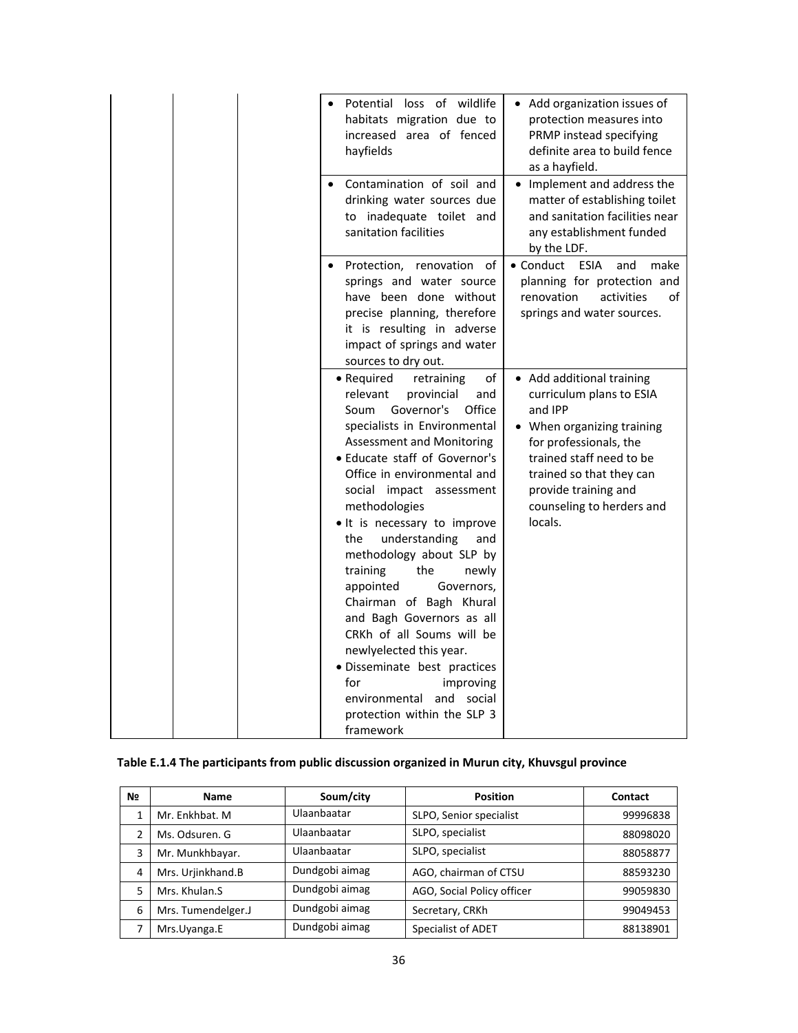| | | | | |
|---|---|---|---|---|
| | | | • Potential loss of wildlife habitats migration due to increased area of fenced hayfields | • Add organization issues of protection measures into PRMP instead specifying definite area to build fence as a hayfield. |
| | | | • Contamination of soil and drinking water sources due to inadequate toilet and sanitation facilities | • Implement and address the matter of establishing toilet and sanitation facilities near any establishment funded by the LDF. |
| | | | • Protection, renovation of springs and water source have been done without precise planning, therefore it is resulting in adverse impact of springs and water sources to dry out. | • Conduct ESIA and make planning for protection and renovation activities of springs and water sources. |
| | | | • Required retraining of relevant provincial and Soum Governor's Office specialists in Environmental Assessment and Monitoring<br>• Educate staff of Governor's Office in environmental and social impact assessment methodologies<br>• It is necessary to improve the understanding and methodology about SLP by training the newly appointed Governors, Chairman of Bagh Khural and Bagh Governors as all CRKh of all Soums will be newlyelected this year.<br>• Disseminate best practices for improving environmental and social protection within the SLP 3 framework | • Add additional training curriculum plans to ESIA and IPP<br>• When organizing training for professionals, the trained staff need to be trained so that they can provide training and counseling to herders and locals. |

**Table E.1.4 The participants from public discussion organized in Murun city, Khuvsgul province**

| № | Name | Soum/city | Position | Contact |
|---|---|---|---|---|
| 1 | Mr. Enkhbat. M | Ulaanbaatar | SLPO, Senior specialist | 99996838 |
| 2 | Ms. Odsuren. G | Ulaanbaatar | SLPO, specialist | 88098020 |
| 3 | Mr. Munkhbayar. | Ulaanbaatar | SLPO, specialist | 88058877 |
| 4 | Mrs. Urjinkhand.B | Dundgobi aimag | AGO, chairman of CTSU | 88593230 |
| 5 | Mrs. Khulan.S | Dundgobi aimag | AGO, Social Policy officer | 99059830 |
| 6 | Mrs. Tumendelger.J | Dundgobi aimag | Secretary, CRKh | 99049453 |
| 7 | Mrs.Uyanga.E | Dundgobi aimag | Specialist of ADET | 88138901 |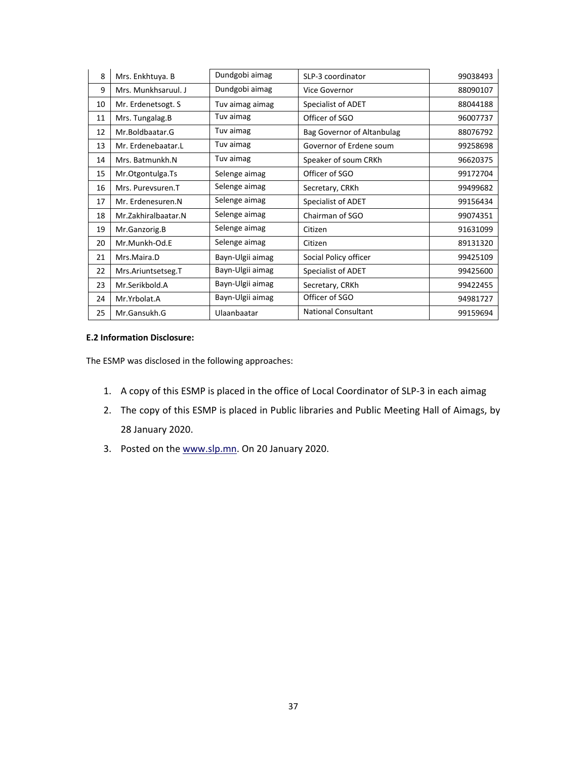| 8 | Mrs. Enkhtuya. B | Dundgobi aimag | SLP-3 coordinator | 99038493 |
|---|---|---|---|---|
| 9 | Mrs. Munkhsaruul. J | Dundgobi aimag | Vice Governor | 88090107 |
| 10 | Mr. Erdenetsogt. S | Tuv aimag aimag | Specialist of ADET | 88044188 |
| 11 | Mrs. Tungalag.B | Tuv aimag | Officer of SGO | 96007737 |
| 12 | Mr.Boldbaatar.G | Tuv aimag | Bag Governor of Altanbulag | 88076792 |
| 13 | Mr. Erdenebaatar.L | Tuv aimag | Governor of Erdene soum | 99258698 |
| 14 | Mrs. Batmunkh.N | Tuv aimag | Speaker of soum CRKh | 96620375 |
| 15 | Mr.Otgontulga.Ts | Selenge aimag | Officer of SGO | 99172704 |
| 16 | Mrs. Purevsuren.T | Selenge aimag | Secretary, CRKh | 99499682 |
| 17 | Mr. Erdenesuren.N | Selenge aimag | Specialist of ADET | 99156434 |
| 18 | Mr.Zakhiralbaatar.N | Selenge aimag | Chairman of SGO | 99074351 |
| 19 | Mr.Ganzorig.B | Selenge aimag | Citizen | 91631099 |
| 20 | Mr.Munkh-Od.E | Selenge aimag | Citizen | 89131320 |
| 21 | Mrs.Maira.D | Bayn-Ulgii aimag | Social Policy officer | 99425109 |
| 22 | Mrs.Ariuntsetseg.T | Bayn-Ulgii aimag | Specialist of ADET | 99425600 |
| 23 | Mr.Serikbold.A | Bayn-Ulgii aimag | Secretary, CRKh | 99422455 |
| 24 | Mr.Yrbolat.A | Bayn-Ulgii aimag | Officer of SGO | 94981727 |
| 25 | Mr.Gansukh.G | Ulaanbaatar | National Consultant | 99159694 |

**E.2 Information Disclosure:**

The ESMP was disclosed in the following approaches:

1. A copy of this ESMP is placed in the office of Local Coordinator of SLP-3 in each aimag
2. The copy of this ESMP is placed in Public libraries and Public Meeting Hall of Aimags, by 28 January 2020.
3. Posted on the www.slp.mn. On 20 January 2020.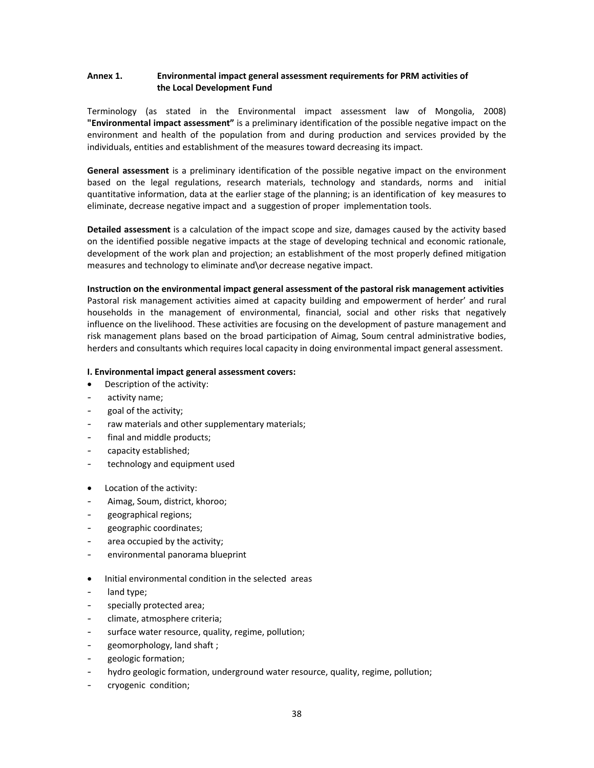## Annex 1. Environmental impact general assessment requirements for PRM activities of the Local Development Fund

Terminology (as stated in the Environmental impact assessment law of Mongolia, 2008) **"Environmental impact assessment"** is a preliminary identification of the possible negative impact on the environment and health of the population from and during production and services provided by the individuals, entities and establishment of the measures toward decreasing its impact.

**General assessment** is a preliminary identification of the possible negative impact on the environment based on the legal regulations, research materials, technology and standards, norms and initial quantitative information, data at the earlier stage of the planning; is an identification of key measures to eliminate, decrease negative impact and a suggestion of proper implementation tools.

**Detailed assessment** is a calculation of the impact scope and size, damages caused by the activity based on the identified possible negative impacts at the stage of developing technical and economic rationale, development of the work plan and projection; an establishment of the most properly defined mitigation measures and technology to eliminate and\or decrease negative impact.

**Instruction on the environmental impact general assessment of the pastoral risk management activities**

Pastoral risk management activities aimed at capacity building and empowerment of herder' and rural households in the management of environmental, financial, social and other risks that negatively influence on the livelihood. These activities are focusing on the development of pasture management and risk management plans based on the broad participation of Aimag, Soum central administrative bodies, herders and consultants which requires local capacity in doing environmental impact general assessment.

**I. Environmental impact general assessment covers:**

- Description of the activity:
  - activity name;
  - goal of the activity;
  - raw materials and other supplementary materials;
  - final and middle products;
  - capacity established;
  - technology and equipment used

- Location of the activity:
  - Aimag, Soum, district, khoroo;
  - geographical regions;
  - geographic coordinates;
  - area occupied by the activity;
  - environmental panorama blueprint

- Initial environmental condition in the selected areas
  - land type;
  - specially protected area;
  - climate, atmosphere criteria;
  - surface water resource, quality, regime, pollution;
  - geomorphology, land shaft ;
  - geologic formation;
  - hydro geologic formation, underground water resource, quality, regime, pollution;
  - cryogenic condition;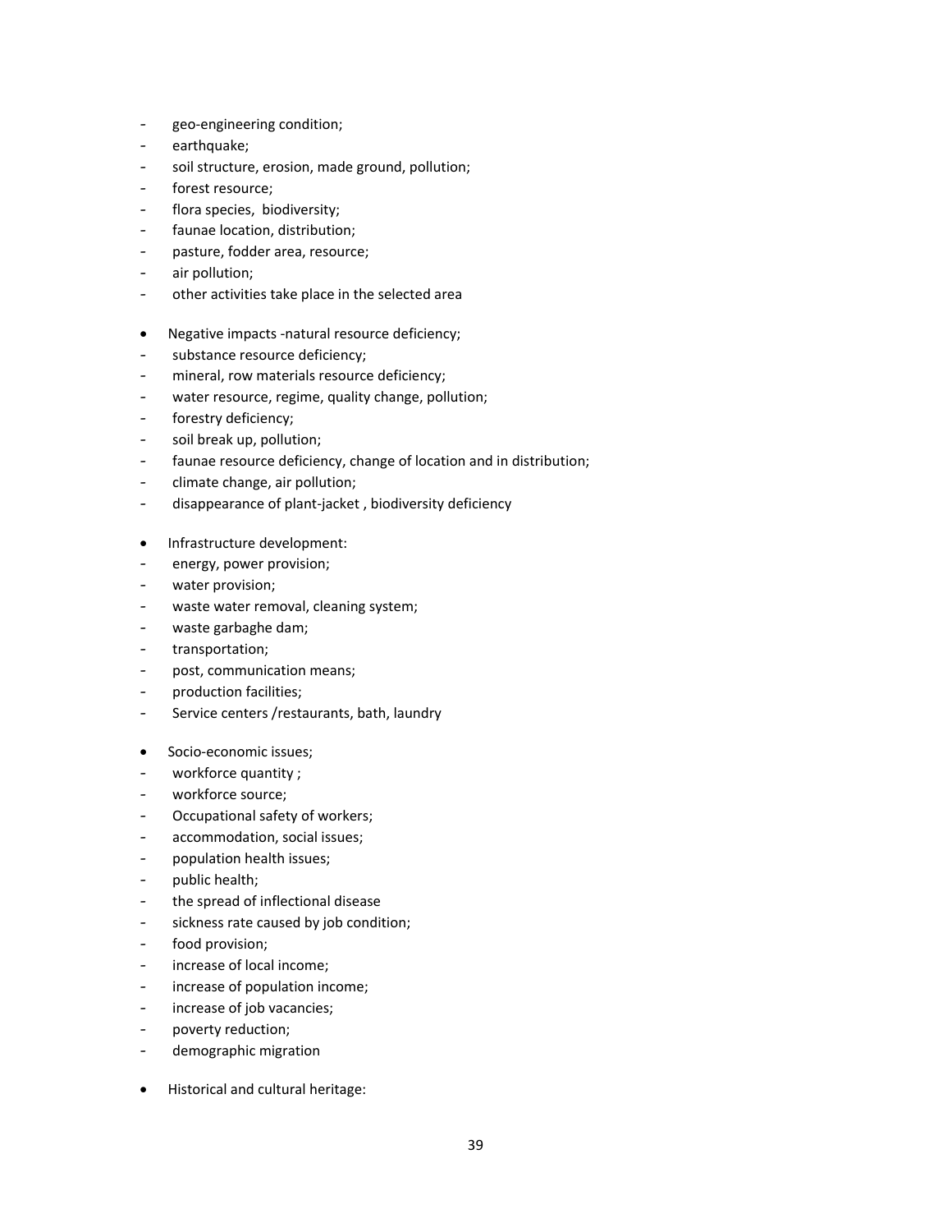- geo-engineering condition;
- earthquake;
- soil structure, erosion, made ground, pollution;
- forest resource;
- flora species, biodiversity;
- faunae location, distribution;
- pasture, fodder area, resource;
- air pollution;
- other activities take place in the selected area

- Negative impacts -natural resource deficiency;
  - substance resource deficiency;
  - mineral, row materials resource deficiency;
  - water resource, regime, quality change, pollution;
  - forestry deficiency;
  - soil break up, pollution;
  - faunae resource deficiency, change of location and in distribution;
  - climate change, air pollution;
  - disappearance of plant-jacket , biodiversity deficiency

- Infrastructure development:
  - energy, power provision;
  - water provision;
  - waste water removal, cleaning system;
  - waste garbaghe dam;
  - transportation;
  - post, communication means;
  - production facilities;
  - Service centers /restaurants, bath, laundry

- Socio-economic issues;
  - workforce quantity ;
  - workforce source;
  - Occupational safety of workers;
  - accommodation, social issues;
  - population health issues;
  - public health;
  - the spread of inflectional disease
  - sickness rate caused by job condition;
  - food provision;
  - increase of local income;
  - increase of population income;
  - increase of job vacancies;
  - poverty reduction;
  - demographic migration

- Historical and cultural heritage: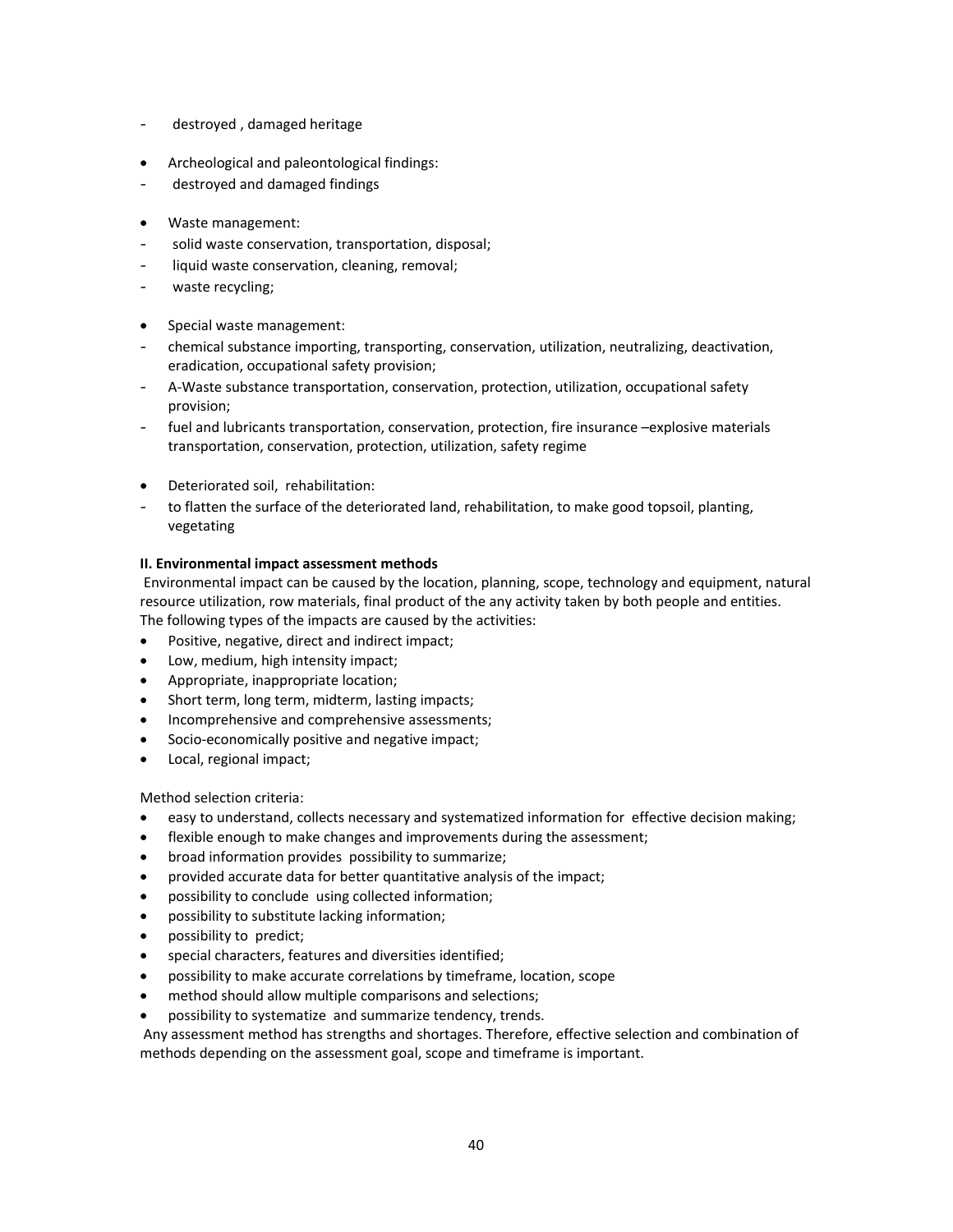- destroyed , damaged heritage

- Archeological and paleontological findings:
  - destroyed and damaged findings

- Waste management:
  - solid waste conservation, transportation, disposal;
  - liquid waste conservation, cleaning, removal;
  - waste recycling;

- Special waste management:
  - chemical substance importing, transporting, conservation, utilization, neutralizing, deactivation, eradication, occupational safety provision;
  - A-Waste substance transportation, conservation, protection, utilization, occupational safety provision;
  - fuel and lubricants transportation, conservation, protection, fire insurance –explosive materials transportation, conservation, protection, utilization, safety regime

- Deteriorated soil, rehabilitation:
  - to flatten the surface of the deteriorated land, rehabilitation, to make good topsoil, planting, vegetating

**II. Environmental impact assessment methods**

Environmental impact can be caused by the location, planning, scope, technology and equipment, natural resource utilization, row materials, final product of the any activity taken by both people and entities. The following types of the impacts are caused by the activities:

- Positive, negative, direct and indirect impact;
- Low, medium, high intensity impact;
- Appropriate, inappropriate location;
- Short term, long term, midterm, lasting impacts;
- Incomprehensive and comprehensive assessments;
- Socio-economically positive and negative impact;
- Local, regional impact;

Method selection criteria:

- easy to understand, collects necessary and systematized information for effective decision making;
- flexible enough to make changes and improvements during the assessment;
- broad information provides possibility to summarize;
- provided accurate data for better quantitative analysis of the impact;
- possibility to conclude using collected information;
- possibility to substitute lacking information;
- possibility to predict;
- special characters, features and diversities identified;
- possibility to make accurate correlations by timeframe, location, scope
- method should allow multiple comparisons and selections;
- possibility to systematize and summarize tendency, trends.

Any assessment method has strengths and shortages. Therefore, effective selection and combination of methods depending on the assessment goal, scope and timeframe is important.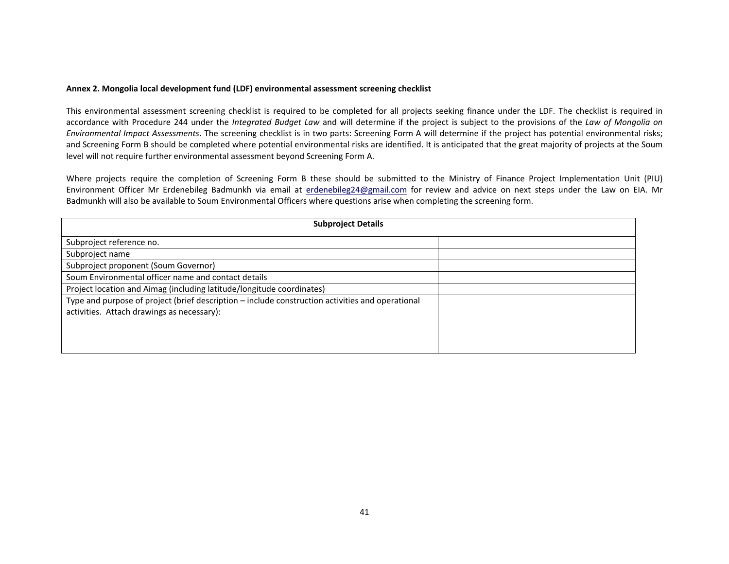**Annex 2. Mongolia local development fund (LDF) environmental assessment screening checklist**

This environmental assessment screening checklist is required to be completed for all projects seeking finance under the LDF. The checklist is required in accordance with Procedure 244 under the *Integrated Budget Law* and will determine if the project is subject to the provisions of the *Law of Mongolia on Environmental Impact Assessments*. The screening checklist is in two parts: Screening Form A will determine if the project has potential environmental risks; and Screening Form B should be completed where potential environmental risks are identified. It is anticipated that the great majority of projects at the Soum level will not require further environmental assessment beyond Screening Form A.

Where projects require the completion of Screening Form B these should be submitted to the Ministry of Finance Project Implementation Unit (PIU) Environment Officer Mr Erdenebileg Badmunkh via email at erdenebileg24@gmail.com for review and advice on next steps under the Law on EIA. Mr Badmunkh will also be available to Soum Environmental Officers where questions arise when completing the screening form.

| **Subproject Details** | |
|---|---|
| Subproject reference no. | |
| Subproject name | |
| Subproject proponent (Soum Governor) | |
| Soum Environmental officer name and contact details | |
| Project location and Aimag (including latitude/longitude coordinates) | |
| Type and purpose of project (brief description – include construction activities and operational activities. Attach drawings as necessary): | |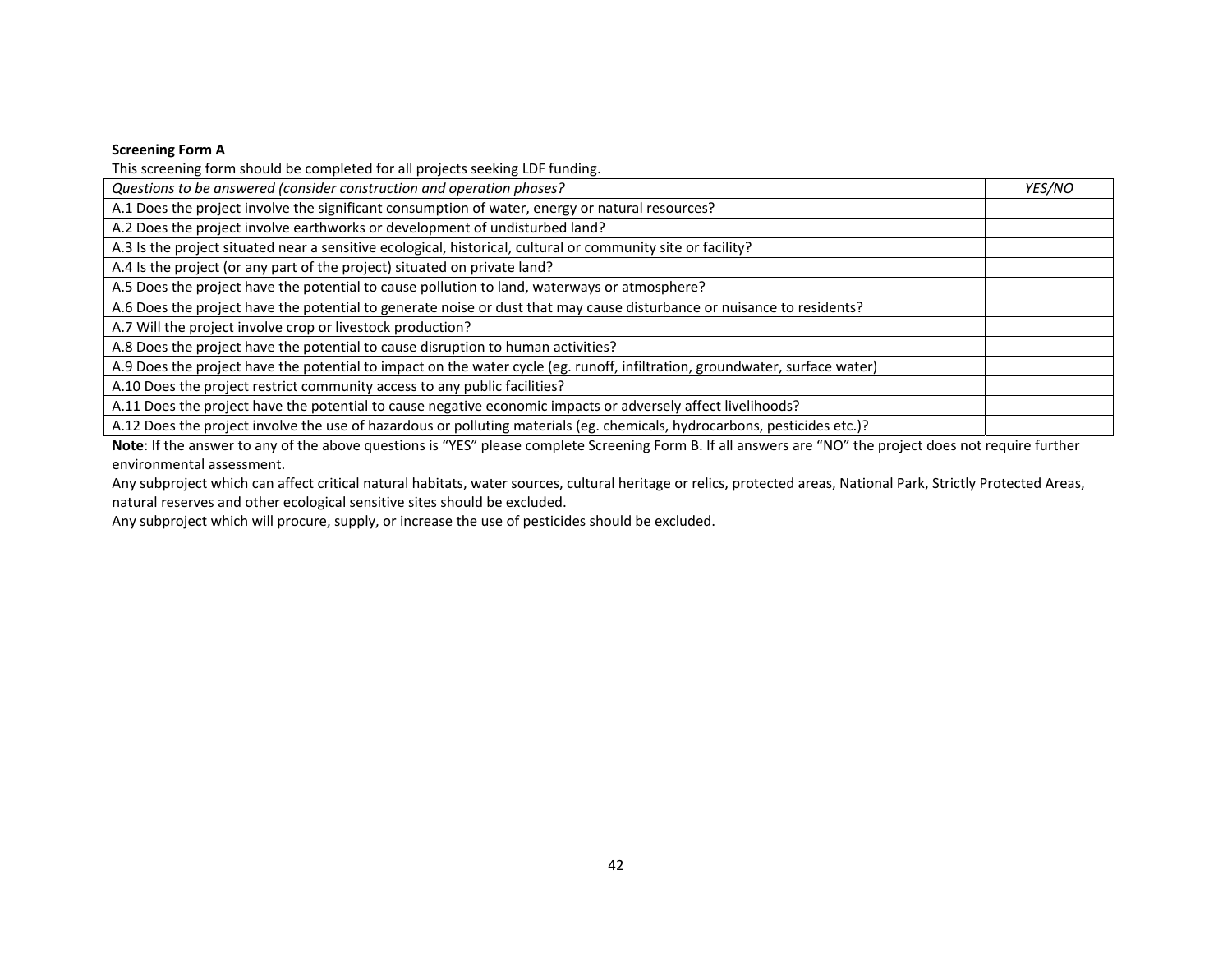**Screening Form A**

This screening form should be completed for all projects seeking LDF funding.

| *Questions to be answered (consider construction and operation phases?* | *YES/NO* |
|---|---|
| A.1 Does the project involve the significant consumption of water, energy or natural resources? | |
| A.2 Does the project involve earthworks or development of undisturbed land? | |
| A.3 Is the project situated near a sensitive ecological, historical, cultural or community site or facility? | |
| A.4 Is the project (or any part of the project) situated on private land? | |
| A.5 Does the project have the potential to cause pollution to land, waterways or atmosphere? | |
| A.6 Does the project have the potential to generate noise or dust that may cause disturbance or nuisance to residents? | |
| A.7 Will the project involve crop or livestock production? | |
| A.8 Does the project have the potential to cause disruption to human activities? | |
| A.9 Does the project have the potential to impact on the water cycle (eg. runoff, infiltration, groundwater, surface water) | |
| A.10 Does the project restrict community access to any public facilities? | |
| A.11 Does the project have the potential to cause negative economic impacts or adversely affect livelihoods? | |
| A.12 Does the project involve the use of hazardous or polluting materials (eg. chemicals, hydrocarbons, pesticides etc.)? | |

**Note**: If the answer to any of the above questions is "YES" please complete Screening Form B. If all answers are "NO" the project does not require further environmental assessment.

Any subproject which can affect critical natural habitats, water sources, cultural heritage or relics, protected areas, National Park, Strictly Protected Areas, natural reserves and other ecological sensitive sites should be excluded.

Any subproject which will procure, supply, or increase the use of pesticides should be excluded.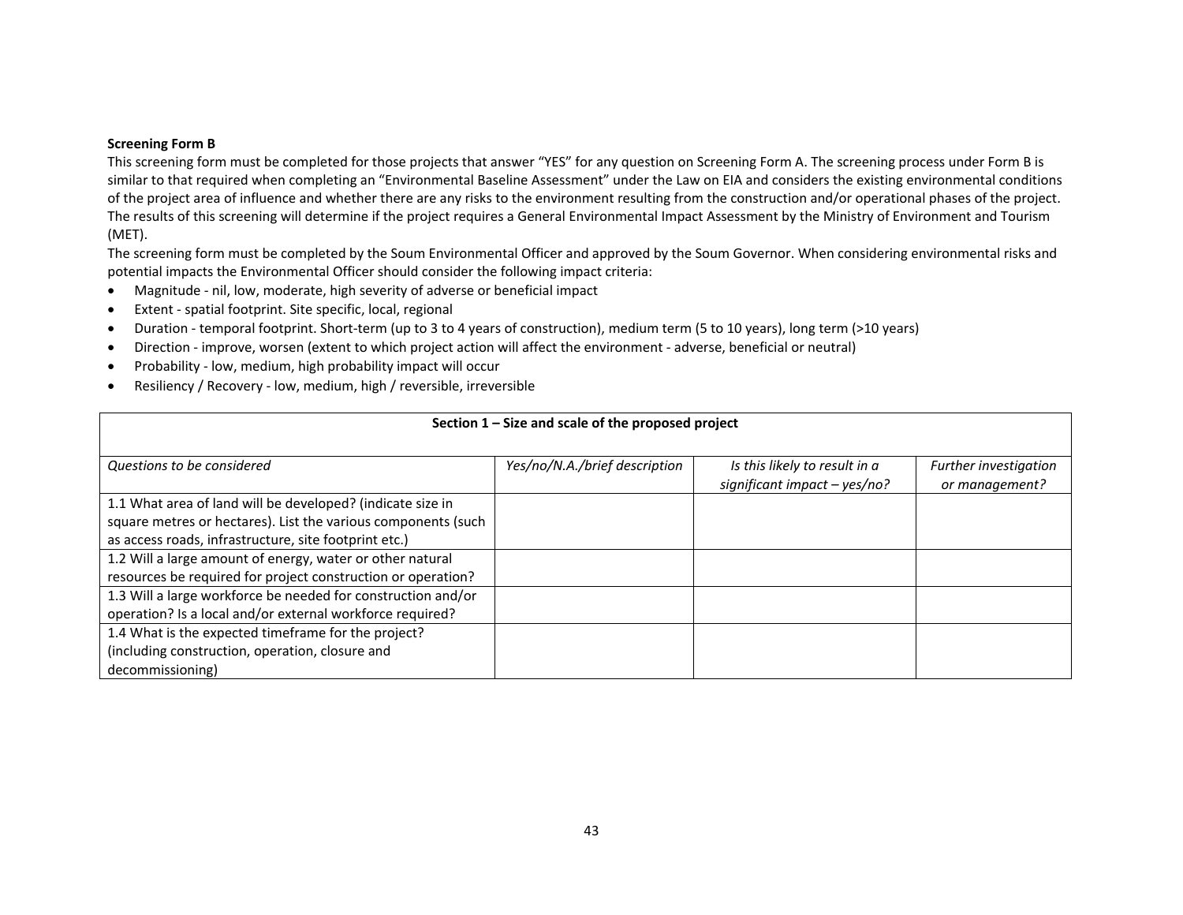**Screening Form B**

This screening form must be completed for those projects that answer "YES" for any question on Screening Form A. The screening process under Form B is similar to that required when completing an "Environmental Baseline Assessment" under the Law on EIA and considers the existing environmental conditions of the project area of influence and whether there are any risks to the environment resulting from the construction and/or operational phases of the project. The results of this screening will determine if the project requires a General Environmental Impact Assessment by the Ministry of Environment and Tourism (MET).

The screening form must be completed by the Soum Environmental Officer and approved by the Soum Governor. When considering environmental risks and potential impacts the Environmental Officer should consider the following impact criteria:

- Magnitude - nil, low, moderate, high severity of adverse or beneficial impact
- Extent - spatial footprint. Site specific, local, regional
- Duration - temporal footprint. Short-term (up to 3 to 4 years of construction), medium term (5 to 10 years), long term (>10 years)
- Direction - improve, worsen (extent to which project action will affect the environment - adverse, beneficial or neutral)
- Probability - low, medium, high probability impact will occur
- Resiliency / Recovery - low, medium, high / reversible, irreversible

| **Section 1 – Size and scale of the proposed project** | | | |
|---|---|---|---|
| *Questions to be considered* | *Yes/no/N.A./brief description* | *Is this likely to result in a significant impact – yes/no?* | *Further investigation or management?* |
| 1.1 What area of land will be developed? (indicate size in square metres or hectares). List the various components (such as access roads, infrastructure, site footprint etc.) | | | |
| 1.2 Will a large amount of energy, water or other natural resources be required for project construction or operation? | | | |
| 1.3 Will a large workforce be needed for construction and/or operation? Is a local and/or external workforce required? | | | |
| 1.4 What is the expected timeframe for the project? (including construction, operation, closure and decommissioning) | | | |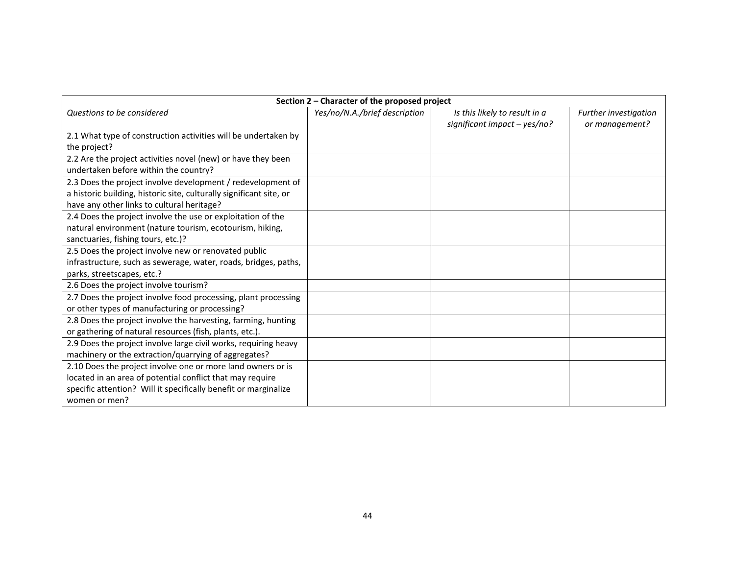| Section 2 – Character of the proposed project | | | |
|---|---|---|---|
| *Questions to be considered* | *Yes/no/N.A./brief description* | *Is this likely to result in a significant impact – yes/no?* | *Further investigation or management?* |
| 2.1 What type of construction activities will be undertaken by the project? | | | |
| 2.2 Are the project activities novel (new) or have they been undertaken before within the country? | | | |
| 2.3 Does the project involve development / redevelopment of a historic building, historic site, culturally significant site, or have any other links to cultural heritage? | | | |
| 2.4 Does the project involve the use or exploitation of the natural environment (nature tourism, ecotourism, hiking, sanctuaries, fishing tours, etc.)? | | | |
| 2.5 Does the project involve new or renovated public infrastructure, such as sewerage, water, roads, bridges, paths, parks, streetscapes, etc.? | | | |
| 2.6 Does the project involve tourism? | | | |
| 2.7 Does the project involve food processing, plant processing or other types of manufacturing or processing? | | | |
| 2.8 Does the project involve the harvesting, farming, hunting or gathering of natural resources (fish, plants, etc.). | | | |
| 2.9 Does the project involve large civil works, requiring heavy machinery or the extraction/quarrying of aggregates? | | | |
| 2.10 Does the project involve one or more land owners or is located in an area of potential conflict that may require specific attention? Will it specifically benefit or marginalize women or men? | | | |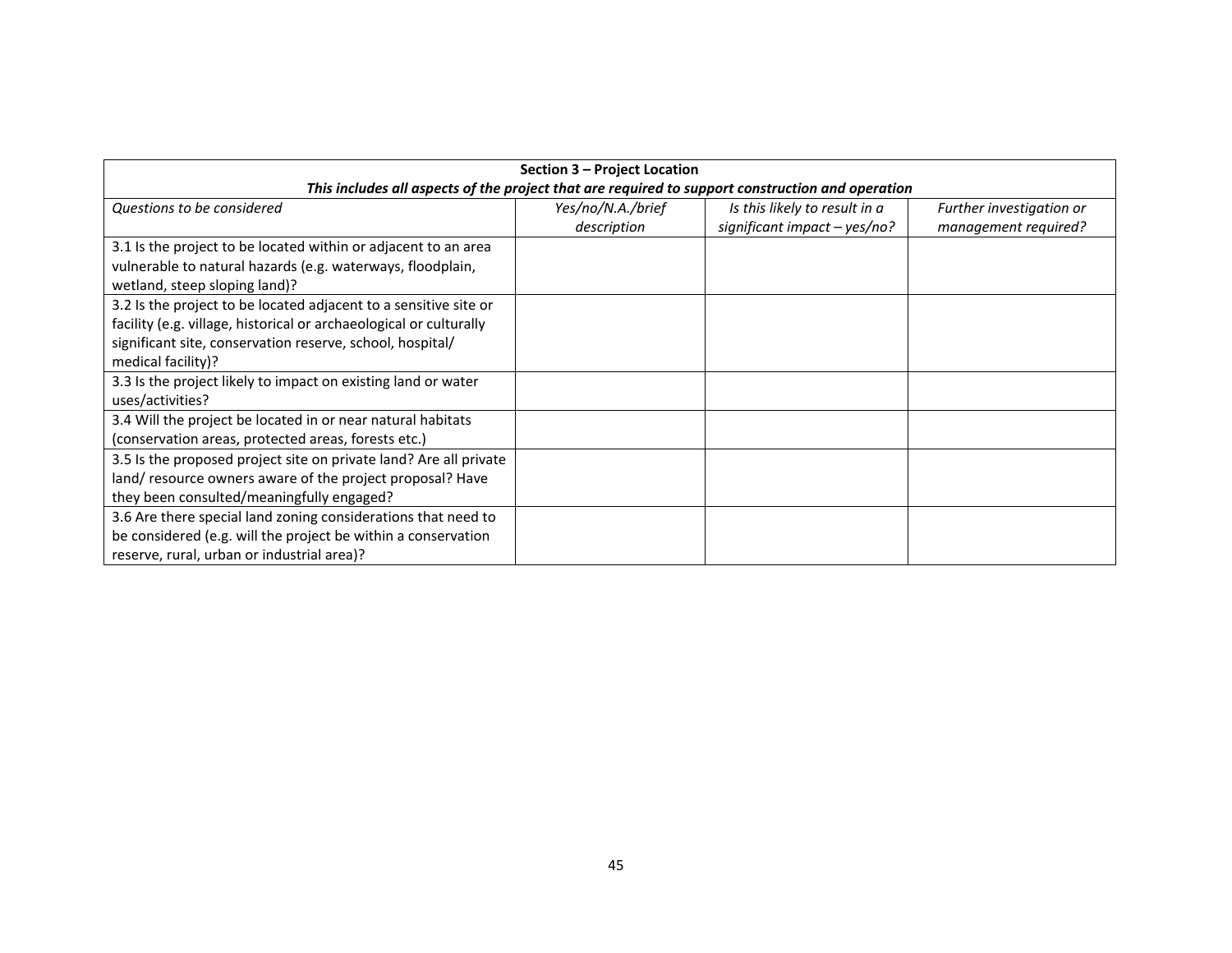| **Section 3 – Project Location**<br>***This includes all aspects of the project that are required to support construction and operation*** | | | |
|---|---|---|---|
| *Questions to be considered* | *Yes/no/N.A./brief description* | *Is this likely to result in a significant impact – yes/no?* | *Further investigation or management required?* |
| 3.1 Is the project to be located within or adjacent to an area vulnerable to natural hazards (e.g. waterways, floodplain, wetland, steep sloping land)? | | | |
| 3.2 Is the project to be located adjacent to a sensitive site or facility (e.g. village, historical or archaeological or culturally significant site, conservation reserve, school, hospital/ medical facility)? | | | |
| 3.3 Is the project likely to impact on existing land or water uses/activities? | | | |
| 3.4 Will the project be located in or near natural habitats (conservation areas, protected areas, forests etc.) | | | |
| 3.5 Is the proposed project site on private land? Are all private land/ resource owners aware of the project proposal? Have they been consulted/meaningfully engaged? | | | |
| 3.6 Are there special land zoning considerations that need to be considered (e.g. will the project be within a conservation reserve, rural, urban or industrial area)? | | | |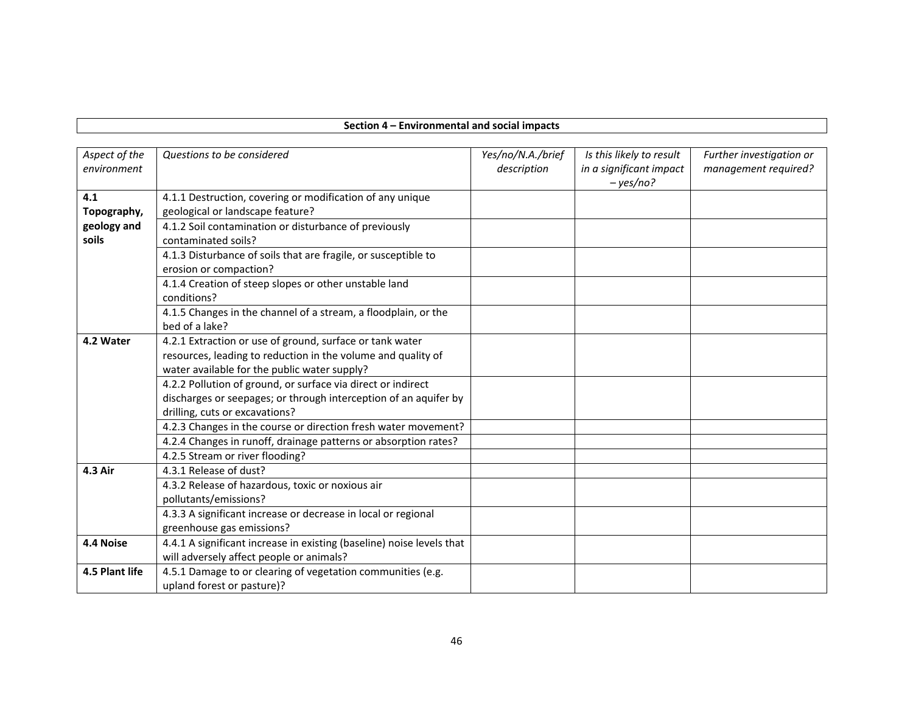| Section 4 – Environmental and social impacts |
|---|

| *Aspect of the environment* | *Questions to be considered* | *Yes/no/N.A./brief description* | *Is this likely to result in a significant impact – yes/no?* | *Further investigation or management required?* |
|---|---|---|---|---|
| **4.1 Topography, geology and soils** | 4.1.1 Destruction, covering or modification of any unique geological or landscape feature? | | | |
| | 4.1.2 Soil contamination or disturbance of previously contaminated soils? | | | |
| | 4.1.3 Disturbance of soils that are fragile, or susceptible to erosion or compaction? | | | |
| | 4.1.4 Creation of steep slopes or other unstable land conditions? | | | |
| | 4.1.5 Changes in the channel of a stream, a floodplain, or the bed of a lake? | | | |
| **4.2 Water** | 4.2.1 Extraction or use of ground, surface or tank water resources, leading to reduction in the volume and quality of water available for the public water supply? | | | |
| | 4.2.2 Pollution of ground, or surface via direct or indirect discharges or seepages; or through interception of an aquifer by drilling, cuts or excavations? | | | |
| | 4.2.3 Changes in the course or direction fresh water movement? | | | |
| | 4.2.4 Changes in runoff, drainage patterns or absorption rates? | | | |
| | 4.2.5 Stream or river flooding? | | | |
| **4.3 Air** | 4.3.1 Release of dust? | | | |
| | 4.3.2 Release of hazardous, toxic or noxious air pollutants/emissions? | | | |
| | 4.3.3 A significant increase or decrease in local or regional greenhouse gas emissions? | | | |
| **4.4 Noise** | 4.4.1 A significant increase in existing (baseline) noise levels that will adversely affect people or animals? | | | |
| **4.5 Plant life** | 4.5.1 Damage to or clearing of vegetation communities (e.g. upland forest or pasture)? | | | |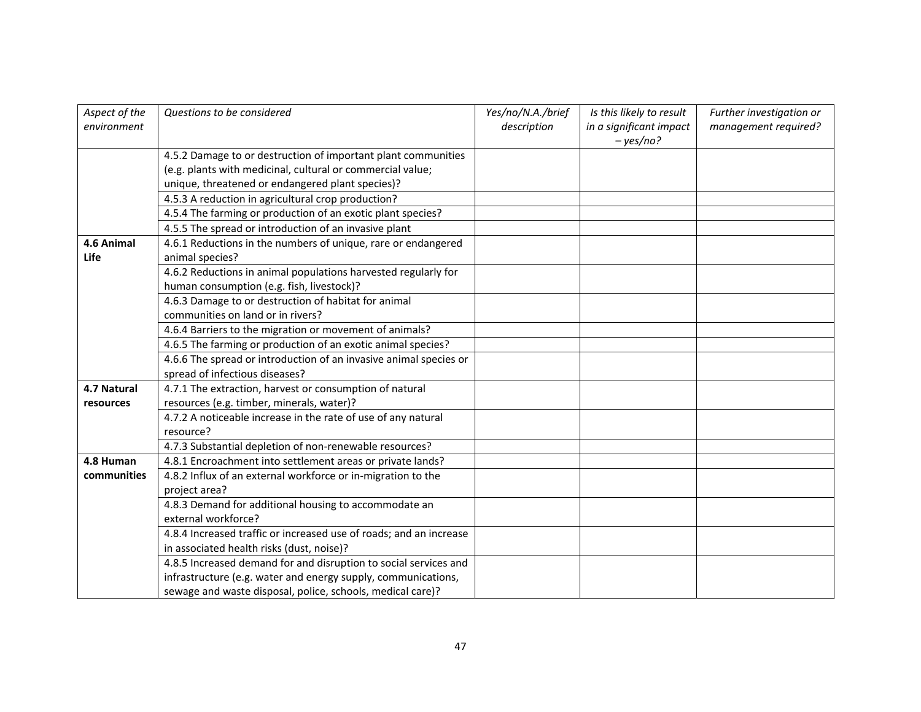| *Aspect of the environment* | *Questions to be considered* | *Yes/no/N.A./brief description* | *Is this likely to result in a significant impact – yes/no?* | *Further investigation or management required?* |
|---|---|---|---|---|
| | 4.5.2 Damage to or destruction of important plant communities (e.g. plants with medicinal, cultural or commercial value; unique, threatened or endangered plant species)? | | | |
| | 4.5.3 A reduction in agricultural crop production? | | | |
| | 4.5.4 The farming or production of an exotic plant species? | | | |
| | 4.5.5 The spread or introduction of an invasive plant | | | |
| **4.6 Animal Life** | 4.6.1 Reductions in the numbers of unique, rare or endangered animal species? | | | |
| | 4.6.2 Reductions in animal populations harvested regularly for human consumption (e.g. fish, livestock)? | | | |
| | 4.6.3 Damage to or destruction of habitat for animal communities on land or in rivers? | | | |
| | 4.6.4 Barriers to the migration or movement of animals? | | | |
| | 4.6.5 The farming or production of an exotic animal species? | | | |
| | 4.6.6 The spread or introduction of an invasive animal species or spread of infectious diseases? | | | |
| **4.7 Natural resources** | 4.7.1 The extraction, harvest or consumption of natural resources (e.g. timber, minerals, water)? | | | |
| | 4.7.2 A noticeable increase in the rate of use of any natural resource? | | | |
| | 4.7.3 Substantial depletion of non-renewable resources? | | | |
| **4.8 Human communities** | 4.8.1 Encroachment into settlement areas or private lands? | | | |
| | 4.8.2 Influx of an external workforce or in-migration to the project area? | | | |
| | 4.8.3 Demand for additional housing to accommodate an external workforce? | | | |
| | 4.8.4 Increased traffic or increased use of roads; and an increase in associated health risks (dust, noise)? | | | |
| | 4.8.5 Increased demand for and disruption to social services and infrastructure (e.g. water and energy supply, communications, sewage and waste disposal, police, schools, medical care)? | | | |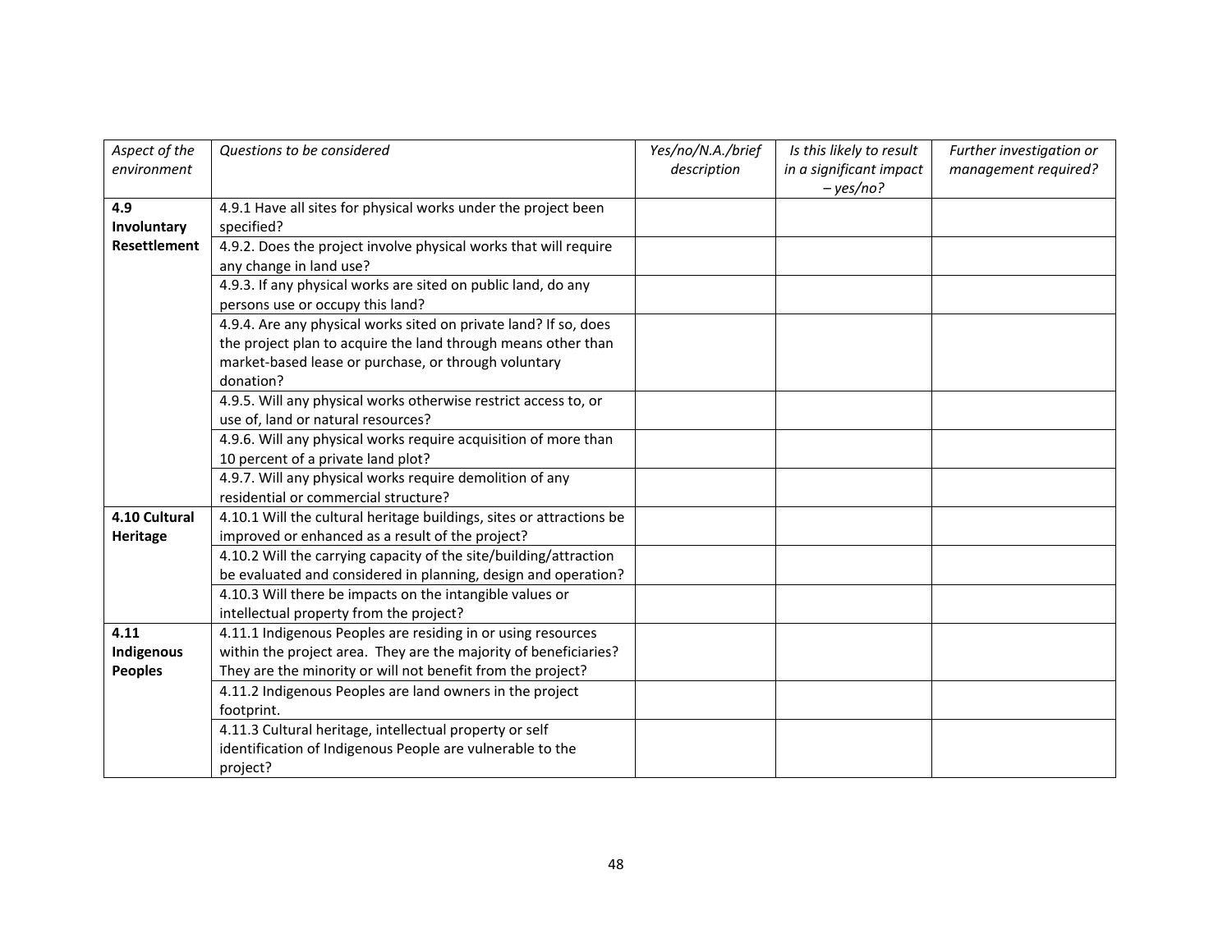| *Aspect of the environment* | *Questions to be considered* | *Yes/no/N.A./brief description* | *Is this likely to result in a significant impact – yes/no?* | *Further investigation or management required?* |
|---|---|---|---|---|
| **4.9 Involuntary Resettlement** | 4.9.1 Have all sites for physical works under the project been specified? | | | |
| | 4.9.2. Does the project involve physical works that will require any change in land use? | | | |
| | 4.9.3. If any physical works are sited on public land, do any persons use or occupy this land? | | | |
| | 4.9.4. Are any physical works sited on private land? If so, does the project plan to acquire the land through means other than market-based lease or purchase, or through voluntary donation? | | | |
| | 4.9.5. Will any physical works otherwise restrict access to, or use of, land or natural resources? | | | |
| | 4.9.6. Will any physical works require acquisition of more than 10 percent of a private land plot? | | | |
| | 4.9.7. Will any physical works require demolition of any residential or commercial structure? | | | |
| **4.10 Cultural Heritage** | 4.10.1 Will the cultural heritage buildings, sites or attractions be improved or enhanced as a result of the project? | | | |
| | 4.10.2 Will the carrying capacity of the site/building/attraction be evaluated and considered in planning, design and operation? | | | |
| | 4.10.3 Will there be impacts on the intangible values or intellectual property from the project? | | | |
| **4.11 Indigenous Peoples** | 4.11.1 Indigenous Peoples are residing in or using resources within the project area. They are the majority of beneficiaries? They are the minority or will not benefit from the project? | | | |
| | 4.11.2 Indigenous Peoples are land owners in the project footprint. | | | |
| | 4.11.3 Cultural heritage, intellectual property or self identification of Indigenous People are vulnerable to the project? | | | |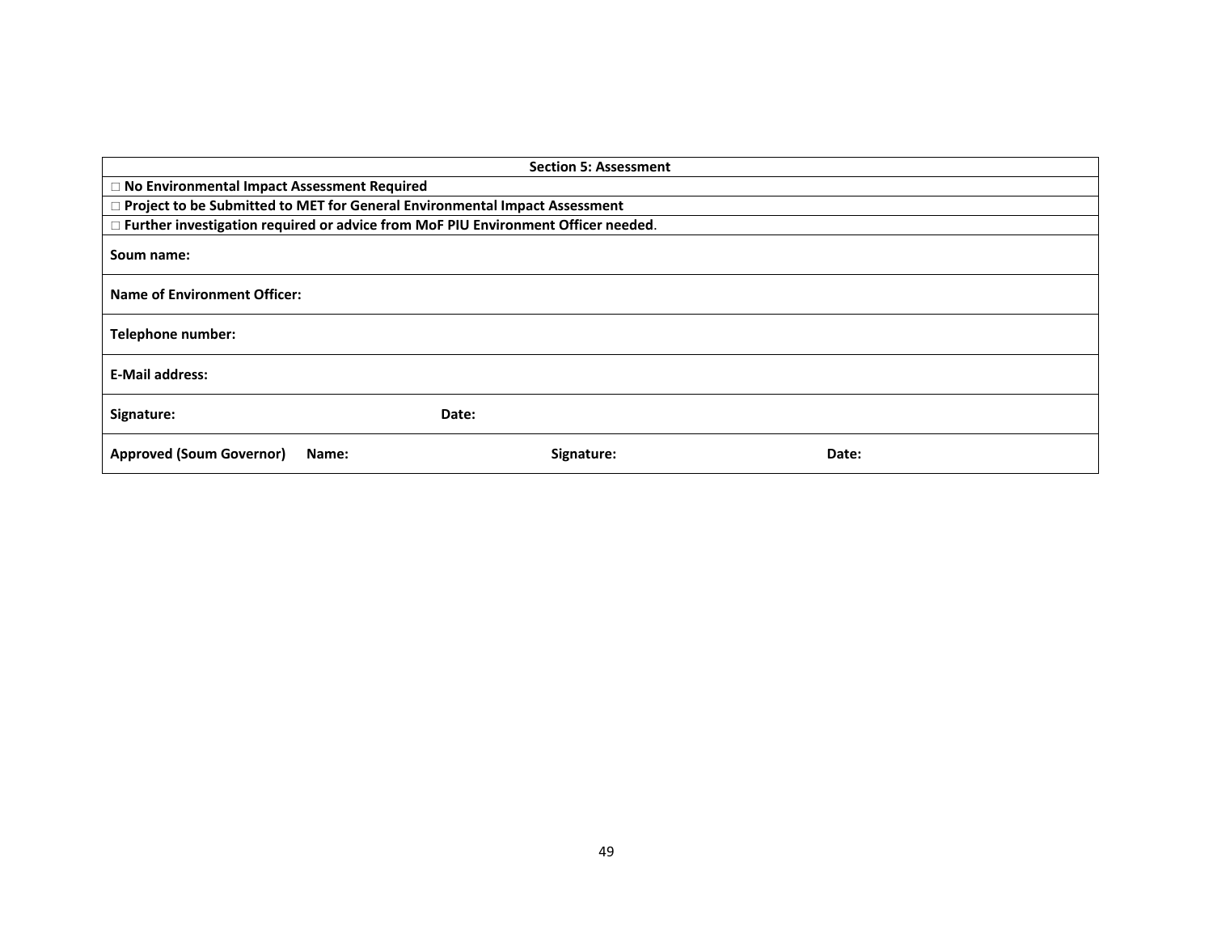| **Section 5: Assessment** | | | |
|---|---|---|---|
| □ **No Environmental Impact Assessment Required** | | | |
| □ **Project to be Submitted to MET for General Environmental Impact Assessment** | | | |
| □ **Further investigation required or advice from MoF PIU Environment Officer needed**. | | | |
| **Soum name:** | | | |
| **Name of Environment Officer:** | | | |
| **Telephone number:** | | | |
| **E-Mail address:** | | | |
| **Signature:** | **Date:** | | |
| **Approved (Soum Governor)** | **Name:** | **Signature:** | **Date:** |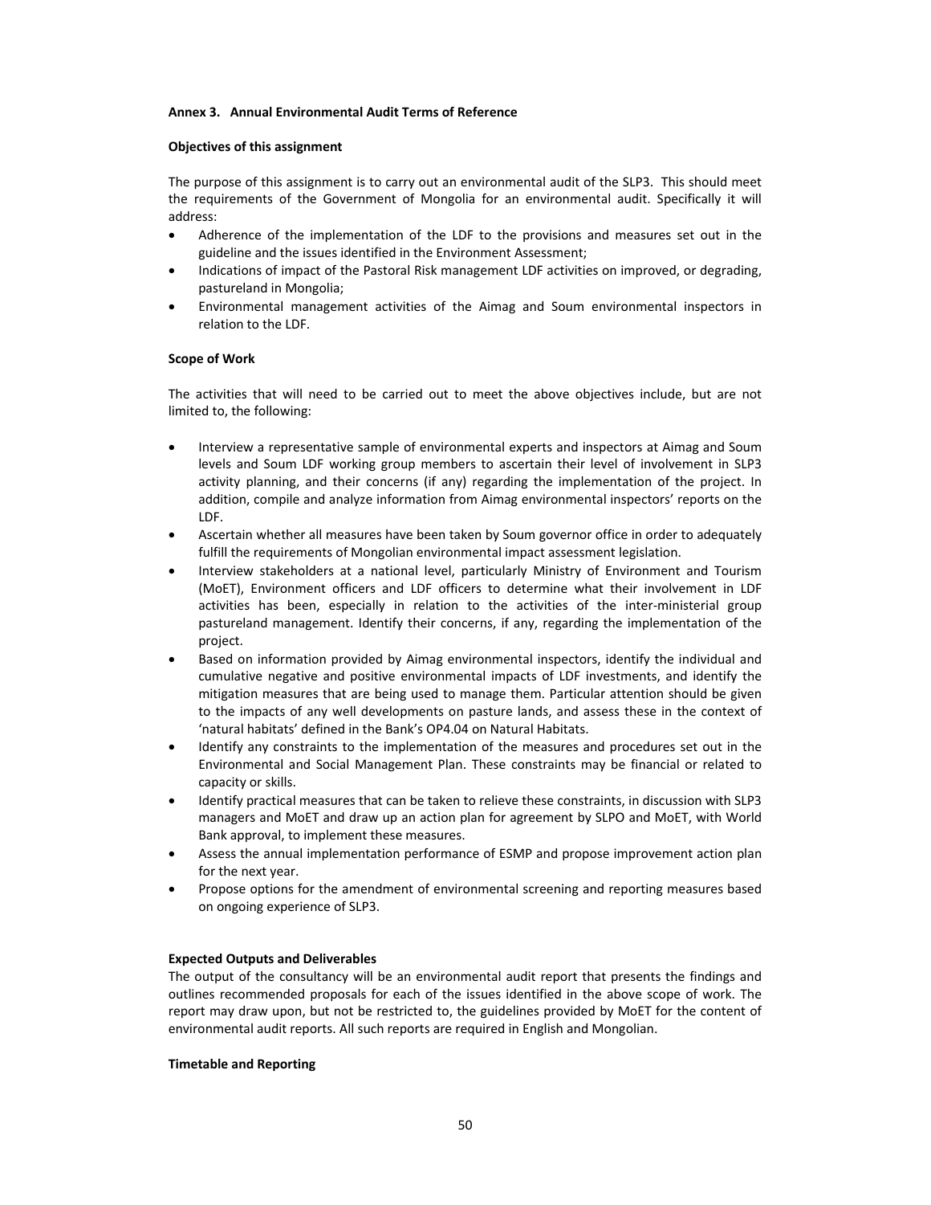## Annex 3. Annual Environmental Audit Terms of Reference

**Objectives of this assignment**

The purpose of this assignment is to carry out an environmental audit of the SLP3. This should meet the requirements of the Government of Mongolia for an environmental audit. Specifically it will address:

- Adherence of the implementation of the LDF to the provisions and measures set out in the guideline and the issues identified in the Environment Assessment;
- Indications of impact of the Pastoral Risk management LDF activities on improved, or degrading, pastureland in Mongolia;
- Environmental management activities of the Aimag and Soum environmental inspectors in relation to the LDF.

**Scope of Work**

The activities that will need to be carried out to meet the above objectives include, but are not limited to, the following:

- Interview a representative sample of environmental experts and inspectors at Aimag and Soum levels and Soum LDF working group members to ascertain their level of involvement in SLP3 activity planning, and their concerns (if any) regarding the implementation of the project. In addition, compile and analyze information from Aimag environmental inspectors' reports on the LDF.
- Ascertain whether all measures have been taken by Soum governor office in order to adequately fulfill the requirements of Mongolian environmental impact assessment legislation.
- Interview stakeholders at a national level, particularly Ministry of Environment and Tourism (MoET), Environment officers and LDF officers to determine what their involvement in LDF activities has been, especially in relation to the activities of the inter-ministerial group pastureland management. Identify their concerns, if any, regarding the implementation of the project.
- Based on information provided by Aimag environmental inspectors, identify the individual and cumulative negative and positive environmental impacts of LDF investments, and identify the mitigation measures that are being used to manage them. Particular attention should be given to the impacts of any well developments on pasture lands, and assess these in the context of 'natural habitats' defined in the Bank's OP4.04 on Natural Habitats.
- Identify any constraints to the implementation of the measures and procedures set out in the Environmental and Social Management Plan. These constraints may be financial or related to capacity or skills.
- Identify practical measures that can be taken to relieve these constraints, in discussion with SLP3 managers and MoET and draw up an action plan for agreement by SLPO and MoET, with World Bank approval, to implement these measures.
- Assess the annual implementation performance of ESMP and propose improvement action plan for the next year.
- Propose options for the amendment of environmental screening and reporting measures based on ongoing experience of SLP3.

**Expected Outputs and Deliverables**

The output of the consultancy will be an environmental audit report that presents the findings and outlines recommended proposals for each of the issues identified in the above scope of work. The report may draw upon, but not be restricted to, the guidelines provided by MoET for the content of environmental audit reports. All such reports are required in English and Mongolian.

**Timetable and Reporting**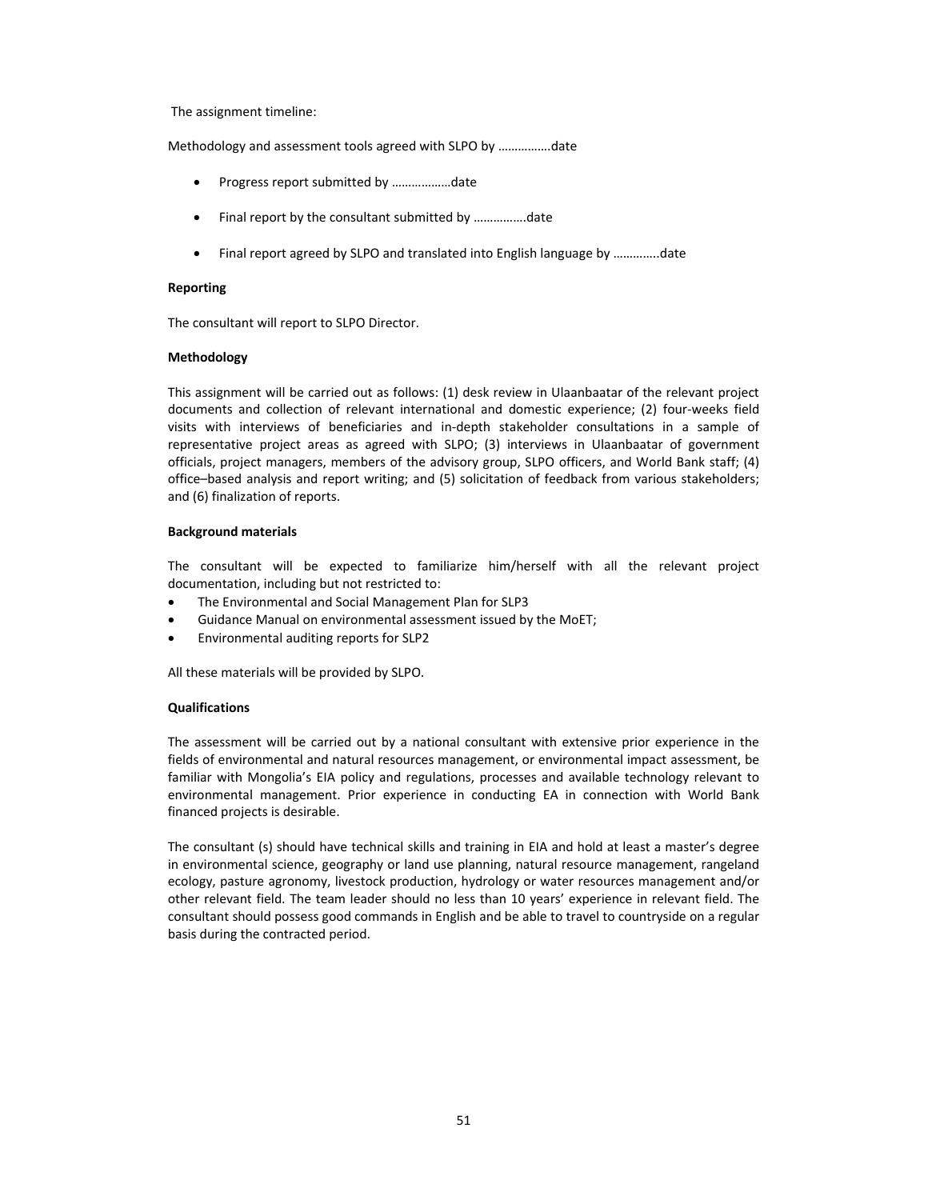The assignment timeline:

Methodology and assessment tools agreed with SLPO by …………….date

- Progress report submitted by ………………date
- Final report by the consultant submitted by …………….date
- Final report agreed by SLPO and translated into English language by …………..date

**Reporting**

The consultant will report to SLPO Director.

**Methodology**

This assignment will be carried out as follows: (1) desk review in Ulaanbaatar of the relevant project documents and collection of relevant international and domestic experience; (2) four-weeks field visits with interviews of beneficiaries and in-depth stakeholder consultations in a sample of representative project areas as agreed with SLPO; (3) interviews in Ulaanbaatar of government officials, project managers, members of the advisory group, SLPO officers, and World Bank staff; (4) office–based analysis and report writing; and (5) solicitation of feedback from various stakeholders; and (6) finalization of reports.

**Background materials**

The consultant will be expected to familiarize him/herself with all the relevant project documentation, including but not restricted to:

- The Environmental and Social Management Plan for SLP3
- Guidance Manual on environmental assessment issued by the MoET;
- Environmental auditing reports for SLP2

All these materials will be provided by SLPO.

**Qualifications**

The assessment will be carried out by a national consultant with extensive prior experience in the fields of environmental and natural resources management, or environmental impact assessment, be familiar with Mongolia's EIA policy and regulations, processes and available technology relevant to environmental management. Prior experience in conducting EA in connection with World Bank financed projects is desirable.

The consultant (s) should have technical skills and training in EIA and hold at least a master's degree in environmental science, geography or land use planning, natural resource management, rangeland ecology, pasture agronomy, livestock production, hydrology or water resources management and/or other relevant field. The team leader should no less than 10 years' experience in relevant field. The consultant should possess good commands in English and be able to travel to countryside on a regular basis during the contracted period.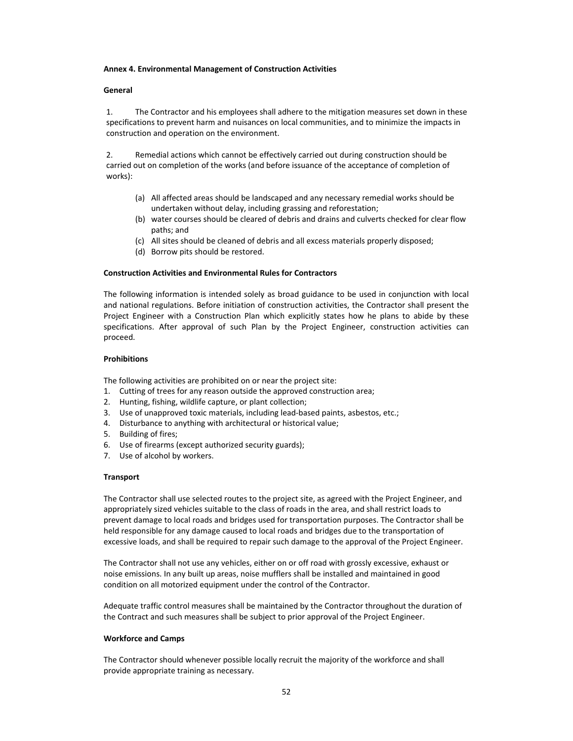**Annex 4. Environmental Management of Construction Activities**

**General**

1. The Contractor and his employees shall adhere to the mitigation measures set down in these specifications to prevent harm and nuisances on local communities, and to minimize the impacts in construction and operation on the environment.

2. Remedial actions which cannot be effectively carried out during construction should be carried out on completion of the works (and before issuance of the acceptance of completion of works):

   (a) All affected areas should be landscaped and any necessary remedial works should be undertaken without delay, including grassing and reforestation;
   (b) water courses should be cleared of debris and drains and culverts checked for clear flow paths; and
   (c) All sites should be cleaned of debris and all excess materials properly disposed;
   (d) Borrow pits should be restored.

**Construction Activities and Environmental Rules for Contractors**

The following information is intended solely as broad guidance to be used in conjunction with local and national regulations. Before initiation of construction activities, the Contractor shall present the Project Engineer with a Construction Plan which explicitly states how he plans to abide by these specifications. After approval of such Plan by the Project Engineer, construction activities can proceed.

**Prohibitions**

The following activities are prohibited on or near the project site:

1. Cutting of trees for any reason outside the approved construction area;
2. Hunting, fishing, wildlife capture, or plant collection;
3. Use of unapproved toxic materials, including lead-based paints, asbestos, etc.;
4. Disturbance to anything with architectural or historical value;
5. Building of fires;
6. Use of firearms (except authorized security guards);
7. Use of alcohol by workers.

**Transport**

The Contractor shall use selected routes to the project site, as agreed with the Project Engineer, and appropriately sized vehicles suitable to the class of roads in the area, and shall restrict loads to prevent damage to local roads and bridges used for transportation purposes. The Contractor shall be held responsible for any damage caused to local roads and bridges due to the transportation of excessive loads, and shall be required to repair such damage to the approval of the Project Engineer.

The Contractor shall not use any vehicles, either on or off road with grossly excessive, exhaust or noise emissions. In any built up areas, noise mufflers shall be installed and maintained in good condition on all motorized equipment under the control of the Contractor.

Adequate traffic control measures shall be maintained by the Contractor throughout the duration of the Contract and such measures shall be subject to prior approval of the Project Engineer.

**Workforce and Camps**

The Contractor should whenever possible locally recruit the majority of the workforce and shall provide appropriate training as necessary.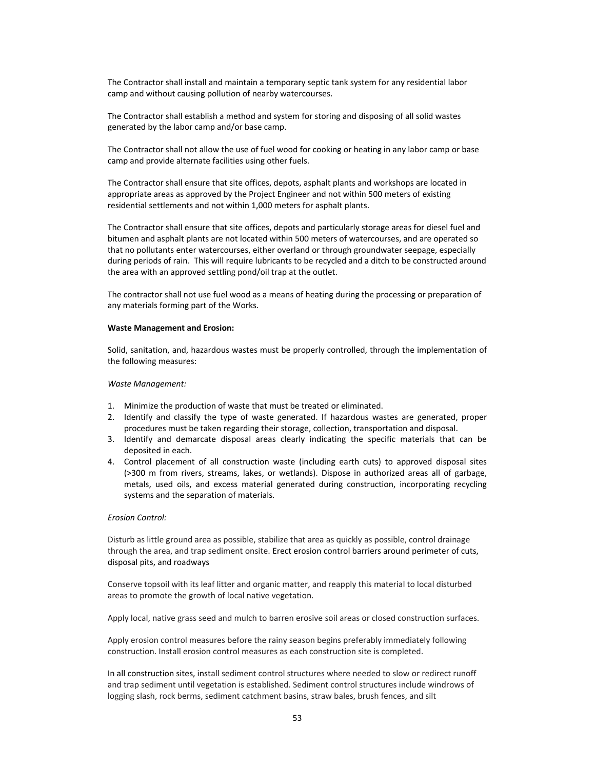The Contractor shall install and maintain a temporary septic tank system for any residential labor camp and without causing pollution of nearby watercourses.

The Contractor shall establish a method and system for storing and disposing of all solid wastes generated by the labor camp and/or base camp.

The Contractor shall not allow the use of fuel wood for cooking or heating in any labor camp or base camp and provide alternate facilities using other fuels.

The Contractor shall ensure that site offices, depots, asphalt plants and workshops are located in appropriate areas as approved by the Project Engineer and not within 500 meters of existing residential settlements and not within 1,000 meters for asphalt plants.

The Contractor shall ensure that site offices, depots and particularly storage areas for diesel fuel and bitumen and asphalt plants are not located within 500 meters of watercourses, and are operated so that no pollutants enter watercourses, either overland or through groundwater seepage, especially during periods of rain. This will require lubricants to be recycled and a ditch to be constructed around the area with an approved settling pond/oil trap at the outlet.

The contractor shall not use fuel wood as a means of heating during the processing or preparation of any materials forming part of the Works.

**Waste Management and Erosion:**

Solid, sanitation, and, hazardous wastes must be properly controlled, through the implementation of the following measures:

*Waste Management:*

1. Minimize the production of waste that must be treated or eliminated.
2. Identify and classify the type of waste generated. If hazardous wastes are generated, proper procedures must be taken regarding their storage, collection, transportation and disposal.
3. Identify and demarcate disposal areas clearly indicating the specific materials that can be deposited in each.
4. Control placement of all construction waste (including earth cuts) to approved disposal sites (>300 m from rivers, streams, lakes, or wetlands). Dispose in authorized areas all of garbage, metals, used oils, and excess material generated during construction, incorporating recycling systems and the separation of materials.

*Erosion Control:*

Disturb as little ground area as possible, stabilize that area as quickly as possible, control drainage through the area, and trap sediment onsite. Erect erosion control barriers around perimeter of cuts, disposal pits, and roadways

Conserve topsoil with its leaf litter and organic matter, and reapply this material to local disturbed areas to promote the growth of local native vegetation.

Apply local, native grass seed and mulch to barren erosive soil areas or closed construction surfaces.

Apply erosion control measures before the rainy season begins preferably immediately following construction. Install erosion control measures as each construction site is completed.

In all construction sites, install sediment control structures where needed to slow or redirect runoff and trap sediment until vegetation is established. Sediment control structures include windrows of logging slash, rock berms, sediment catchment basins, straw bales, brush fences, and silt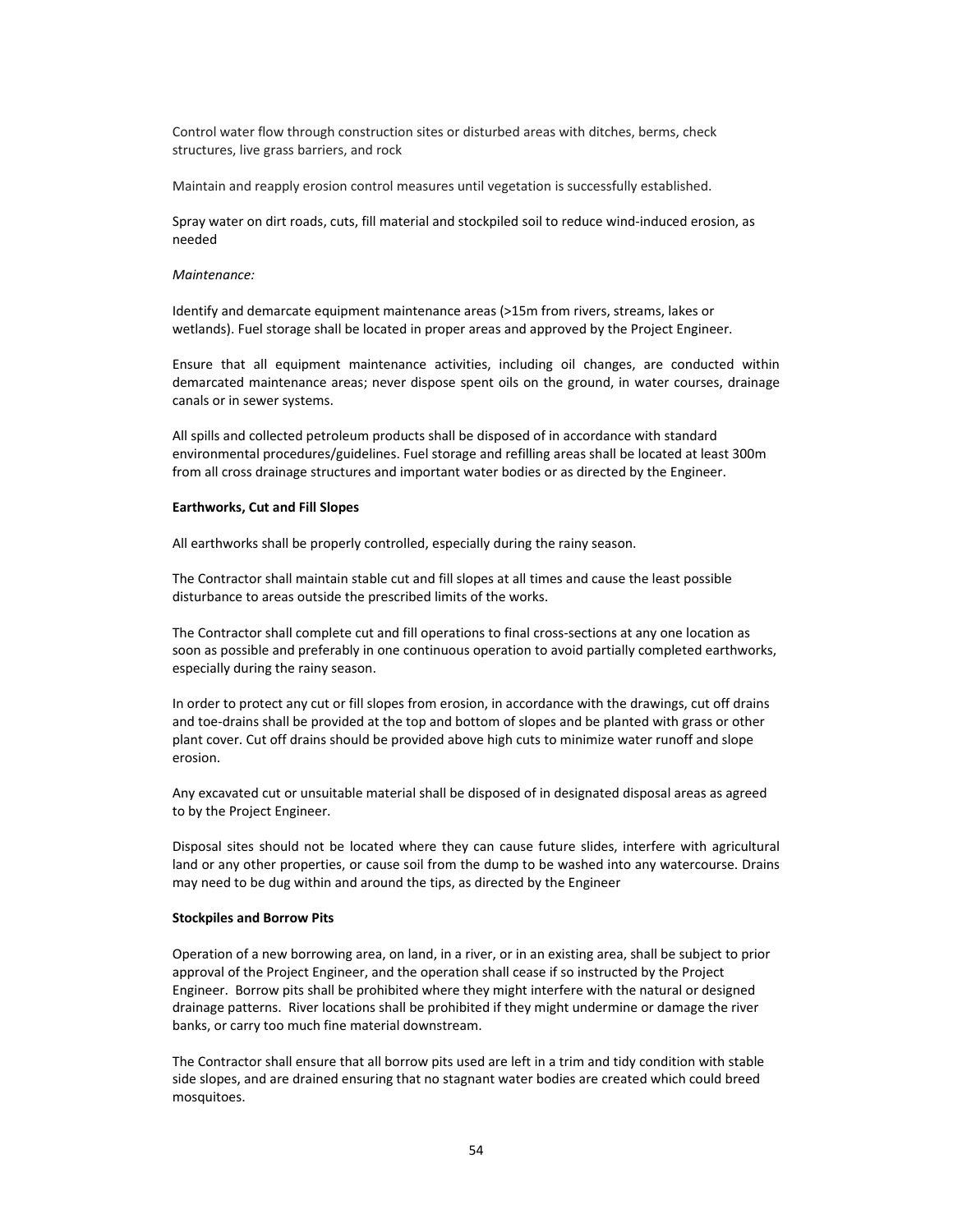Control water flow through construction sites or disturbed areas with ditches, berms, check structures, live grass barriers, and rock

Maintain and reapply erosion control measures until vegetation is successfully established.

Spray water on dirt roads, cuts, fill material and stockpiled soil to reduce wind-induced erosion, as needed

*Maintenance:*

Identify and demarcate equipment maintenance areas (>15m from rivers, streams, lakes or wetlands). Fuel storage shall be located in proper areas and approved by the Project Engineer.

Ensure that all equipment maintenance activities, including oil changes, are conducted within demarcated maintenance areas; never dispose spent oils on the ground, in water courses, drainage canals or in sewer systems.

All spills and collected petroleum products shall be disposed of in accordance with standard environmental procedures/guidelines. Fuel storage and refilling areas shall be located at least 300m from all cross drainage structures and important water bodies or as directed by the Engineer.

**Earthworks, Cut and Fill Slopes**

All earthworks shall be properly controlled, especially during the rainy season.

The Contractor shall maintain stable cut and fill slopes at all times and cause the least possible disturbance to areas outside the prescribed limits of the works.

The Contractor shall complete cut and fill operations to final cross-sections at any one location as soon as possible and preferably in one continuous operation to avoid partially completed earthworks, especially during the rainy season.

In order to protect any cut or fill slopes from erosion, in accordance with the drawings, cut off drains and toe-drains shall be provided at the top and bottom of slopes and be planted with grass or other plant cover. Cut off drains should be provided above high cuts to minimize water runoff and slope erosion.

Any excavated cut or unsuitable material shall be disposed of in designated disposal areas as agreed to by the Project Engineer.

Disposal sites should not be located where they can cause future slides, interfere with agricultural land or any other properties, or cause soil from the dump to be washed into any watercourse. Drains may need to be dug within and around the tips, as directed by the Engineer

**Stockpiles and Borrow Pits**

Operation of a new borrowing area, on land, in a river, or in an existing area, shall be subject to prior approval of the Project Engineer, and the operation shall cease if so instructed by the Project Engineer. Borrow pits shall be prohibited where they might interfere with the natural or designed drainage patterns. River locations shall be prohibited if they might undermine or damage the river banks, or carry too much fine material downstream.

The Contractor shall ensure that all borrow pits used are left in a trim and tidy condition with stable side slopes, and are drained ensuring that no stagnant water bodies are created which could breed mosquitoes.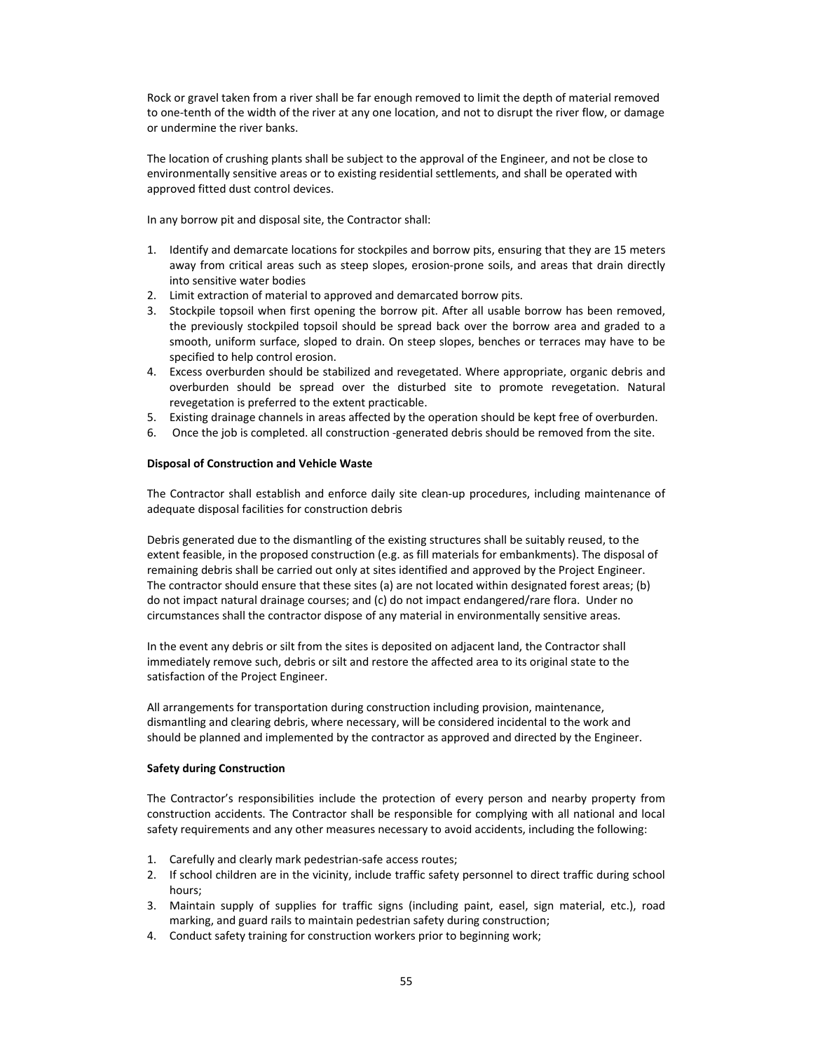Rock or gravel taken from a river shall be far enough removed to limit the depth of material removed to one-tenth of the width of the river at any one location, and not to disrupt the river flow, or damage or undermine the river banks.

The location of crushing plants shall be subject to the approval of the Engineer, and not be close to environmentally sensitive areas or to existing residential settlements, and shall be operated with approved fitted dust control devices.

In any borrow pit and disposal site, the Contractor shall:

1. Identify and demarcate locations for stockpiles and borrow pits, ensuring that they are 15 meters away from critical areas such as steep slopes, erosion-prone soils, and areas that drain directly into sensitive water bodies
2. Limit extraction of material to approved and demarcated borrow pits.
3. Stockpile topsoil when first opening the borrow pit. After all usable borrow has been removed, the previously stockpiled topsoil should be spread back over the borrow area and graded to a smooth, uniform surface, sloped to drain. On steep slopes, benches or terraces may have to be specified to help control erosion.
4. Excess overburden should be stabilized and revegetated. Where appropriate, organic debris and overburden should be spread over the disturbed site to promote revegetation. Natural revegetation is preferred to the extent practicable.
5. Existing drainage channels in areas affected by the operation should be kept free of overburden.
6. Once the job is completed. all construction -generated debris should be removed from the site.

**Disposal of Construction and Vehicle Waste**

The Contractor shall establish and enforce daily site clean-up procedures, including maintenance of adequate disposal facilities for construction debris

Debris generated due to the dismantling of the existing structures shall be suitably reused, to the extent feasible, in the proposed construction (e.g. as fill materials for embankments). The disposal of remaining debris shall be carried out only at sites identified and approved by the Project Engineer. The contractor should ensure that these sites (a) are not located within designated forest areas; (b) do not impact natural drainage courses; and (c) do not impact endangered/rare flora. Under no circumstances shall the contractor dispose of any material in environmentally sensitive areas.

In the event any debris or silt from the sites is deposited on adjacent land, the Contractor shall immediately remove such, debris or silt and restore the affected area to its original state to the satisfaction of the Project Engineer.

All arrangements for transportation during construction including provision, maintenance, dismantling and clearing debris, where necessary, will be considered incidental to the work and should be planned and implemented by the contractor as approved and directed by the Engineer.

**Safety during Construction**

The Contractor's responsibilities include the protection of every person and nearby property from construction accidents. The Contractor shall be responsible for complying with all national and local safety requirements and any other measures necessary to avoid accidents, including the following:

1. Carefully and clearly mark pedestrian-safe access routes;
2. If school children are in the vicinity, include traffic safety personnel to direct traffic during school hours;
3. Maintain supply of supplies for traffic signs (including paint, easel, sign material, etc.), road marking, and guard rails to maintain pedestrian safety during construction;
4. Conduct safety training for construction workers prior to beginning work;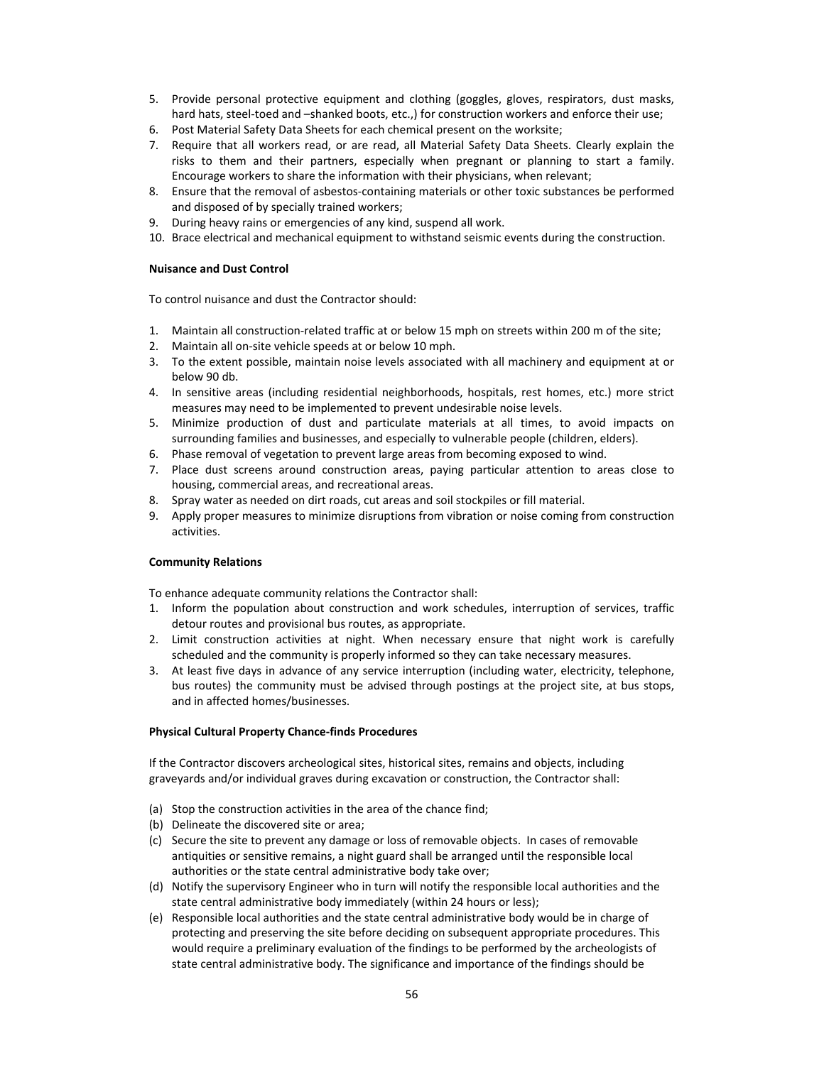5. Provide personal protective equipment and clothing (goggles, gloves, respirators, dust masks, hard hats, steel-toed and –shanked boots, etc.,) for construction workers and enforce their use;
6. Post Material Safety Data Sheets for each chemical present on the worksite;
7. Require that all workers read, or are read, all Material Safety Data Sheets. Clearly explain the risks to them and their partners, especially when pregnant or planning to start a family. Encourage workers to share the information with their physicians, when relevant;
8. Ensure that the removal of asbestos-containing materials or other toxic substances be performed and disposed of by specially trained workers;
9. During heavy rains or emergencies of any kind, suspend all work.
10. Brace electrical and mechanical equipment to withstand seismic events during the construction.

**Nuisance and Dust Control**

To control nuisance and dust the Contractor should:

1. Maintain all construction-related traffic at or below 15 mph on streets within 200 m of the site;
2. Maintain all on-site vehicle speeds at or below 10 mph.
3. To the extent possible, maintain noise levels associated with all machinery and equipment at or below 90 db.
4. In sensitive areas (including residential neighborhoods, hospitals, rest homes, etc.) more strict measures may need to be implemented to prevent undesirable noise levels.
5. Minimize production of dust and particulate materials at all times, to avoid impacts on surrounding families and businesses, and especially to vulnerable people (children, elders).
6. Phase removal of vegetation to prevent large areas from becoming exposed to wind.
7. Place dust screens around construction areas, paying particular attention to areas close to housing, commercial areas, and recreational areas.
8. Spray water as needed on dirt roads, cut areas and soil stockpiles or fill material.
9. Apply proper measures to minimize disruptions from vibration or noise coming from construction activities.

**Community Relations**

To enhance adequate community relations the Contractor shall:

1. Inform the population about construction and work schedules, interruption of services, traffic detour routes and provisional bus routes, as appropriate.
2. Limit construction activities at night. When necessary ensure that night work is carefully scheduled and the community is properly informed so they can take necessary measures.
3. At least five days in advance of any service interruption (including water, electricity, telephone, bus routes) the community must be advised through postings at the project site, at bus stops, and in affected homes/businesses.

**Physical Cultural Property Chance-finds Procedures**

If the Contractor discovers archeological sites, historical sites, remains and objects, including graveyards and/or individual graves during excavation or construction, the Contractor shall:

(a) Stop the construction activities in the area of the chance find;
(b) Delineate the discovered site or area;
(c) Secure the site to prevent any damage or loss of removable objects. In cases of removable antiquities or sensitive remains, a night guard shall be arranged until the responsible local authorities or the state central administrative body take over;
(d) Notify the supervisory Engineer who in turn will notify the responsible local authorities and the state central administrative body immediately (within 24 hours or less);
(e) Responsible local authorities and the state central administrative body would be in charge of protecting and preserving the site before deciding on subsequent appropriate procedures. This would require a preliminary evaluation of the findings to be performed by the archeologists of state central administrative body. The significance and importance of the findings should be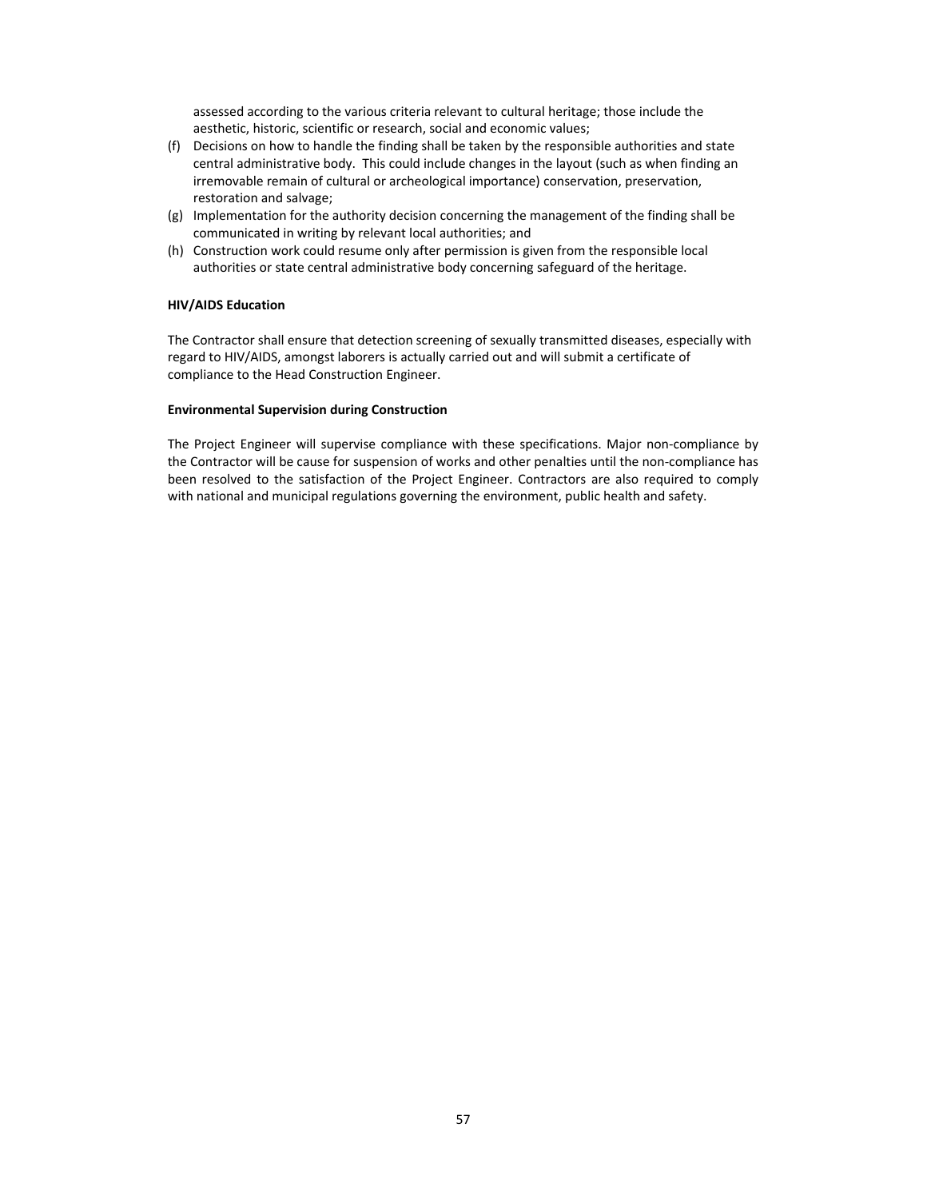assessed according to the various criteria relevant to cultural heritage; those include the aesthetic, historic, scientific or research, social and economic values;

(f) Decisions on how to handle the finding shall be taken by the responsible authorities and state central administrative body. This could include changes in the layout (such as when finding an irremovable remain of cultural or archeological importance) conservation, preservation, restoration and salvage;

(g) Implementation for the authority decision concerning the management of the finding shall be communicated in writing by relevant local authorities; and

(h) Construction work could resume only after permission is given from the responsible local authorities or state central administrative body concerning safeguard of the heritage.

**HIV/AIDS Education**

The Contractor shall ensure that detection screening of sexually transmitted diseases, especially with regard to HIV/AIDS, amongst laborers is actually carried out and will submit a certificate of compliance to the Head Construction Engineer.

**Environmental Supervision during Construction**

The Project Engineer will supervise compliance with these specifications. Major non-compliance by the Contractor will be cause for suspension of works and other penalties until the non-compliance has been resolved to the satisfaction of the Project Engineer. Contractors are also required to comply with national and municipal regulations governing the environment, public health and safety.